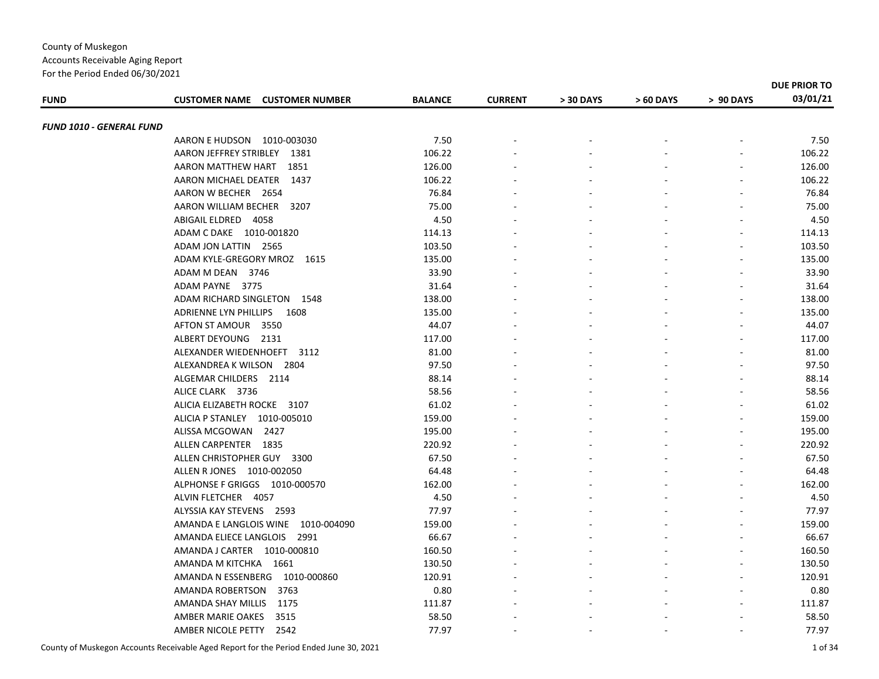County of Muskegon
Accounts Receivable Aging Report
For the Period Ended 06/30/2021

| FUND | CUSTOMER NAME CUSTOMER NUMBER | BALANCE | CURRENT | > 30 DAYS | > 60 DAYS | > 90 DAYS | DUE PRIOR TO 03/01/21 |
|---|---|---|---|---|---|---|---|
| ***FUND 1010 - GENERAL FUND*** | | | | | | | |
| | AARON E HUDSON 1010-003030 | 7.50 | - | - | - | - | 7.50 |
| | AARON JEFFREY STRIBLEY 1381 | 106.22 | - | - | - | - | 106.22 |
| | AARON MATTHEW HART 1851 | 126.00 | - | - | - | - | 126.00 |
| | AARON MICHAEL DEATER 1437 | 106.22 | - | - | - | - | 106.22 |
| | AARON W BECHER 2654 | 76.84 | - | - | - | - | 76.84 |
| | AARON WILLIAM BECHER 3207 | 75.00 | - | - | - | - | 75.00 |
| | ABIGAIL ELDRED 4058 | 4.50 | - | - | - | - | 4.50 |
| | ADAM C DAKE 1010-001820 | 114.13 | - | - | - | - | 114.13 |
| | ADAM JON LATTIN 2565 | 103.50 | - | - | - | - | 103.50 |
| | ADAM KYLE-GREGORY MROZ 1615 | 135.00 | - | - | - | - | 135.00 |
| | ADAM M DEAN 3746 | 33.90 | - | - | - | - | 33.90 |
| | ADAM PAYNE 3775 | 31.64 | - | - | - | - | 31.64 |
| | ADAM RICHARD SINGLETON 1548 | 138.00 | - | - | - | - | 138.00 |
| | ADRIENNE LYN PHILLIPS 1608 | 135.00 | - | - | - | - | 135.00 |
| | AFTON ST AMOUR 3550 | 44.07 | - | - | - | - | 44.07 |
| | ALBERT DEYOUNG 2131 | 117.00 | - | - | - | - | 117.00 |
| | ALEXANDER WIEDENHOEFT 3112 | 81.00 | - | - | - | - | 81.00 |
| | ALEXANDREA K WILSON 2804 | 97.50 | - | - | - | - | 97.50 |
| | ALGEMAR CHILDERS 2114 | 88.14 | - | - | - | - | 88.14 |
| | ALICE CLARK 3736 | 58.56 | - | - | - | - | 58.56 |
| | ALICIA ELIZABETH ROCKE 3107 | 61.02 | - | - | - | - | 61.02 |
| | ALICIA P STANLEY 1010-005010 | 159.00 | - | - | - | - | 159.00 |
| | ALISSA MCGOWAN 2427 | 195.00 | - | - | - | - | 195.00 |
| | ALLEN CARPENTER 1835 | 220.92 | - | - | - | - | 220.92 |
| | ALLEN CHRISTOPHER GUY 3300 | 67.50 | - | - | - | - | 67.50 |
| | ALLEN R JONES 1010-002050 | 64.48 | - | - | - | - | 64.48 |
| | ALPHONSE F GRIGGS 1010-000570 | 162.00 | - | - | - | - | 162.00 |
| | ALVIN FLETCHER 4057 | 4.50 | - | - | - | - | 4.50 |
| | ALYSSIA KAY STEVENS 2593 | 77.97 | - | - | - | - | 77.97 |
| | AMANDA E LANGLOIS WINE 1010-004090 | 159.00 | - | - | - | - | 159.00 |
| | AMANDA ELIECE LANGLOIS 2991 | 66.67 | - | - | - | - | 66.67 |
| | AMANDA J CARTER 1010-000810 | 160.50 | - | - | - | - | 160.50 |
| | AMANDA M KITCHKA 1661 | 130.50 | - | - | - | - | 130.50 |
| | AMANDA N ESSENBERG 1010-000860 | 120.91 | - | - | - | - | 120.91 |
| | AMANDA ROBERTSON 3763 | 0.80 | - | - | - | - | 0.80 |
| | AMANDA SHAY MILLIS 1175 | 111.87 | - | - | - | - | 111.87 |
| | AMBER MARIE OAKES 3515 | 58.50 | - | - | - | - | 58.50 |
| | AMBER NICOLE PETTY 2542 | 77.97 | - | - | - | - | 77.97 |

County of Muskegon Accounts Receivable Aged Report for the Period Ended June 30, 2021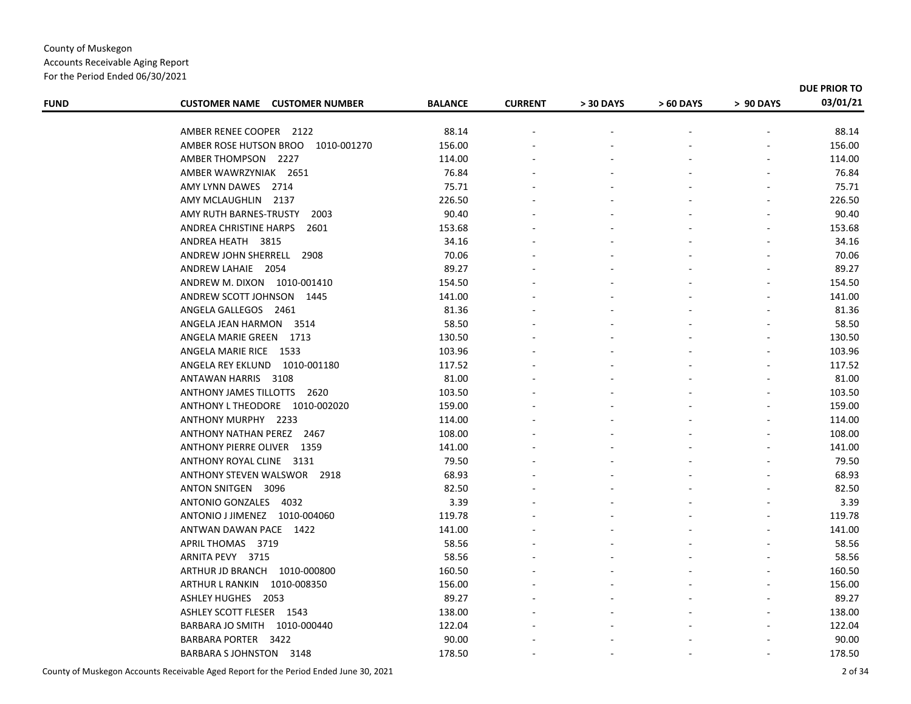County of Muskegon
Accounts Receivable Aging Report
For the Period Ended 06/30/2021

| FUND | CUSTOMER NAME CUSTOMER NUMBER | BALANCE | CURRENT | > 30 DAYS | > 60 DAYS | > 90 DAYS | DUE PRIOR TO 03/01/21 |
|---|---|---|---|---|---|---|---|
| | AMBER RENEE COOPER 2122 | 88.14 | - | - | - | - | 88.14 |
| | AMBER ROSE HUTSON BROO 1010-001270 | 156.00 | - | - | - | - | 156.00 |
| | AMBER THOMPSON 2227 | 114.00 | - | - | - | - | 114.00 |
| | AMBER WAWRZYNIAK 2651 | 76.84 | - | - | - | - | 76.84 |
| | AMY LYNN DAWES 2714 | 75.71 | - | - | - | - | 75.71 |
| | AMY MCLAUGHLIN 2137 | 226.50 | - | - | - | - | 226.50 |
| | AMY RUTH BARNES-TRUSTY 2003 | 90.40 | - | - | - | - | 90.40 |
| | ANDREA CHRISTINE HARPS 2601 | 153.68 | - | - | - | - | 153.68 |
| | ANDREA HEATH 3815 | 34.16 | - | - | - | - | 34.16 |
| | ANDREW JOHN SHERRELL 2908 | 70.06 | - | - | - | - | 70.06 |
| | ANDREW LAHAIE 2054 | 89.27 | - | - | - | - | 89.27 |
| | ANDREW M. DIXON 1010-001410 | 154.50 | - | - | - | - | 154.50 |
| | ANDREW SCOTT JOHNSON 1445 | 141.00 | - | - | - | - | 141.00 |
| | ANGELA GALLEGOS 2461 | 81.36 | - | - | - | - | 81.36 |
| | ANGELA JEAN HARMON 3514 | 58.50 | - | - | - | - | 58.50 |
| | ANGELA MARIE GREEN 1713 | 130.50 | - | - | - | - | 130.50 |
| | ANGELA MARIE RICE 1533 | 103.96 | - | - | - | - | 103.96 |
| | ANGELA REY EKLUND 1010-001180 | 117.52 | - | - | - | - | 117.52 |
| | ANTAWAN HARRIS 3108 | 81.00 | - | - | - | - | 81.00 |
| | ANTHONY JAMES TILLOTTS 2620 | 103.50 | - | - | - | - | 103.50 |
| | ANTHONY L THEODORE 1010-002020 | 159.00 | - | - | - | - | 159.00 |
| | ANTHONY MURPHY 2233 | 114.00 | - | - | - | - | 114.00 |
| | ANTHONY NATHAN PEREZ 2467 | 108.00 | - | - | - | - | 108.00 |
| | ANTHONY PIERRE OLIVER 1359 | 141.00 | - | - | - | - | 141.00 |
| | ANTHONY ROYAL CLINE 3131 | 79.50 | - | - | - | - | 79.50 |
| | ANTHONY STEVEN WALSWOR 2918 | 68.93 | - | - | - | - | 68.93 |
| | ANTON SNITGEN 3096 | 82.50 | - | - | - | - | 82.50 |
| | ANTONIO GONZALES 4032 | 3.39 | - | - | - | - | 3.39 |
| | ANTONIO J JIMENEZ 1010-004060 | 119.78 | - | - | - | - | 119.78 |
| | ANTWAN DAWAN PACE 1422 | 141.00 | - | - | - | - | 141.00 |
| | APRIL THOMAS 3719 | 58.56 | - | - | - | - | 58.56 |
| | ARNITA PEVY 3715 | 58.56 | - | - | - | - | 58.56 |
| | ARTHUR JD BRANCH 1010-000800 | 160.50 | - | - | - | - | 160.50 |
| | ARTHUR L RANKIN 1010-008350 | 156.00 | - | - | - | - | 156.00 |
| | ASHLEY HUGHES 2053 | 89.27 | - | - | - | - | 89.27 |
| | ASHLEY SCOTT FLESER 1543 | 138.00 | - | - | - | - | 138.00 |
| | BARBARA JO SMITH 1010-000440 | 122.04 | - | - | - | - | 122.04 |
| | BARBARA PORTER 3422 | 90.00 | - | - | - | - | 90.00 |
| | BARBARA S JOHNSTON 3148 | 178.50 | - | - | - | - | 178.50 |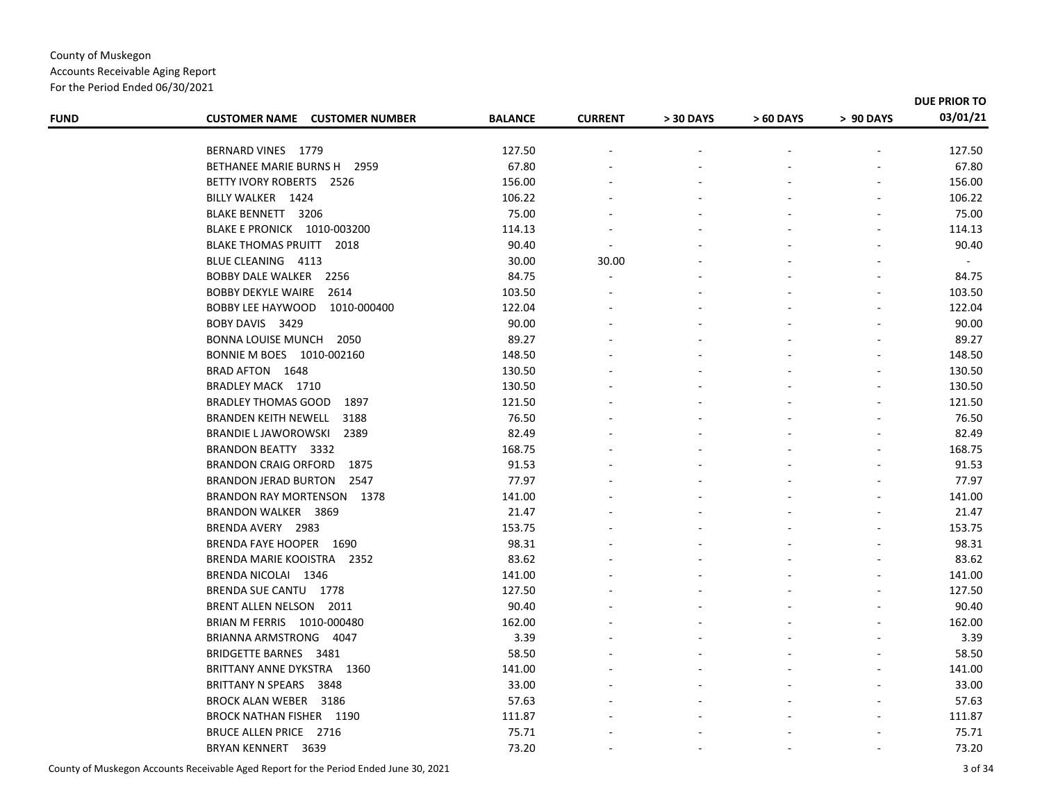County of Muskegon
Accounts Receivable Aging Report
For the Period Ended 06/30/2021

| FUND | CUSTOMER NAME CUSTOMER NUMBER | BALANCE | CURRENT | > 30 DAYS | > 60 DAYS | > 90 DAYS | DUE PRIOR TO 03/01/21 |
|---|---|---|---|---|---|---|---|
| | BERNARD VINES 1779 | 127.50 | - | - | - | - | 127.50 |
| | BETHANEE MARIE BURNS H 2959 | 67.80 | - | - | - | - | 67.80 |
| | BETTY IVORY ROBERTS 2526 | 156.00 | - | - | - | - | 156.00 |
| | BILLY WALKER 1424 | 106.22 | - | - | - | - | 106.22 |
| | BLAKE BENNETT 3206 | 75.00 | - | - | - | - | 75.00 |
| | BLAKE E PRONICK 1010-003200 | 114.13 | - | - | - | - | 114.13 |
| | BLAKE THOMAS PRUITT 2018 | 90.40 | - | - | - | - | 90.40 |
| | BLUE CLEANING 4113 | 30.00 | 30.00 | - | - | - | - |
| | BOBBY DALE WALKER 2256 | 84.75 | - | - | - | - | 84.75 |
| | BOBBY DEKYLE WAIRE 2614 | 103.50 | - | - | - | - | 103.50 |
| | BOBBY LEE HAYWOOD 1010-000400 | 122.04 | - | - | - | - | 122.04 |
| | BOBY DAVIS 3429 | 90.00 | - | - | - | - | 90.00 |
| | BONNA LOUISE MUNCH 2050 | 89.27 | - | - | - | - | 89.27 |
| | BONNIE M BOES 1010-002160 | 148.50 | - | - | - | - | 148.50 |
| | BRAD AFTON 1648 | 130.50 | - | - | - | - | 130.50 |
| | BRADLEY MACK 1710 | 130.50 | - | - | - | - | 130.50 |
| | BRADLEY THOMAS GOOD 1897 | 121.50 | - | - | - | - | 121.50 |
| | BRANDEN KEITH NEWELL 3188 | 76.50 | - | - | - | - | 76.50 |
| | BRANDIE L JAWOROWSKI 2389 | 82.49 | - | - | - | - | 82.49 |
| | BRANDON BEATTY 3332 | 168.75 | - | - | - | - | 168.75 |
| | BRANDON CRAIG ORFORD 1875 | 91.53 | - | - | - | - | 91.53 |
| | BRANDON JERAD BURTON 2547 | 77.97 | - | - | - | - | 77.97 |
| | BRANDON RAY MORTENSON 1378 | 141.00 | - | - | - | - | 141.00 |
| | BRANDON WALKER 3869 | 21.47 | - | - | - | - | 21.47 |
| | BRENDA AVERY 2983 | 153.75 | - | - | - | - | 153.75 |
| | BRENDA FAYE HOOPER 1690 | 98.31 | - | - | - | - | 98.31 |
| | BRENDA MARIE KOOISTRA 2352 | 83.62 | - | - | - | - | 83.62 |
| | BRENDA NICOLAI 1346 | 141.00 | - | - | - | - | 141.00 |
| | BRENDA SUE CANTU 1778 | 127.50 | - | - | - | - | 127.50 |
| | BRENT ALLEN NELSON 2011 | 90.40 | - | - | - | - | 90.40 |
| | BRIAN M FERRIS 1010-000480 | 162.00 | - | - | - | - | 162.00 |
| | BRIANNA ARMSTRONG 4047 | 3.39 | - | - | - | - | 3.39 |
| | BRIDGETTE BARNES 3481 | 58.50 | - | - | - | - | 58.50 |
| | BRITTANY ANNE DYKSTRA 1360 | 141.00 | - | - | - | - | 141.00 |
| | BRITTANY N SPEARS 3848 | 33.00 | - | - | - | - | 33.00 |
| | BROCK ALAN WEBER 3186 | 57.63 | - | - | - | - | 57.63 |
| | BROCK NATHAN FISHER 1190 | 111.87 | - | - | - | - | 111.87 |
| | BRUCE ALLEN PRICE 2716 | 75.71 | - | - | - | - | 75.71 |
| | BRYAN KENNERT 3639 | 73.20 | - | - | - | - | 73.20 |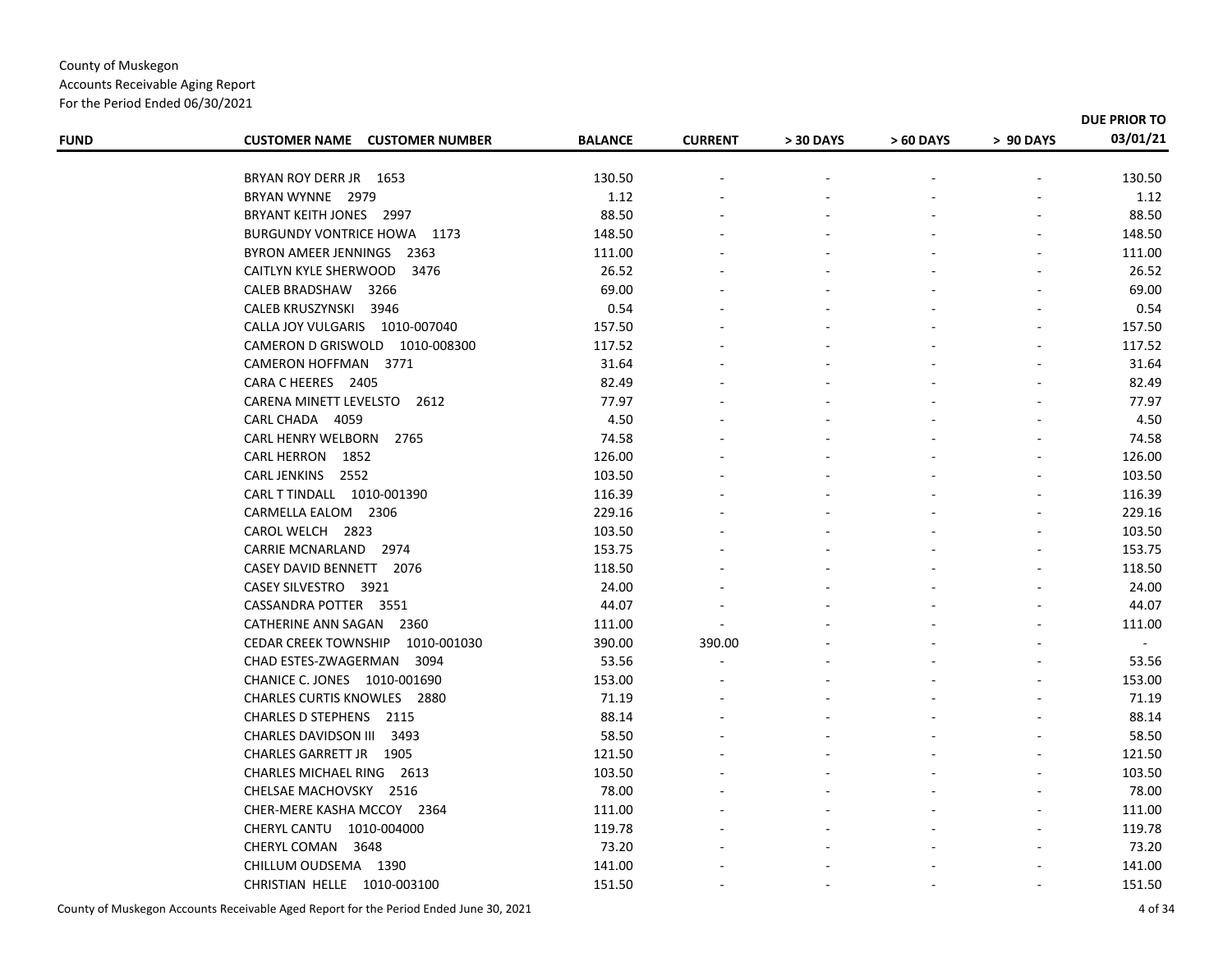County of Muskegon
Accounts Receivable Aging Report
For the Period Ended 06/30/2021

| FUND | CUSTOMER NAME CUSTOMER NUMBER | BALANCE | CURRENT | > 30 DAYS | > 60 DAYS | > 90 DAYS | DUE PRIOR TO 03/01/21 |
|---|---|---|---|---|---|---|---|
| | BRYAN ROY DERR JR 1653 | 130.50 | - | - | - | - | 130.50 |
| | BRYAN WYNNE 2979 | 1.12 | - | - | - | - | 1.12 |
| | BRYANT KEITH JONES 2997 | 88.50 | - | - | - | - | 88.50 |
| | BURGUNDY VONTRICE HOWA 1173 | 148.50 | - | - | - | - | 148.50 |
| | BYRON AMEER JENNINGS 2363 | 111.00 | - | - | - | - | 111.00 |
| | CAITLYN KYLE SHERWOOD 3476 | 26.52 | - | - | - | - | 26.52 |
| | CALEB BRADSHAW 3266 | 69.00 | - | - | - | - | 69.00 |
| | CALEB KRUSZYNSKI 3946 | 0.54 | - | - | - | - | 0.54 |
| | CALLA JOY VULGARIS 1010-007040 | 157.50 | - | - | - | - | 157.50 |
| | CAMERON D GRISWOLD 1010-008300 | 117.52 | - | - | - | - | 117.52 |
| | CAMERON HOFFMAN 3771 | 31.64 | - | - | - | - | 31.64 |
| | CARA C HEERES 2405 | 82.49 | - | - | - | - | 82.49 |
| | CARENA MINETT LEVELSTO 2612 | 77.97 | - | - | - | - | 77.97 |
| | CARL CHADA 4059 | 4.50 | - | - | - | - | 4.50 |
| | CARL HENRY WELBORN 2765 | 74.58 | - | - | - | - | 74.58 |
| | CARL HERRON 1852 | 126.00 | - | - | - | - | 126.00 |
| | CARL JENKINS 2552 | 103.50 | - | - | - | - | 103.50 |
| | CARL T TINDALL 1010-001390 | 116.39 | - | - | - | - | 116.39 |
| | CARMELLA EALOM 2306 | 229.16 | - | - | - | - | 229.16 |
| | CAROL WELCH 2823 | 103.50 | - | - | - | - | 103.50 |
| | CARRIE MCNARLAND 2974 | 153.75 | - | - | - | - | 153.75 |
| | CASEY DAVID BENNETT 2076 | 118.50 | - | - | - | - | 118.50 |
| | CASEY SILVESTRO 3921 | 24.00 | - | - | - | - | 24.00 |
| | CASSANDRA POTTER 3551 | 44.07 | - | - | - | - | 44.07 |
| | CATHERINE ANN SAGAN 2360 | 111.00 | - | - | - | - | 111.00 |
| | CEDAR CREEK TOWNSHIP 1010-001030 | 390.00 | 390.00 | - | - | - | - |
| | CHAD ESTES-ZWAGERMAN 3094 | 53.56 | - | - | - | - | 53.56 |
| | CHANICE C. JONES 1010-001690 | 153.00 | - | - | - | - | 153.00 |
| | CHARLES CURTIS KNOWLES 2880 | 71.19 | - | - | - | - | 71.19 |
| | CHARLES D STEPHENS 2115 | 88.14 | - | - | - | - | 88.14 |
| | CHARLES DAVIDSON III 3493 | 58.50 | - | - | - | - | 58.50 |
| | CHARLES GARRETT JR 1905 | 121.50 | - | - | - | - | 121.50 |
| | CHARLES MICHAEL RING 2613 | 103.50 | - | - | - | - | 103.50 |
| | CHELSAE MACHOVSKY 2516 | 78.00 | - | - | - | - | 78.00 |
| | CHER-MERE KASHA MCCOY 2364 | 111.00 | - | - | - | - | 111.00 |
| | CHERYL CANTU 1010-004000 | 119.78 | - | - | - | - | 119.78 |
| | CHERYL COMAN 3648 | 73.20 | - | - | - | - | 73.20 |
| | CHILLUM OUDSEMA 1390 | 141.00 | - | - | - | - | 141.00 |
| | CHRISTIAN HELLE 1010-003100 | 151.50 | - | - | - | - | 151.50 |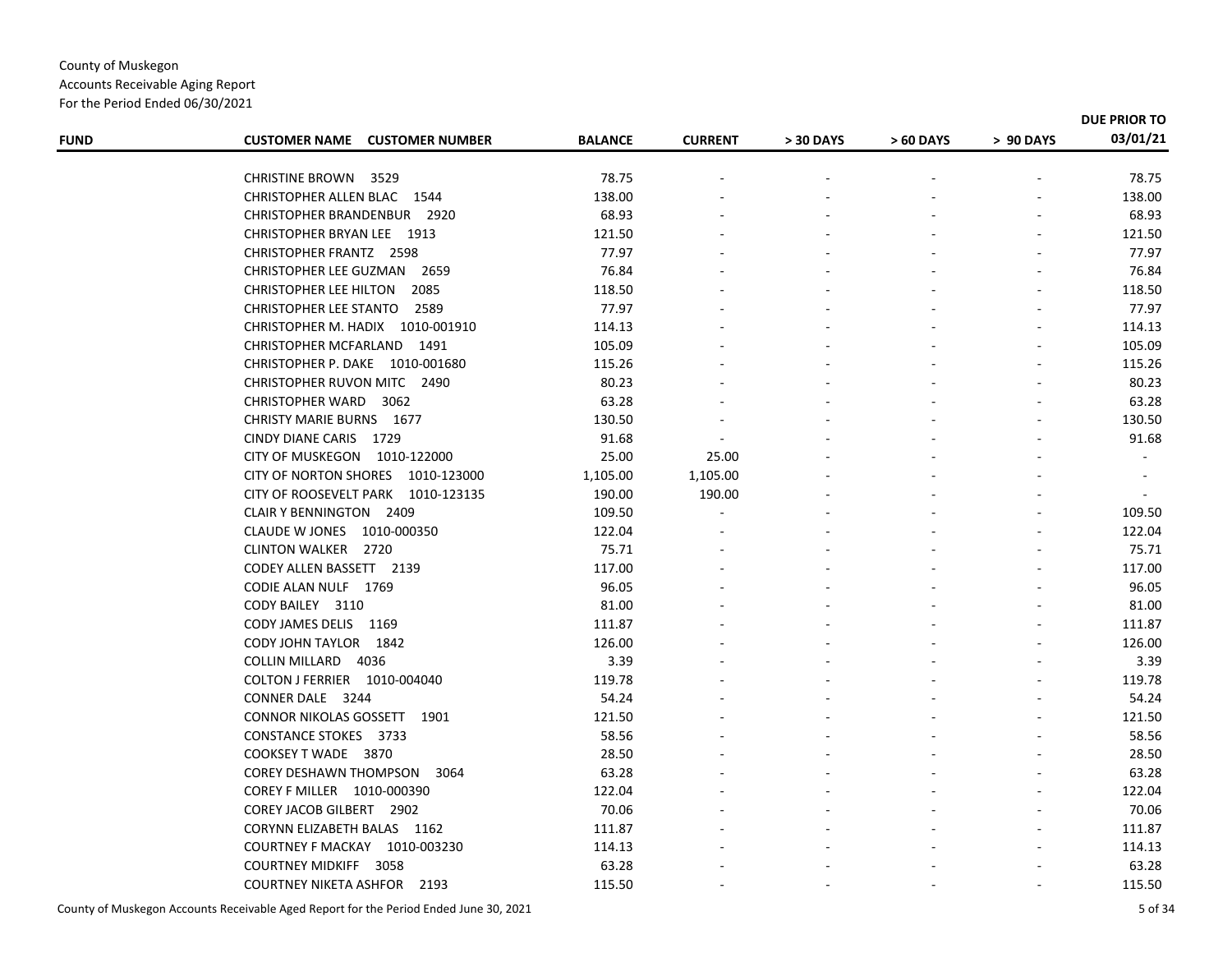County of Muskegon
Accounts Receivable Aging Report
For the Period Ended 06/30/2021

| FUND | CUSTOMER NAME CUSTOMER NUMBER | BALANCE | CURRENT | > 30 DAYS | > 60 DAYS | > 90 DAYS | DUE PRIOR TO 03/01/21 |
|---|---|---|---|---|---|---|---|
| | CHRISTINE BROWN 3529 | 78.75 | - | - | - | - | 78.75 |
| | CHRISTOPHER ALLEN BLAC 1544 | 138.00 | - | - | - | - | 138.00 |
| | CHRISTOPHER BRANDENBUR 2920 | 68.93 | - | - | - | - | 68.93 |
| | CHRISTOPHER BRYAN LEE 1913 | 121.50 | - | - | - | - | 121.50 |
| | CHRISTOPHER FRANTZ 2598 | 77.97 | - | - | - | - | 77.97 |
| | CHRISTOPHER LEE GUZMAN 2659 | 76.84 | - | - | - | - | 76.84 |
| | CHRISTOPHER LEE HILTON 2085 | 118.50 | - | - | - | - | 118.50 |
| | CHRISTOPHER LEE STANTO 2589 | 77.97 | - | - | - | - | 77.97 |
| | CHRISTOPHER M. HADIX 1010-001910 | 114.13 | - | - | - | - | 114.13 |
| | CHRISTOPHER MCFARLAND 1491 | 105.09 | - | - | - | - | 105.09 |
| | CHRISTOPHER P. DAKE 1010-001680 | 115.26 | - | - | - | - | 115.26 |
| | CHRISTOPHER RUVON MITC 2490 | 80.23 | - | - | - | - | 80.23 |
| | CHRISTOPHER WARD 3062 | 63.28 | - | - | - | - | 63.28 |
| | CHRISTY MARIE BURNS 1677 | 130.50 | - | - | - | - | 130.50 |
| | CINDY DIANE CARIS 1729 | 91.68 | - | - | - | - | 91.68 |
| | CITY OF MUSKEGON 1010-122000 | 25.00 | 25.00 | - | - | - | - |
| | CITY OF NORTON SHORES 1010-123000 | 1,105.00 | 1,105.00 | - | - | - | - |
| | CITY OF ROOSEVELT PARK 1010-123135 | 190.00 | 190.00 | - | - | - | - |
| | CLAIR Y BENNINGTON 2409 | 109.50 | - | - | - | - | 109.50 |
| | CLAUDE W JONES 1010-000350 | 122.04 | - | - | - | - | 122.04 |
| | CLINTON WALKER 2720 | 75.71 | - | - | - | - | 75.71 |
| | CODEY ALLEN BASSETT 2139 | 117.00 | - | - | - | - | 117.00 |
| | CODIE ALAN NULF 1769 | 96.05 | - | - | - | - | 96.05 |
| | CODY BAILEY 3110 | 81.00 | - | - | - | - | 81.00 |
| | CODY JAMES DELIS 1169 | 111.87 | - | - | - | - | 111.87 |
| | CODY JOHN TAYLOR 1842 | 126.00 | - | - | - | - | 126.00 |
| | COLLIN MILLARD 4036 | 3.39 | - | - | - | - | 3.39 |
| | COLTON J FERRIER 1010-004040 | 119.78 | - | - | - | - | 119.78 |
| | CONNER DALE 3244 | 54.24 | - | - | - | - | 54.24 |
| | CONNOR NIKOLAS GOSSETT 1901 | 121.50 | - | - | - | - | 121.50 |
| | CONSTANCE STOKES 3733 | 58.56 | - | - | - | - | 58.56 |
| | COOKSEY T WADE 3870 | 28.50 | - | - | - | - | 28.50 |
| | COREY DESHAWN THOMPSON 3064 | 63.28 | - | - | - | - | 63.28 |
| | COREY F MILLER 1010-000390 | 122.04 | - | - | - | - | 122.04 |
| | COREY JACOB GILBERT 2902 | 70.06 | - | - | - | - | 70.06 |
| | CORYNN ELIZABETH BALAS 1162 | 111.87 | - | - | - | - | 111.87 |
| | COURTNEY F MACKAY 1010-003230 | 114.13 | - | - | - | - | 114.13 |
| | COURTNEY MIDKIFF 3058 | 63.28 | - | - | - | - | 63.28 |
| | COURTNEY NIKETA ASHFOR 2193 | 115.50 | - | - | - | - | 115.50 |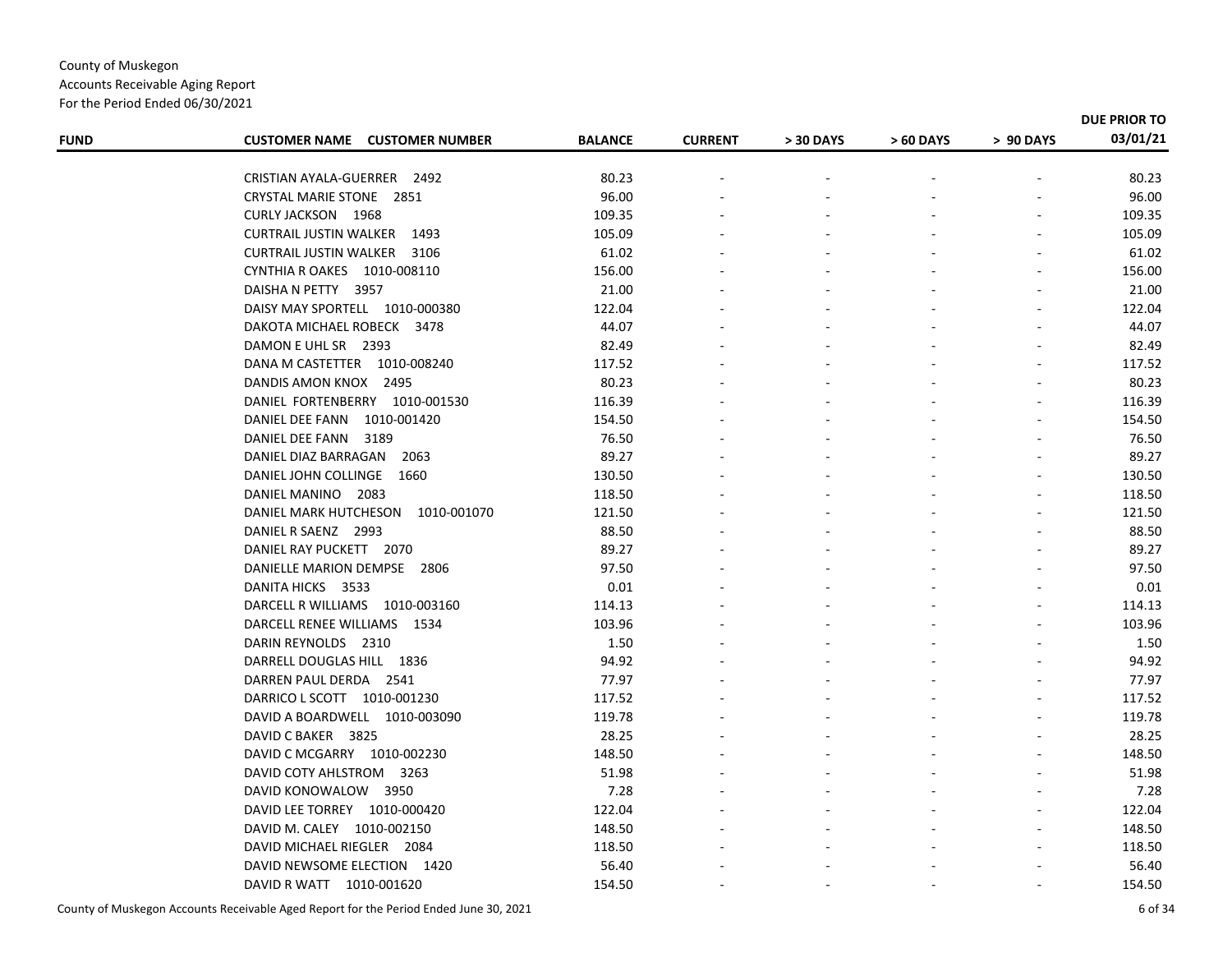County of Muskegon
Accounts Receivable Aging Report
For the Period Ended 06/30/2021

| FUND | CUSTOMER NAME CUSTOMER NUMBER | BALANCE | CURRENT | > 30 DAYS | > 60 DAYS | > 90 DAYS | DUE PRIOR TO 03/01/21 |
|---|---|---|---|---|---|---|---|
| | CRISTIAN AYALA-GUERRER 2492 | 80.23 | - | - | - | - | 80.23 |
| | CRYSTAL MARIE STONE 2851 | 96.00 | - | - | - | - | 96.00 |
| | CURLY JACKSON 1968 | 109.35 | - | - | - | - | 109.35 |
| | CURTRAIL JUSTIN WALKER 1493 | 105.09 | - | - | - | - | 105.09 |
| | CURTRAIL JUSTIN WALKER 3106 | 61.02 | - | - | - | - | 61.02 |
| | CYNTHIA R OAKES 1010-008110 | 156.00 | - | - | - | - | 156.00 |
| | DAISHA N PETTY 3957 | 21.00 | - | - | - | - | 21.00 |
| | DAISY MAY SPORTELL 1010-000380 | 122.04 | - | - | - | - | 122.04 |
| | DAKOTA MICHAEL ROBECK 3478 | 44.07 | - | - | - | - | 44.07 |
| | DAMON E UHL SR 2393 | 82.49 | - | - | - | - | 82.49 |
| | DANA M CASTETTER 1010-008240 | 117.52 | - | - | - | - | 117.52 |
| | DANDIS AMON KNOX 2495 | 80.23 | - | - | - | - | 80.23 |
| | DANIEL FORTENBERRY 1010-001530 | 116.39 | - | - | - | - | 116.39 |
| | DANIEL DEE FANN 1010-001420 | 154.50 | - | - | - | - | 154.50 |
| | DANIEL DEE FANN 3189 | 76.50 | - | - | - | - | 76.50 |
| | DANIEL DIAZ BARRAGAN 2063 | 89.27 | - | - | - | - | 89.27 |
| | DANIEL JOHN COLLINGE 1660 | 130.50 | - | - | - | - | 130.50 |
| | DANIEL MANINO 2083 | 118.50 | - | - | - | - | 118.50 |
| | DANIEL MARK HUTCHESON 1010-001070 | 121.50 | - | - | - | - | 121.50 |
| | DANIEL R SAENZ 2993 | 88.50 | - | - | - | - | 88.50 |
| | DANIEL RAY PUCKETT 2070 | 89.27 | - | - | - | - | 89.27 |
| | DANIELLE MARION DEMPSE 2806 | 97.50 | - | - | - | - | 97.50 |
| | DANITA HICKS 3533 | 0.01 | - | - | - | - | 0.01 |
| | DARCELL R WILLIAMS 1010-003160 | 114.13 | - | - | - | - | 114.13 |
| | DARCELL RENEE WILLIAMS 1534 | 103.96 | - | - | - | - | 103.96 |
| | DARIN REYNOLDS 2310 | 1.50 | - | - | - | - | 1.50 |
| | DARRELL DOUGLAS HILL 1836 | 94.92 | - | - | - | - | 94.92 |
| | DARREN PAUL DERDA 2541 | 77.97 | - | - | - | - | 77.97 |
| | DARRICO L SCOTT 1010-001230 | 117.52 | - | - | - | - | 117.52 |
| | DAVID A BOARDWELL 1010-003090 | 119.78 | - | - | - | - | 119.78 |
| | DAVID C BAKER 3825 | 28.25 | - | - | - | - | 28.25 |
| | DAVID C MCGARRY 1010-002230 | 148.50 | - | - | - | - | 148.50 |
| | DAVID COTY AHLSTROM 3263 | 51.98 | - | - | - | - | 51.98 |
| | DAVID KONOWALOW 3950 | 7.28 | - | - | - | - | 7.28 |
| | DAVID LEE TORREY 1010-000420 | 122.04 | - | - | - | - | 122.04 |
| | DAVID M. CALEY 1010-002150 | 148.50 | - | - | - | - | 148.50 |
| | DAVID MICHAEL RIEGLER 2084 | 118.50 | - | - | - | - | 118.50 |
| | DAVID NEWSOME ELECTION 1420 | 56.40 | - | - | - | - | 56.40 |
| | DAVID R WATT 1010-001620 | 154.50 | - | - | - | - | 154.50 |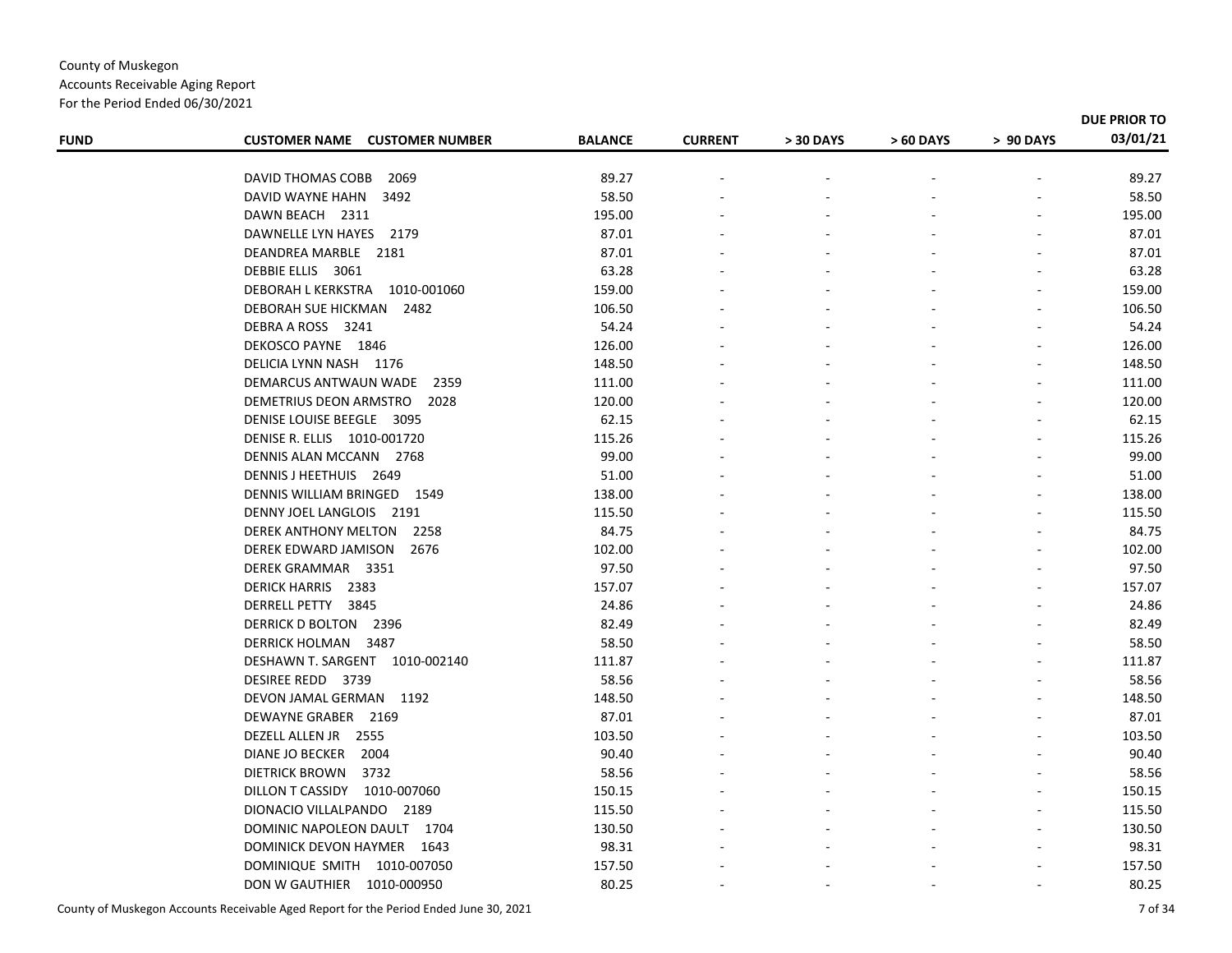County of Muskegon
Accounts Receivable Aging Report
For the Period Ended 06/30/2021

| FUND | CUSTOMER NAME CUSTOMER NUMBER | BALANCE | CURRENT | > 30 DAYS | > 60 DAYS | > 90 DAYS | DUE PRIOR TO 03/01/21 |
|---|---|---|---|---|---|---|---|
| | DAVID THOMAS COBB 2069 | 89.27 | - | - | - | - | 89.27 |
| | DAVID WAYNE HAHN 3492 | 58.50 | - | - | - | - | 58.50 |
| | DAWN BEACH 2311 | 195.00 | - | - | - | - | 195.00 |
| | DAWNELLE LYN HAYES 2179 | 87.01 | - | - | - | - | 87.01 |
| | DEANDREA MARBLE 2181 | 87.01 | - | - | - | - | 87.01 |
| | DEBBIE ELLIS 3061 | 63.28 | - | - | - | - | 63.28 |
| | DEBORAH L KERKSTRA 1010-001060 | 159.00 | - | - | - | - | 159.00 |
| | DEBORAH SUE HICKMAN 2482 | 106.50 | - | - | - | - | 106.50 |
| | DEBRA A ROSS 3241 | 54.24 | - | - | - | - | 54.24 |
| | DEKOSCO PAYNE 1846 | 126.00 | - | - | - | - | 126.00 |
| | DELICIA LYNN NASH 1176 | 148.50 | - | - | - | - | 148.50 |
| | DEMARCUS ANTWAUN WADE 2359 | 111.00 | - | - | - | - | 111.00 |
| | DEMETRIUS DEON ARMSTRO 2028 | 120.00 | - | - | - | - | 120.00 |
| | DENISE LOUISE BEEGLE 3095 | 62.15 | - | - | - | - | 62.15 |
| | DENISE R. ELLIS 1010-001720 | 115.26 | - | - | - | - | 115.26 |
| | DENNIS ALAN MCCANN 2768 | 99.00 | - | - | - | - | 99.00 |
| | DENNIS J HEETHUIS 2649 | 51.00 | - | - | - | - | 51.00 |
| | DENNIS WILLIAM BRINGED 1549 | 138.00 | - | - | - | - | 138.00 |
| | DENNY JOEL LANGLOIS 2191 | 115.50 | - | - | - | - | 115.50 |
| | DEREK ANTHONY MELTON 2258 | 84.75 | - | - | - | - | 84.75 |
| | DEREK EDWARD JAMISON 2676 | 102.00 | - | - | - | - | 102.00 |
| | DEREK GRAMMAR 3351 | 97.50 | - | - | - | - | 97.50 |
| | DERICK HARRIS 2383 | 157.07 | - | - | - | - | 157.07 |
| | DERRELL PETTY 3845 | 24.86 | - | - | - | - | 24.86 |
| | DERRICK D BOLTON 2396 | 82.49 | - | - | - | - | 82.49 |
| | DERRICK HOLMAN 3487 | 58.50 | - | - | - | - | 58.50 |
| | DESHAWN T. SARGENT 1010-002140 | 111.87 | - | - | - | - | 111.87 |
| | DESIREE REDD 3739 | 58.56 | - | - | - | - | 58.56 |
| | DEVON JAMAL GERMAN 1192 | 148.50 | - | - | - | - | 148.50 |
| | DEWAYNE GRABER 2169 | 87.01 | - | - | - | - | 87.01 |
| | DEZELL ALLEN JR 2555 | 103.50 | - | - | - | - | 103.50 |
| | DIANE JO BECKER 2004 | 90.40 | - | - | - | - | 90.40 |
| | DIETRICK BROWN 3732 | 58.56 | - | - | - | - | 58.56 |
| | DILLON T CASSIDY 1010-007060 | 150.15 | - | - | - | - | 150.15 |
| | DIONACIO VILLALPANDO 2189 | 115.50 | - | - | - | - | 115.50 |
| | DOMINIC NAPOLEON DAULT 1704 | 130.50 | - | - | - | - | 130.50 |
| | DOMINICK DEVON HAYMER 1643 | 98.31 | - | - | - | - | 98.31 |
| | DOMINIQUE SMITH 1010-007050 | 157.50 | - | - | - | - | 157.50 |
| | DON W GAUTHIER 1010-000950 | 80.25 | - | - | - | - | 80.25 |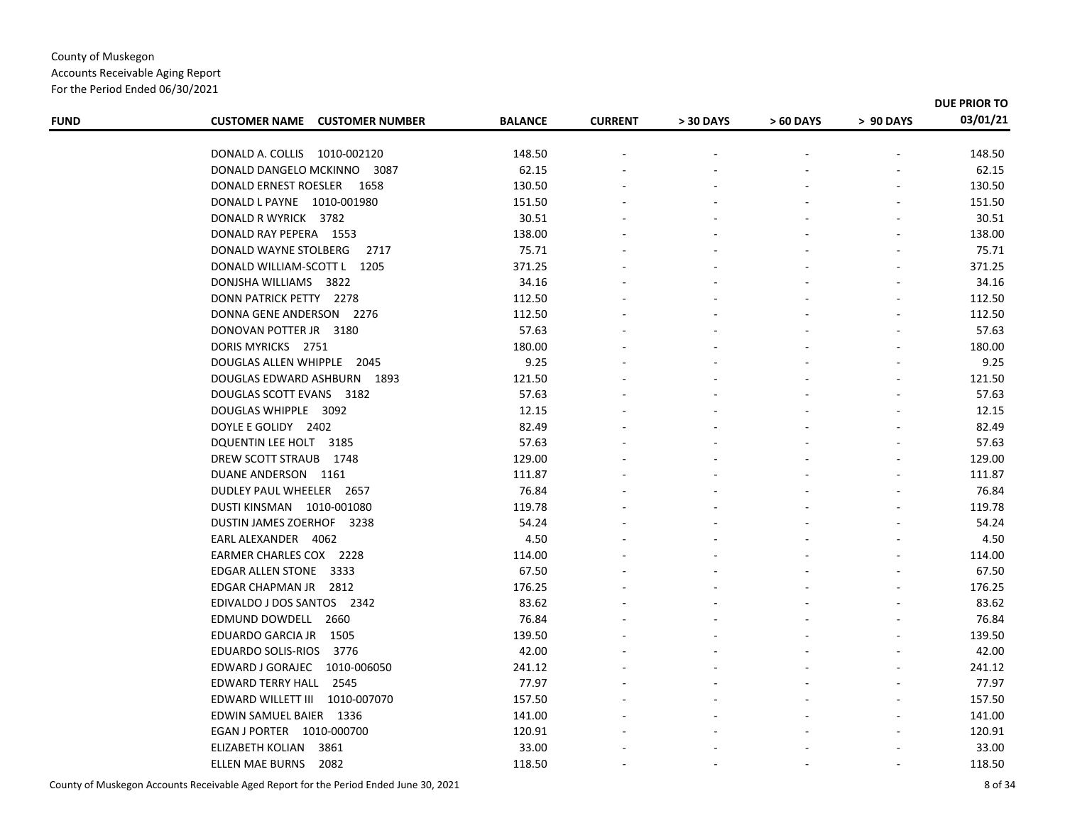County of Muskegon
Accounts Receivable Aging Report
For the Period Ended 06/30/2021

| FUND | CUSTOMER NAME CUSTOMER NUMBER | BALANCE | CURRENT | > 30 DAYS | > 60 DAYS | > 90 DAYS | DUE PRIOR TO 03/01/21 |
|---|---|---|---|---|---|---|---|
| | DONALD A. COLLIS 1010-002120 | 148.50 | - | - | - | - | 148.50 |
| | DONALD DANGELO MCKINNO 3087 | 62.15 | - | - | - | - | 62.15 |
| | DONALD ERNEST ROESLER 1658 | 130.50 | - | - | - | - | 130.50 |
| | DONALD L PAYNE 1010-001980 | 151.50 | - | - | - | - | 151.50 |
| | DONALD R WYRICK 3782 | 30.51 | - | - | - | - | 30.51 |
| | DONALD RAY PEPERA 1553 | 138.00 | - | - | - | - | 138.00 |
| | DONALD WAYNE STOLBERG 2717 | 75.71 | - | - | - | - | 75.71 |
| | DONALD WILLIAM-SCOTT L 1205 | 371.25 | - | - | - | - | 371.25 |
| | DONJSHA WILLIAMS 3822 | 34.16 | - | - | - | - | 34.16 |
| | DONN PATRICK PETTY 2278 | 112.50 | - | - | - | - | 112.50 |
| | DONNA GENE ANDERSON 2276 | 112.50 | - | - | - | - | 112.50 |
| | DONOVAN POTTER JR 3180 | 57.63 | - | - | - | - | 57.63 |
| | DORIS MYRICKS 2751 | 180.00 | - | - | - | - | 180.00 |
| | DOUGLAS ALLEN WHIPPLE 2045 | 9.25 | - | - | - | - | 9.25 |
| | DOUGLAS EDWARD ASHBURN 1893 | 121.50 | - | - | - | - | 121.50 |
| | DOUGLAS SCOTT EVANS 3182 | 57.63 | - | - | - | - | 57.63 |
| | DOUGLAS WHIPPLE 3092 | 12.15 | - | - | - | - | 12.15 |
| | DOYLE E GOLIDY 2402 | 82.49 | - | - | - | - | 82.49 |
| | DQUENTIN LEE HOLT 3185 | 57.63 | - | - | - | - | 57.63 |
| | DREW SCOTT STRAUB 1748 | 129.00 | - | - | - | - | 129.00 |
| | DUANE ANDERSON 1161 | 111.87 | - | - | - | - | 111.87 |
| | DUDLEY PAUL WHEELER 2657 | 76.84 | - | - | - | - | 76.84 |
| | DUSTI KINSMAN 1010-001080 | 119.78 | - | - | - | - | 119.78 |
| | DUSTIN JAMES ZOERHOF 3238 | 54.24 | - | - | - | - | 54.24 |
| | EARL ALEXANDER 4062 | 4.50 | - | - | - | - | 4.50 |
| | EARMER CHARLES COX 2228 | 114.00 | - | - | - | - | 114.00 |
| | EDGAR ALLEN STONE 3333 | 67.50 | - | - | - | - | 67.50 |
| | EDGAR CHAPMAN JR 2812 | 176.25 | - | - | - | - | 176.25 |
| | EDIVALDO J DOS SANTOS 2342 | 83.62 | - | - | - | - | 83.62 |
| | EDMUND DOWDELL 2660 | 76.84 | - | - | - | - | 76.84 |
| | EDUARDO GARCIA JR 1505 | 139.50 | - | - | - | - | 139.50 |
| | EDUARDO SOLIS-RIOS 3776 | 42.00 | - | - | - | - | 42.00 |
| | EDWARD J GORAJEC 1010-006050 | 241.12 | - | - | - | - | 241.12 |
| | EDWARD TERRY HALL 2545 | 77.97 | - | - | - | - | 77.97 |
| | EDWARD WILLETT III 1010-007070 | 157.50 | - | - | - | - | 157.50 |
| | EDWIN SAMUEL BAIER 1336 | 141.00 | - | - | - | - | 141.00 |
| | EGAN J PORTER 1010-000700 | 120.91 | - | - | - | - | 120.91 |
| | ELIZABETH KOLIAN 3861 | 33.00 | - | - | - | - | 33.00 |
| | ELLEN MAE BURNS 2082 | 118.50 | - | - | - | - | 118.50 |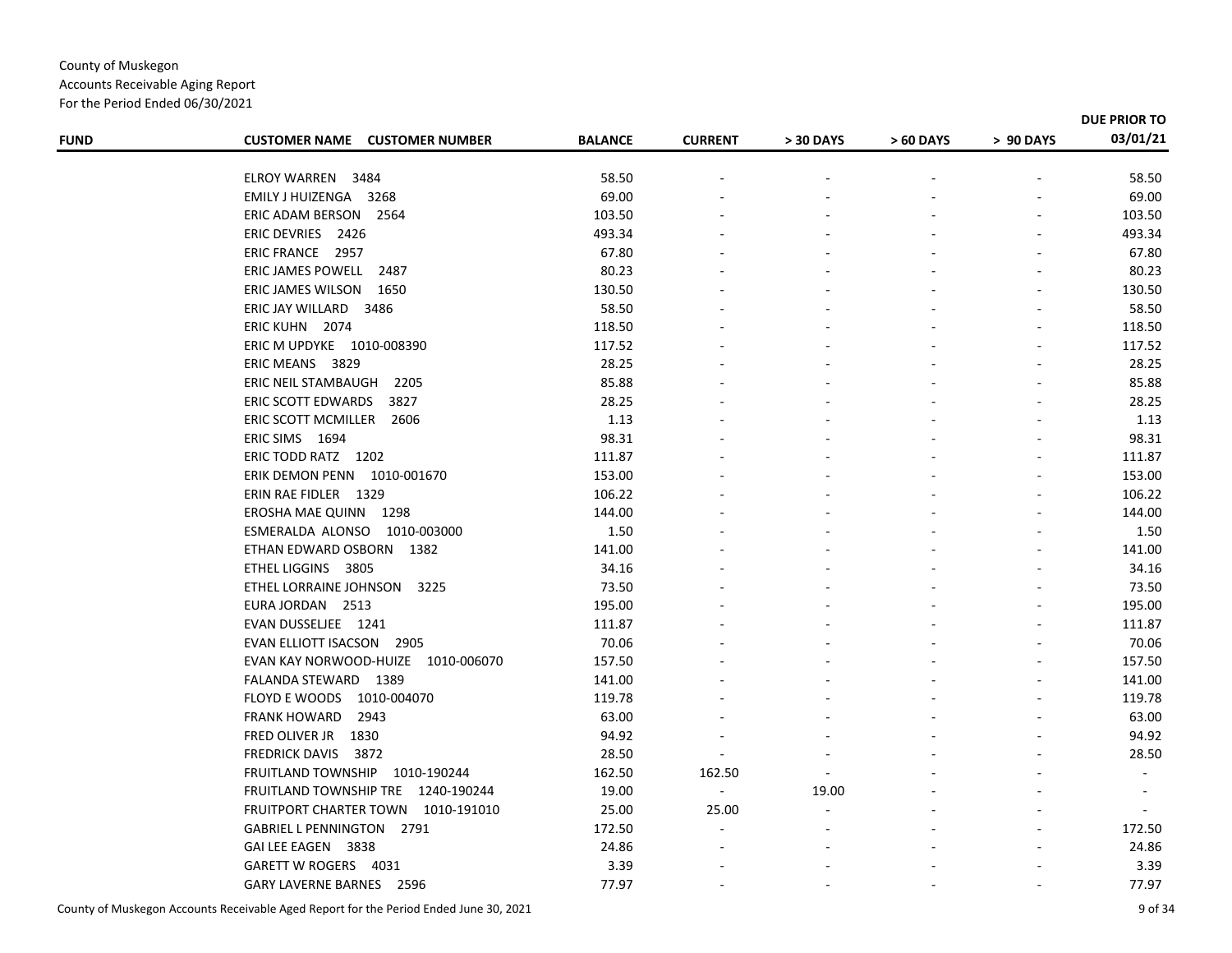County of Muskegon
Accounts Receivable Aging Report
For the Period Ended 06/30/2021

| FUND | CUSTOMER NAME CUSTOMER NUMBER | BALANCE | CURRENT | > 30 DAYS | > 60 DAYS | > 90 DAYS | DUE PRIOR TO 03/01/21 |
|---|---|---|---|---|---|---|---|
| | ELROY WARREN 3484 | 58.50 | - | - | - | - | 58.50 |
| | EMILY J HUIZENGA 3268 | 69.00 | - | - | - | - | 69.00 |
| | ERIC ADAM BERSON 2564 | 103.50 | - | - | - | - | 103.50 |
| | ERIC DEVRIES 2426 | 493.34 | - | - | - | - | 493.34 |
| | ERIC FRANCE 2957 | 67.80 | - | - | - | - | 67.80 |
| | ERIC JAMES POWELL 2487 | 80.23 | - | - | - | - | 80.23 |
| | ERIC JAMES WILSON 1650 | 130.50 | - | - | - | - | 130.50 |
| | ERIC JAY WILLARD 3486 | 58.50 | - | - | - | - | 58.50 |
| | ERIC KUHN 2074 | 118.50 | - | - | - | - | 118.50 |
| | ERIC M UPDYKE 1010-008390 | 117.52 | - | - | - | - | 117.52 |
| | ERIC MEANS 3829 | 28.25 | - | - | - | - | 28.25 |
| | ERIC NEIL STAMBAUGH 2205 | 85.88 | - | - | - | - | 85.88 |
| | ERIC SCOTT EDWARDS 3827 | 28.25 | - | - | - | - | 28.25 |
| | ERIC SCOTT MCMILLER 2606 | 1.13 | - | - | - | - | 1.13 |
| | ERIC SIMS 1694 | 98.31 | - | - | - | - | 98.31 |
| | ERIC TODD RATZ 1202 | 111.87 | - | - | - | - | 111.87 |
| | ERIK DEMON PENN 1010-001670 | 153.00 | - | - | - | - | 153.00 |
| | ERIN RAE FIDLER 1329 | 106.22 | - | - | - | - | 106.22 |
| | EROSHA MAE QUINN 1298 | 144.00 | - | - | - | - | 144.00 |
| | ESMERALDA ALONSO 1010-003000 | 1.50 | - | - | - | - | 1.50 |
| | ETHAN EDWARD OSBORN 1382 | 141.00 | - | - | - | - | 141.00 |
| | ETHEL LIGGINS 3805 | 34.16 | - | - | - | - | 34.16 |
| | ETHEL LORRAINE JOHNSON 3225 | 73.50 | - | - | - | - | 73.50 |
| | EURA JORDAN 2513 | 195.00 | - | - | - | - | 195.00 |
| | EVAN DUSSELJEE 1241 | 111.87 | - | - | - | - | 111.87 |
| | EVAN ELLIOTT ISACSON 2905 | 70.06 | - | - | - | - | 70.06 |
| | EVAN KAY NORWOOD-HUIZE 1010-006070 | 157.50 | - | - | - | - | 157.50 |
| | FALANDA STEWARD 1389 | 141.00 | - | - | - | - | 141.00 |
| | FLOYD E WOODS 1010-004070 | 119.78 | - | - | - | - | 119.78 |
| | FRANK HOWARD 2943 | 63.00 | - | - | - | - | 63.00 |
| | FRED OLIVER JR 1830 | 94.92 | - | - | - | - | 94.92 |
| | FREDRICK DAVIS 3872 | 28.50 | - | - | - | - | 28.50 |
| | FRUITLAND TOWNSHIP 1010-190244 | 162.50 | 162.50 | - | - | - | - |
| | FRUITLAND TOWNSHIP TRE 1240-190244 | 19.00 | - | 19.00 | - | - | - |
| | FRUITPORT CHARTER TOWN 1010-191010 | 25.00 | 25.00 | - | - | - | - |
| | GABRIEL L PENNINGTON 2791 | 172.50 | - | - | - | - | 172.50 |
| | GAI LEE EAGEN 3838 | 24.86 | - | - | - | - | 24.86 |
| | GARETT W ROGERS 4031 | 3.39 | - | - | - | - | 3.39 |
| | GARY LAVERNE BARNES 2596 | 77.97 | - | - | - | - | 77.97 |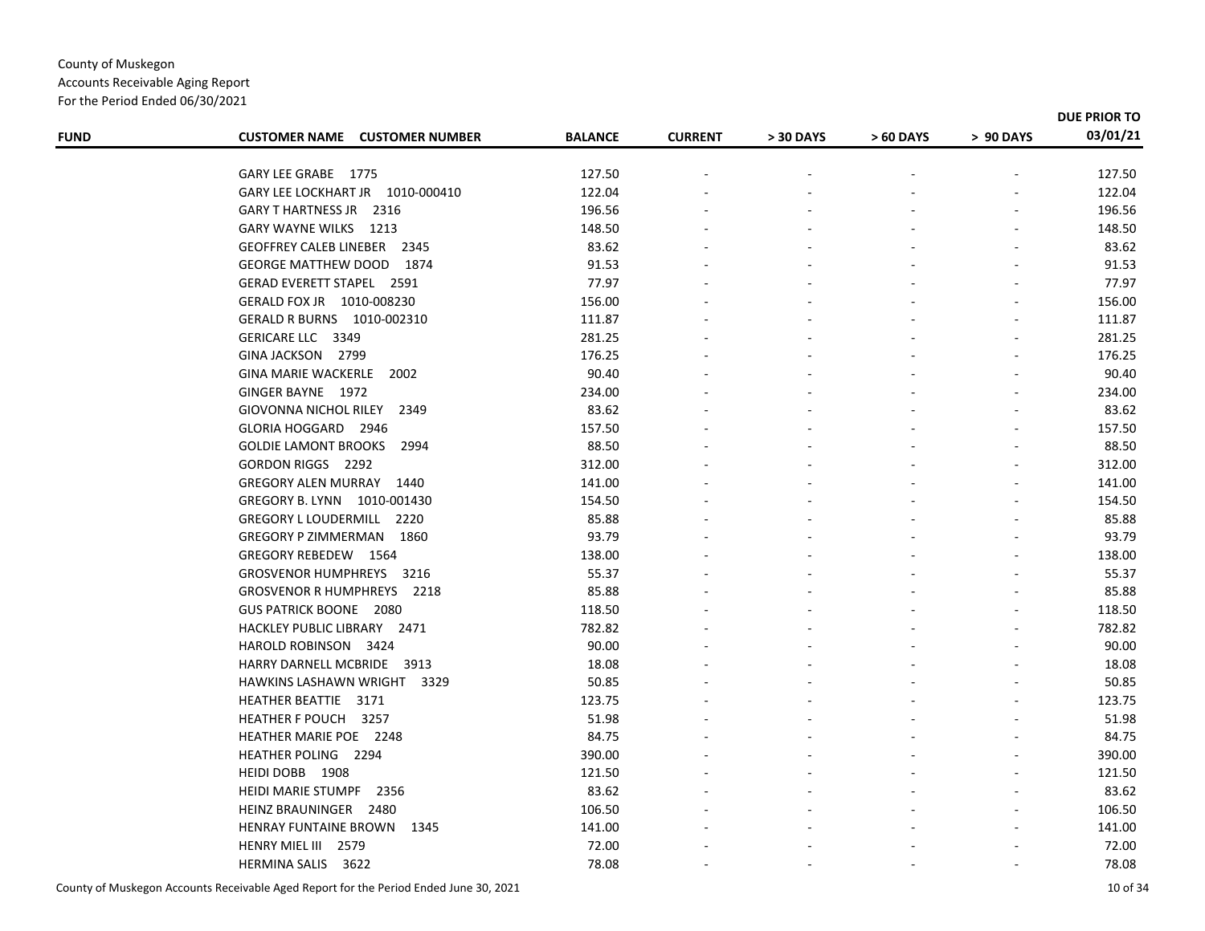County of Muskegon
Accounts Receivable Aging Report
For the Period Ended 06/30/2021

| FUND | CUSTOMER NAME CUSTOMER NUMBER | BALANCE | CURRENT | > 30 DAYS | > 60 DAYS | > 90 DAYS | DUE PRIOR TO 03/01/21 |
|---|---|---|---|---|---|---|---|
| | GARY LEE GRABE 1775 | 127.50 | - | - | - | - | 127.50 |
| | GARY LEE LOCKHART JR 1010-000410 | 122.04 | - | - | - | - | 122.04 |
| | GARY T HARTNESS JR 2316 | 196.56 | - | - | - | - | 196.56 |
| | GARY WAYNE WILKS 1213 | 148.50 | - | - | - | - | 148.50 |
| | GEOFFREY CALEB LINEBER 2345 | 83.62 | - | - | - | - | 83.62 |
| | GEORGE MATTHEW DOOD 1874 | 91.53 | - | - | - | - | 91.53 |
| | GERAD EVERETT STAPEL 2591 | 77.97 | - | - | - | - | 77.97 |
| | GERALD FOX JR 1010-008230 | 156.00 | - | - | - | - | 156.00 |
| | GERALD R BURNS 1010-002310 | 111.87 | - | - | - | - | 111.87 |
| | GERICARE LLC 3349 | 281.25 | - | - | - | - | 281.25 |
| | GINA JACKSON 2799 | 176.25 | - | - | - | - | 176.25 |
| | GINA MARIE WACKERLE 2002 | 90.40 | - | - | - | - | 90.40 |
| | GINGER BAYNE 1972 | 234.00 | - | - | - | - | 234.00 |
| | GIOVONNA NICHOL RILEY 2349 | 83.62 | - | - | - | - | 83.62 |
| | GLORIA HOGGARD 2946 | 157.50 | - | - | - | - | 157.50 |
| | GOLDIE LAMONT BROOKS 2994 | 88.50 | - | - | - | - | 88.50 |
| | GORDON RIGGS 2292 | 312.00 | - | - | - | - | 312.00 |
| | GREGORY ALEN MURRAY 1440 | 141.00 | - | - | - | - | 141.00 |
| | GREGORY B. LYNN 1010-001430 | 154.50 | - | - | - | - | 154.50 |
| | GREGORY L LOUDERMILL 2220 | 85.88 | - | - | - | - | 85.88 |
| | GREGORY P ZIMMERMAN 1860 | 93.79 | - | - | - | - | 93.79 |
| | GREGORY REBEDEW 1564 | 138.00 | - | - | - | - | 138.00 |
| | GROSVENOR HUMPHREYS 3216 | 55.37 | - | - | - | - | 55.37 |
| | GROSVENOR R HUMPHREYS 2218 | 85.88 | - | - | - | - | 85.88 |
| | GUS PATRICK BOONE 2080 | 118.50 | - | - | - | - | 118.50 |
| | HACKLEY PUBLIC LIBRARY 2471 | 782.82 | - | - | - | - | 782.82 |
| | HAROLD ROBINSON 3424 | 90.00 | - | - | - | - | 90.00 |
| | HARRY DARNELL MCBRIDE 3913 | 18.08 | - | - | - | - | 18.08 |
| | HAWKINS LASHAWN WRIGHT 3329 | 50.85 | - | - | - | - | 50.85 |
| | HEATHER BEATTIE 3171 | 123.75 | - | - | - | - | 123.75 |
| | HEATHER F POUCH 3257 | 51.98 | - | - | - | - | 51.98 |
| | HEATHER MARIE POE 2248 | 84.75 | - | - | - | - | 84.75 |
| | HEATHER POLING 2294 | 390.00 | - | - | - | - | 390.00 |
| | HEIDI DOBB 1908 | 121.50 | - | - | - | - | 121.50 |
| | HEIDI MARIE STUMPF 2356 | 83.62 | - | - | - | - | 83.62 |
| | HEINZ BRAUNINGER 2480 | 106.50 | - | - | - | - | 106.50 |
| | HENRAY FUNTAINE BROWN 1345 | 141.00 | - | - | - | - | 141.00 |
| | HENRY MIEL III 2579 | 72.00 | - | - | - | - | 72.00 |
| | HERMINA SALIS 3622 | 78.08 | - | - | - | - | 78.08 |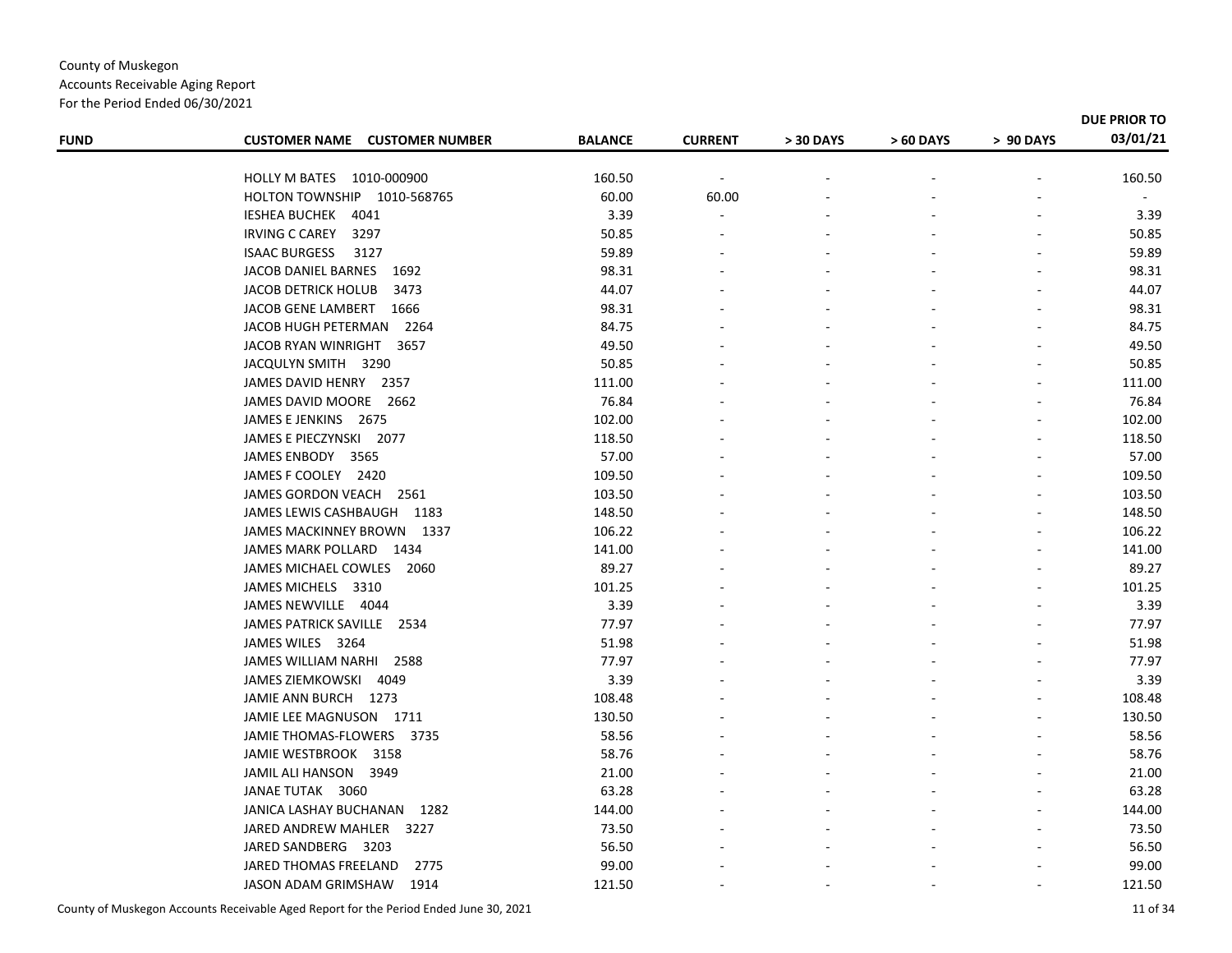County of Muskegon
Accounts Receivable Aging Report
For the Period Ended 06/30/2021

| FUND | CUSTOMER NAME CUSTOMER NUMBER | BALANCE | CURRENT | > 30 DAYS | > 60 DAYS | > 90 DAYS | DUE PRIOR TO 03/01/21 |
|---|---|---|---|---|---|---|---|
| | HOLLY M BATES 1010-000900 | 160.50 | - | - | - | - | 160.50 |
| | HOLTON TOWNSHIP 1010-568765 | 60.00 | 60.00 | - | - | - | - |
| | IESHEA BUCHEK 4041 | 3.39 | - | - | - | - | 3.39 |
| | IRVING C CAREY 3297 | 50.85 | - | - | - | - | 50.85 |
| | ISAAC BURGESS 3127 | 59.89 | - | - | - | - | 59.89 |
| | JACOB DANIEL BARNES 1692 | 98.31 | - | - | - | - | 98.31 |
| | JACOB DETRICK HOLUB 3473 | 44.07 | - | - | - | - | 44.07 |
| | JACOB GENE LAMBERT 1666 | 98.31 | - | - | - | - | 98.31 |
| | JACOB HUGH PETERMAN 2264 | 84.75 | - | - | - | - | 84.75 |
| | JACOB RYAN WINRIGHT 3657 | 49.50 | - | - | - | - | 49.50 |
| | JACQULYN SMITH 3290 | 50.85 | - | - | - | - | 50.85 |
| | JAMES DAVID HENRY 2357 | 111.00 | - | - | - | - | 111.00 |
| | JAMES DAVID MOORE 2662 | 76.84 | - | - | - | - | 76.84 |
| | JAMES E JENKINS 2675 | 102.00 | - | - | - | - | 102.00 |
| | JAMES E PIECZYNSKI 2077 | 118.50 | - | - | - | - | 118.50 |
| | JAMES ENBODY 3565 | 57.00 | - | - | - | - | 57.00 |
| | JAMES F COOLEY 2420 | 109.50 | - | - | - | - | 109.50 |
| | JAMES GORDON VEACH 2561 | 103.50 | - | - | - | - | 103.50 |
| | JAMES LEWIS CASHBAUGH 1183 | 148.50 | - | - | - | - | 148.50 |
| | JAMES MACKINNEY BROWN 1337 | 106.22 | - | - | - | - | 106.22 |
| | JAMES MARK POLLARD 1434 | 141.00 | - | - | - | - | 141.00 |
| | JAMES MICHAEL COWLES 2060 | 89.27 | - | - | - | - | 89.27 |
| | JAMES MICHELS 3310 | 101.25 | - | - | - | - | 101.25 |
| | JAMES NEWVILLE 4044 | 3.39 | - | - | - | - | 3.39 |
| | JAMES PATRICK SAVILLE 2534 | 77.97 | - | - | - | - | 77.97 |
| | JAMES WILES 3264 | 51.98 | - | - | - | - | 51.98 |
| | JAMES WILLIAM NARHI 2588 | 77.97 | - | - | - | - | 77.97 |
| | JAMES ZIEMKOWSKI 4049 | 3.39 | - | - | - | - | 3.39 |
| | JAMIE ANN BURCH 1273 | 108.48 | - | - | - | - | 108.48 |
| | JAMIE LEE MAGNUSON 1711 | 130.50 | - | - | - | - | 130.50 |
| | JAMIE THOMAS-FLOWERS 3735 | 58.56 | - | - | - | - | 58.56 |
| | JAMIE WESTBROOK 3158 | 58.76 | - | - | - | - | 58.76 |
| | JAMIL ALI HANSON 3949 | 21.00 | - | - | - | - | 21.00 |
| | JANAE TUTAK 3060 | 63.28 | - | - | - | - | 63.28 |
| | JANICA LASHAY BUCHANAN 1282 | 144.00 | - | - | - | - | 144.00 |
| | JARED ANDREW MAHLER 3227 | 73.50 | - | - | - | - | 73.50 |
| | JARED SANDBERG 3203 | 56.50 | - | - | - | - | 56.50 |
| | JARED THOMAS FREELAND 2775 | 99.00 | - | - | - | - | 99.00 |
| | JASON ADAM GRIMSHAW 1914 | 121.50 | - | - | - | - | 121.50 |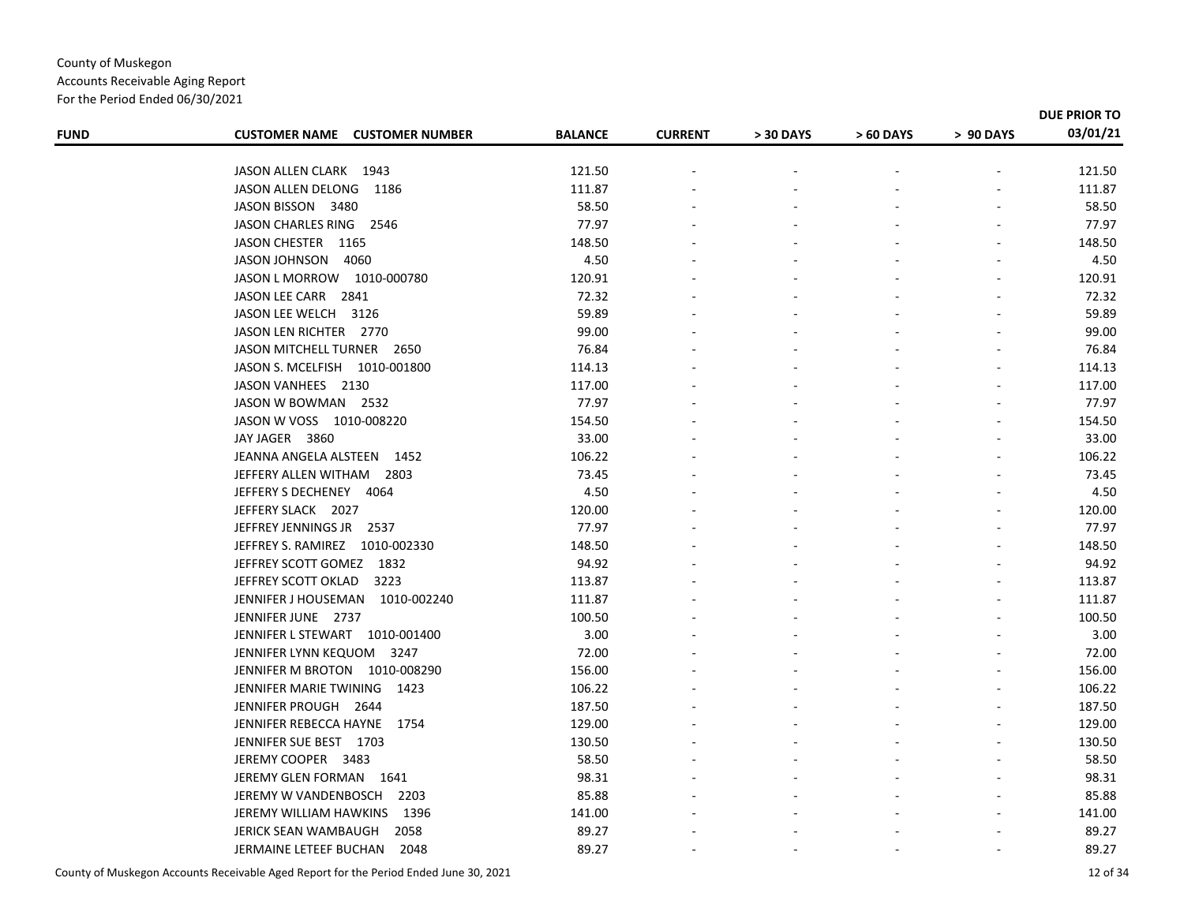County of Muskegon
Accounts Receivable Aging Report
For the Period Ended 06/30/2021

| FUND | CUSTOMER NAME CUSTOMER NUMBER | BALANCE | CURRENT | > 30 DAYS | > 60 DAYS | > 90 DAYS | DUE PRIOR TO 03/01/21 |
|---|---|---|---|---|---|---|---|
| | JASON ALLEN CLARK 1943 | 121.50 | - | - | - | - | 121.50 |
| | JASON ALLEN DELONG 1186 | 111.87 | - | - | - | - | 111.87 |
| | JASON BISSON 3480 | 58.50 | - | - | - | - | 58.50 |
| | JASON CHARLES RING 2546 | 77.97 | - | - | - | - | 77.97 |
| | JASON CHESTER 1165 | 148.50 | - | - | - | - | 148.50 |
| | JASON JOHNSON 4060 | 4.50 | - | - | - | - | 4.50 |
| | JASON L MORROW 1010-000780 | 120.91 | - | - | - | - | 120.91 |
| | JASON LEE CARR 2841 | 72.32 | - | - | - | - | 72.32 |
| | JASON LEE WELCH 3126 | 59.89 | - | - | - | - | 59.89 |
| | JASON LEN RICHTER 2770 | 99.00 | - | - | - | - | 99.00 |
| | JASON MITCHELL TURNER 2650 | 76.84 | - | - | - | - | 76.84 |
| | JASON S. MCELFISH 1010-001800 | 114.13 | - | - | - | - | 114.13 |
| | JASON VANHEES 2130 | 117.00 | - | - | - | - | 117.00 |
| | JASON W BOWMAN 2532 | 77.97 | - | - | - | - | 77.97 |
| | JASON W VOSS 1010-008220 | 154.50 | - | - | - | - | 154.50 |
| | JAY JAGER 3860 | 33.00 | - | - | - | - | 33.00 |
| | JEANNA ANGELA ALSTEEN 1452 | 106.22 | - | - | - | - | 106.22 |
| | JEFFERY ALLEN WITHAM 2803 | 73.45 | - | - | - | - | 73.45 |
| | JEFFERY S DECHENEY 4064 | 4.50 | - | - | - | - | 4.50 |
| | JEFFERY SLACK 2027 | 120.00 | - | - | - | - | 120.00 |
| | JEFFREY JENNINGS JR 2537 | 77.97 | - | - | - | - | 77.97 |
| | JEFFREY S. RAMIREZ 1010-002330 | 148.50 | - | - | - | - | 148.50 |
| | JEFFREY SCOTT GOMEZ 1832 | 94.92 | - | - | - | - | 94.92 |
| | JEFFREY SCOTT OKLAD 3223 | 113.87 | - | - | - | - | 113.87 |
| | JENNIFER J HOUSEMAN 1010-002240 | 111.87 | - | - | - | - | 111.87 |
| | JENNIFER JUNE 2737 | 100.50 | - | - | - | - | 100.50 |
| | JENNIFER L STEWART 1010-001400 | 3.00 | - | - | - | - | 3.00 |
| | JENNIFER LYNN KEQUOM 3247 | 72.00 | - | - | - | - | 72.00 |
| | JENNIFER M BROTON 1010-008290 | 156.00 | - | - | - | - | 156.00 |
| | JENNIFER MARIE TWINING 1423 | 106.22 | - | - | - | - | 106.22 |
| | JENNIFER PROUGH 2644 | 187.50 | - | - | - | - | 187.50 |
| | JENNIFER REBECCA HAYNE 1754 | 129.00 | - | - | - | - | 129.00 |
| | JENNIFER SUE BEST 1703 | 130.50 | - | - | - | - | 130.50 |
| | JEREMY COOPER 3483 | 58.50 | - | - | - | - | 58.50 |
| | JEREMY GLEN FORMAN 1641 | 98.31 | - | - | - | - | 98.31 |
| | JEREMY W VANDENBOSCH 2203 | 85.88 | - | - | - | - | 85.88 |
| | JEREMY WILLIAM HAWKINS 1396 | 141.00 | - | - | - | - | 141.00 |
| | JERICK SEAN WAMBAUGH 2058 | 89.27 | - | - | - | - | 89.27 |
| | JERMAINE LETEEF BUCHAN 2048 | 89.27 | - | - | - | - | 89.27 |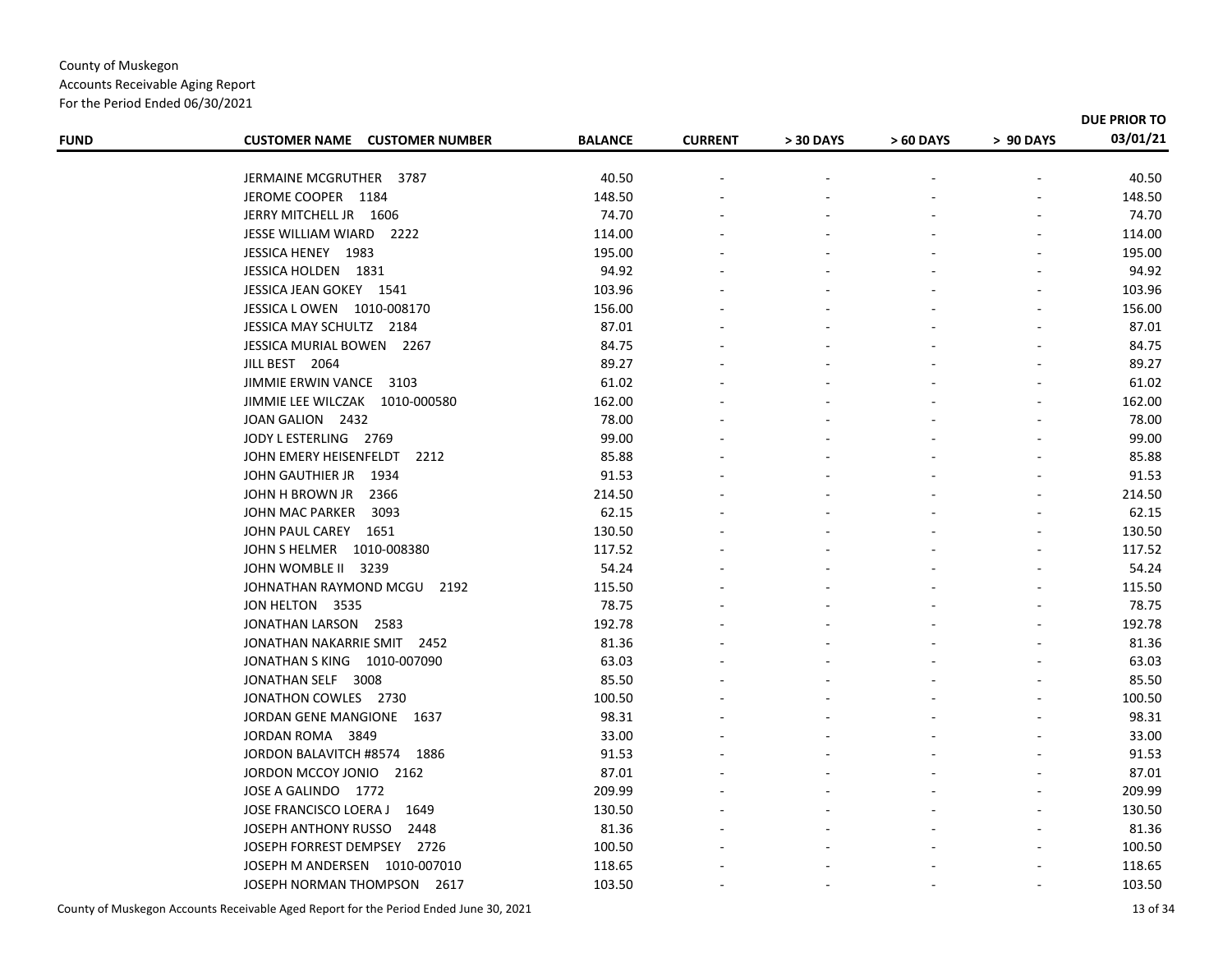County of Muskegon
Accounts Receivable Aging Report
For the Period Ended 06/30/2021

| FUND | CUSTOMER NAME CUSTOMER NUMBER | BALANCE | CURRENT | > 30 DAYS | > 60 DAYS | > 90 DAYS | DUE PRIOR TO 03/01/21 |
|---|---|---|---|---|---|---|---|
| | JERMAINE MCGRUTHER 3787 | 40.50 | - | - | - | - | 40.50 |
| | JEROME COOPER 1184 | 148.50 | - | - | - | - | 148.50 |
| | JERRY MITCHELL JR 1606 | 74.70 | - | - | - | - | 74.70 |
| | JESSE WILLIAM WIARD 2222 | 114.00 | - | - | - | - | 114.00 |
| | JESSICA HENEY 1983 | 195.00 | - | - | - | - | 195.00 |
| | JESSICA HOLDEN 1831 | 94.92 | - | - | - | - | 94.92 |
| | JESSICA JEAN GOKEY 1541 | 103.96 | - | - | - | - | 103.96 |
| | JESSICA L OWEN 1010-008170 | 156.00 | - | - | - | - | 156.00 |
| | JESSICA MAY SCHULTZ 2184 | 87.01 | - | - | - | - | 87.01 |
| | JESSICA MURIAL BOWEN 2267 | 84.75 | - | - | - | - | 84.75 |
| | JILL BEST 2064 | 89.27 | - | - | - | - | 89.27 |
| | JIMMIE ERWIN VANCE 3103 | 61.02 | - | - | - | - | 61.02 |
| | JIMMIE LEE WILCZAK 1010-000580 | 162.00 | - | - | - | - | 162.00 |
| | JOAN GALION 2432 | 78.00 | - | - | - | - | 78.00 |
| | JODY L ESTERLING 2769 | 99.00 | - | - | - | - | 99.00 |
| | JOHN EMERY HEISENFELDT 2212 | 85.88 | - | - | - | - | 85.88 |
| | JOHN GAUTHIER JR 1934 | 91.53 | - | - | - | - | 91.53 |
| | JOHN H BROWN JR 2366 | 214.50 | - | - | - | - | 214.50 |
| | JOHN MAC PARKER 3093 | 62.15 | - | - | - | - | 62.15 |
| | JOHN PAUL CAREY 1651 | 130.50 | - | - | - | - | 130.50 |
| | JOHN S HELMER 1010-008380 | 117.52 | - | - | - | - | 117.52 |
| | JOHN WOMBLE II 3239 | 54.24 | - | - | - | - | 54.24 |
| | JOHNATHAN RAYMOND MCGU 2192 | 115.50 | - | - | - | - | 115.50 |
| | JON HELTON 3535 | 78.75 | - | - | - | - | 78.75 |
| | JONATHAN LARSON 2583 | 192.78 | - | - | - | - | 192.78 |
| | JONATHAN NAKARRIE SMIT 2452 | 81.36 | - | - | - | - | 81.36 |
| | JONATHAN S KING 1010-007090 | 63.03 | - | - | - | - | 63.03 |
| | JONATHAN SELF 3008 | 85.50 | - | - | - | - | 85.50 |
| | JONATHON COWLES 2730 | 100.50 | - | - | - | - | 100.50 |
| | JORDAN GENE MANGIONE 1637 | 98.31 | - | - | - | - | 98.31 |
| | JORDAN ROMA 3849 | 33.00 | - | - | - | - | 33.00 |
| | JORDON BALAVITCH #8574 1886 | 91.53 | - | - | - | - | 91.53 |
| | JORDON MCCOY JONIO 2162 | 87.01 | - | - | - | - | 87.01 |
| | JOSE A GALINDO 1772 | 209.99 | - | - | - | - | 209.99 |
| | JOSE FRANCISCO LOERA J 1649 | 130.50 | - | - | - | - | 130.50 |
| | JOSEPH ANTHONY RUSSO 2448 | 81.36 | - | - | - | - | 81.36 |
| | JOSEPH FORREST DEMPSEY 2726 | 100.50 | - | - | - | - | 100.50 |
| | JOSEPH M ANDERSEN 1010-007010 | 118.65 | - | - | - | - | 118.65 |
| | JOSEPH NORMAN THOMPSON 2617 | 103.50 | - | - | - | - | 103.50 |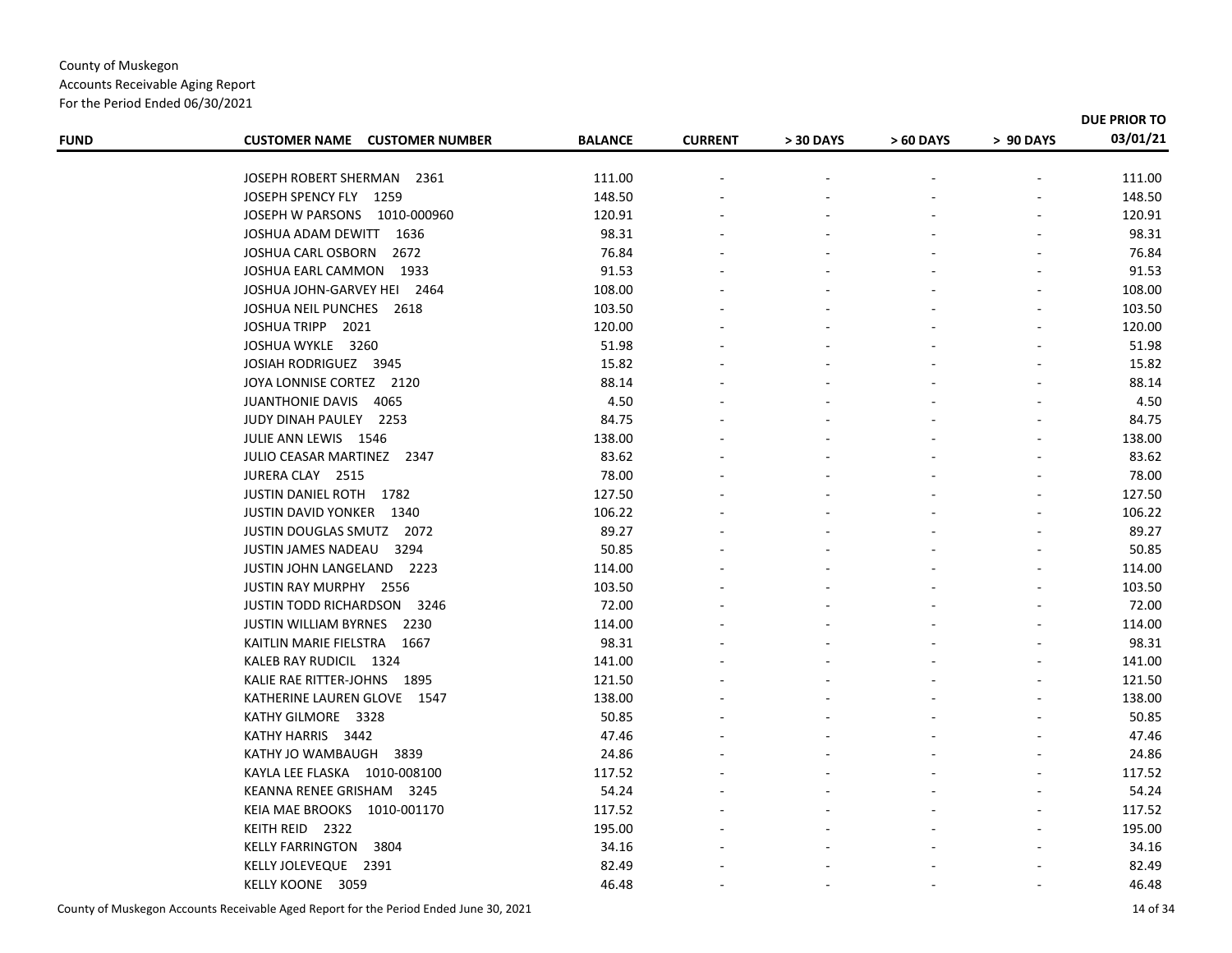County of Muskegon
Accounts Receivable Aging Report
For the Period Ended 06/30/2021

| FUND | CUSTOMER NAME CUSTOMER NUMBER | BALANCE | CURRENT | > 30 DAYS | > 60 DAYS | > 90 DAYS | DUE PRIOR TO 03/01/21 |
|---|---|---|---|---|---|---|---|
| | JOSEPH ROBERT SHERMAN 2361 | 111.00 | - | - | - | - | 111.00 |
| | JOSEPH SPENCY FLY 1259 | 148.50 | - | - | - | - | 148.50 |
| | JOSEPH W PARSONS 1010-000960 | 120.91 | - | - | - | - | 120.91 |
| | JOSHUA ADAM DEWITT 1636 | 98.31 | - | - | - | - | 98.31 |
| | JOSHUA CARL OSBORN 2672 | 76.84 | - | - | - | - | 76.84 |
| | JOSHUA EARL CAMMON 1933 | 91.53 | - | - | - | - | 91.53 |
| | JOSHUA JOHN-GARVEY HEI 2464 | 108.00 | - | - | - | - | 108.00 |
| | JOSHUA NEIL PUNCHES 2618 | 103.50 | - | - | - | - | 103.50 |
| | JOSHUA TRIPP 2021 | 120.00 | - | - | - | - | 120.00 |
| | JOSHUA WYKLE 3260 | 51.98 | - | - | - | - | 51.98 |
| | JOSIAH RODRIGUEZ 3945 | 15.82 | - | - | - | - | 15.82 |
| | JOYA LONNISE CORTEZ 2120 | 88.14 | - | - | - | - | 88.14 |
| | JUANTHONIE DAVIS 4065 | 4.50 | - | - | - | - | 4.50 |
| | JUDY DINAH PAULEY 2253 | 84.75 | - | - | - | - | 84.75 |
| | JULIE ANN LEWIS 1546 | 138.00 | - | - | - | - | 138.00 |
| | JULIO CEASAR MARTINEZ 2347 | 83.62 | - | - | - | - | 83.62 |
| | JURERA CLAY 2515 | 78.00 | - | - | - | - | 78.00 |
| | JUSTIN DANIEL ROTH 1782 | 127.50 | - | - | - | - | 127.50 |
| | JUSTIN DAVID YONKER 1340 | 106.22 | - | - | - | - | 106.22 |
| | JUSTIN DOUGLAS SMUTZ 2072 | 89.27 | - | - | - | - | 89.27 |
| | JUSTIN JAMES NADEAU 3294 | 50.85 | - | - | - | - | 50.85 |
| | JUSTIN JOHN LANGELAND 2223 | 114.00 | - | - | - | - | 114.00 |
| | JUSTIN RAY MURPHY 2556 | 103.50 | - | - | - | - | 103.50 |
| | JUSTIN TODD RICHARDSON 3246 | 72.00 | - | - | - | - | 72.00 |
| | JUSTIN WILLIAM BYRNES 2230 | 114.00 | - | - | - | - | 114.00 |
| | KAITLIN MARIE FIELSTRA 1667 | 98.31 | - | - | - | - | 98.31 |
| | KALEB RAY RUDICIL 1324 | 141.00 | - | - | - | - | 141.00 |
| | KALIE RAE RITTER-JOHNS 1895 | 121.50 | - | - | - | - | 121.50 |
| | KATHERINE LAUREN GLOVE 1547 | 138.00 | - | - | - | - | 138.00 |
| | KATHY GILMORE 3328 | 50.85 | - | - | - | - | 50.85 |
| | KATHY HARRIS 3442 | 47.46 | - | - | - | - | 47.46 |
| | KATHY JO WAMBAUGH 3839 | 24.86 | - | - | - | - | 24.86 |
| | KAYLA LEE FLASKA 1010-008100 | 117.52 | - | - | - | - | 117.52 |
| | KEANNA RENEE GRISHAM 3245 | 54.24 | - | - | - | - | 54.24 |
| | KEIA MAE BROOKS 1010-001170 | 117.52 | - | - | - | - | 117.52 |
| | KEITH REID 2322 | 195.00 | - | - | - | - | 195.00 |
| | KELLY FARRINGTON 3804 | 34.16 | - | - | - | - | 34.16 |
| | KELLY JOLEVEQUE 2391 | 82.49 | - | - | - | - | 82.49 |
| | KELLY KOONE 3059 | 46.48 | - | - | - | - | 46.48 |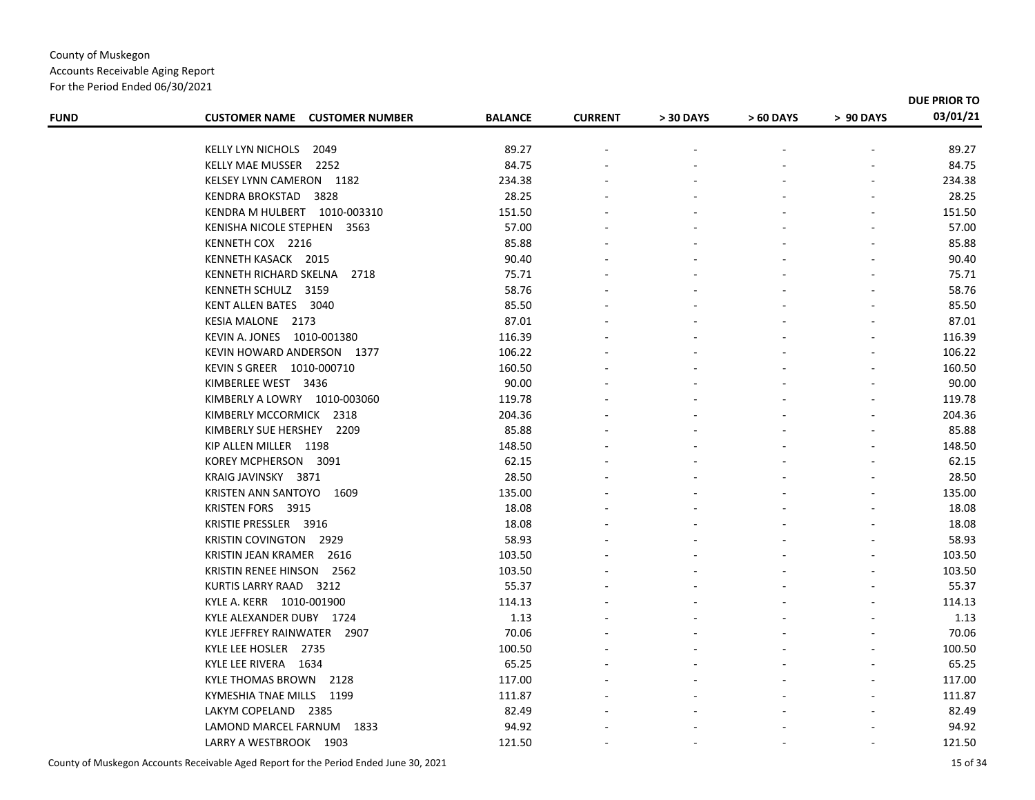County of Muskegon
Accounts Receivable Aging Report
For the Period Ended 06/30/2021

| FUND | CUSTOMER NAME CUSTOMER NUMBER | BALANCE | CURRENT | > 30 DAYS | > 60 DAYS | > 90 DAYS | DUE PRIOR TO 03/01/21 |
|---|---|---|---|---|---|---|---|
| | KELLY LYN NICHOLS 2049 | 89.27 | - | - | - | - | 89.27 |
| | KELLY MAE MUSSER 2252 | 84.75 | - | - | - | - | 84.75 |
| | KELSEY LYNN CAMERON 1182 | 234.38 | - | - | - | - | 234.38 |
| | KENDRA BROKSTAD 3828 | 28.25 | - | - | - | - | 28.25 |
| | KENDRA M HULBERT 1010-003310 | 151.50 | - | - | - | - | 151.50 |
| | KENISHA NICOLE STEPHEN 3563 | 57.00 | - | - | - | - | 57.00 |
| | KENNETH COX 2216 | 85.88 | - | - | - | - | 85.88 |
| | KENNETH KASACK 2015 | 90.40 | - | - | - | - | 90.40 |
| | KENNETH RICHARD SKELNA 2718 | 75.71 | - | - | - | - | 75.71 |
| | KENNETH SCHULZ 3159 | 58.76 | - | - | - | - | 58.76 |
| | KENT ALLEN BATES 3040 | 85.50 | - | - | - | - | 85.50 |
| | KESIA MALONE 2173 | 87.01 | - | - | - | - | 87.01 |
| | KEVIN A. JONES 1010-001380 | 116.39 | - | - | - | - | 116.39 |
| | KEVIN HOWARD ANDERSON 1377 | 106.22 | - | - | - | - | 106.22 |
| | KEVIN S GREER 1010-000710 | 160.50 | - | - | - | - | 160.50 |
| | KIMBERLEE WEST 3436 | 90.00 | - | - | - | - | 90.00 |
| | KIMBERLY A LOWRY 1010-003060 | 119.78 | - | - | - | - | 119.78 |
| | KIMBERLY MCCORMICK 2318 | 204.36 | - | - | - | - | 204.36 |
| | KIMBERLY SUE HERSHEY 2209 | 85.88 | - | - | - | - | 85.88 |
| | KIP ALLEN MILLER 1198 | 148.50 | - | - | - | - | 148.50 |
| | KOREY MCPHERSON 3091 | 62.15 | - | - | - | - | 62.15 |
| | KRAIG JAVINSKY 3871 | 28.50 | - | - | - | - | 28.50 |
| | KRISTEN ANN SANTOYO 1609 | 135.00 | - | - | - | - | 135.00 |
| | KRISTEN FORS 3915 | 18.08 | - | - | - | - | 18.08 |
| | KRISTIE PRESSLER 3916 | 18.08 | - | - | - | - | 18.08 |
| | KRISTIN COVINGTON 2929 | 58.93 | - | - | - | - | 58.93 |
| | KRISTIN JEAN KRAMER 2616 | 103.50 | - | - | - | - | 103.50 |
| | KRISTIN RENEE HINSON 2562 | 103.50 | - | - | - | - | 103.50 |
| | KURTIS LARRY RAAD 3212 | 55.37 | - | - | - | - | 55.37 |
| | KYLE A. KERR 1010-001900 | 114.13 | - | - | - | - | 114.13 |
| | KYLE ALEXANDER DUBY 1724 | 1.13 | - | - | - | - | 1.13 |
| | KYLE JEFFREY RAINWATER 2907 | 70.06 | - | - | - | - | 70.06 |
| | KYLE LEE HOSLER 2735 | 100.50 | - | - | - | - | 100.50 |
| | KYLE LEE RIVERA 1634 | 65.25 | - | - | - | - | 65.25 |
| | KYLE THOMAS BROWN 2128 | 117.00 | - | - | - | - | 117.00 |
| | KYMESHIA TNAE MILLS 1199 | 111.87 | - | - | - | - | 111.87 |
| | LAKYM COPELAND 2385 | 82.49 | - | - | - | - | 82.49 |
| | LAMOND MARCEL FARNUM 1833 | 94.92 | - | - | - | - | 94.92 |
| | LARRY A WESTBROOK 1903 | 121.50 | - | - | - | - | 121.50 |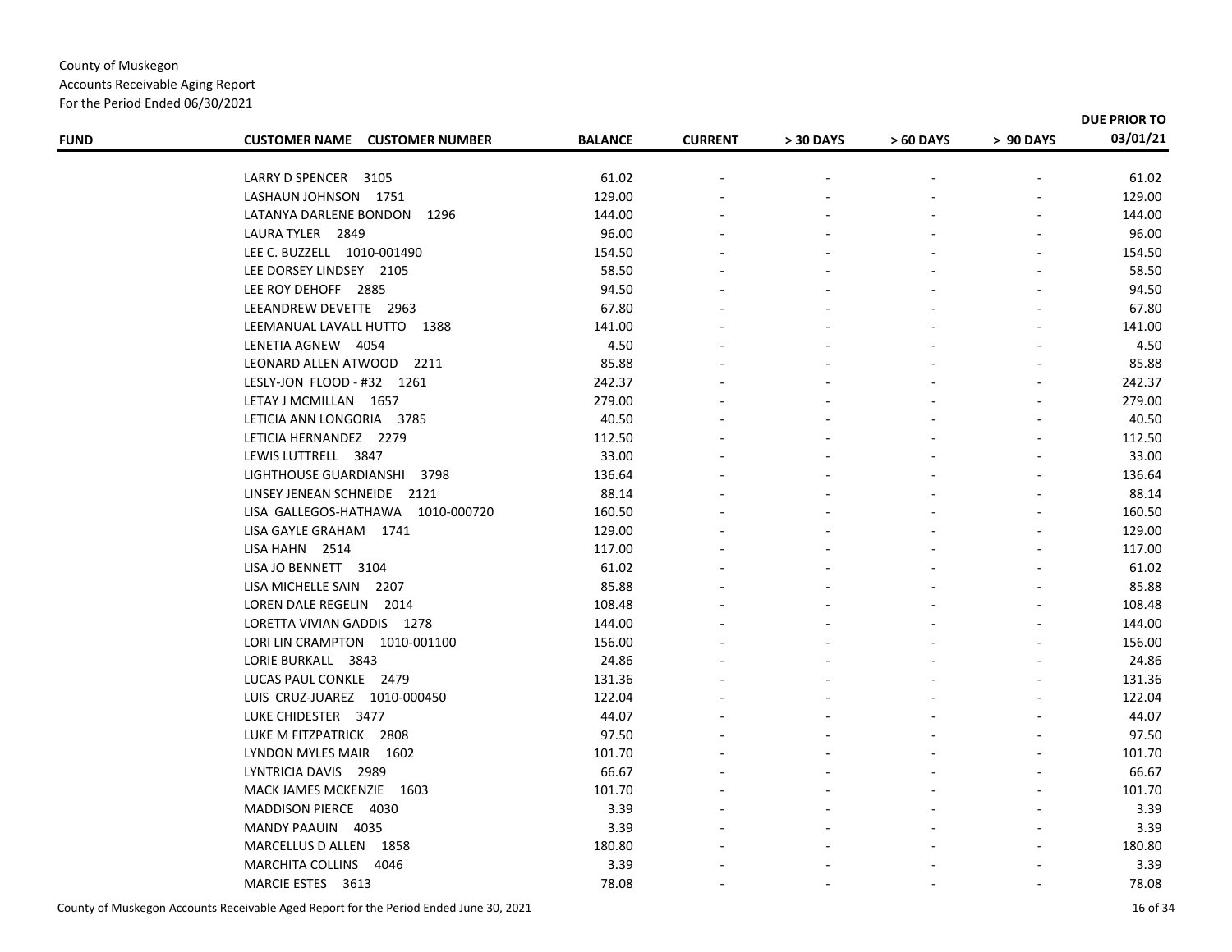County of Muskegon
Accounts Receivable Aging Report
For the Period Ended 06/30/2021

| FUND | CUSTOMER NAME CUSTOMER NUMBER | BALANCE | CURRENT | > 30 DAYS | > 60 DAYS | > 90 DAYS | DUE PRIOR TO 03/01/21 |
|---|---|---|---|---|---|---|---|
| | LARRY D SPENCER 3105 | 61.02 | - | - | - | - | 61.02 |
| | LASHAUN JOHNSON 1751 | 129.00 | - | - | - | - | 129.00 |
| | LATANYA DARLENE BONDON 1296 | 144.00 | - | - | - | - | 144.00 |
| | LAURA TYLER 2849 | 96.00 | - | - | - | - | 96.00 |
| | LEE C. BUZZELL 1010-001490 | 154.50 | - | - | - | - | 154.50 |
| | LEE DORSEY LINDSEY 2105 | 58.50 | - | - | - | - | 58.50 |
| | LEE ROY DEHOFF 2885 | 94.50 | - | - | - | - | 94.50 |
| | LEEANDREW DEVETTE 2963 | 67.80 | - | - | - | - | 67.80 |
| | LEEMANUAL LAVALL HUTTO 1388 | 141.00 | - | - | - | - | 141.00 |
| | LENETIA AGNEW 4054 | 4.50 | - | - | - | - | 4.50 |
| | LEONARD ALLEN ATWOOD 2211 | 85.88 | - | - | - | - | 85.88 |
| | LESLY-JON FLOOD - #32 1261 | 242.37 | - | - | - | - | 242.37 |
| | LETAY J MCMILLAN 1657 | 279.00 | - | - | - | - | 279.00 |
| | LETICIA ANN LONGORIA 3785 | 40.50 | - | - | - | - | 40.50 |
| | LETICIA HERNANDEZ 2279 | 112.50 | - | - | - | - | 112.50 |
| | LEWIS LUTTRELL 3847 | 33.00 | - | - | - | - | 33.00 |
| | LIGHTHOUSE GUARDIANSHI 3798 | 136.64 | - | - | - | - | 136.64 |
| | LINSEY JENEAN SCHNEIDE 2121 | 88.14 | - | - | - | - | 88.14 |
| | LISA GALLEGOS-HATHAWA 1010-000720 | 160.50 | - | - | - | - | 160.50 |
| | LISA GAYLE GRAHAM 1741 | 129.00 | - | - | - | - | 129.00 |
| | LISA HAHN 2514 | 117.00 | - | - | - | - | 117.00 |
| | LISA JO BENNETT 3104 | 61.02 | - | - | - | - | 61.02 |
| | LISA MICHELLE SAIN 2207 | 85.88 | - | - | - | - | 85.88 |
| | LOREN DALE REGELIN 2014 | 108.48 | - | - | - | - | 108.48 |
| | LORETTA VIVIAN GADDIS 1278 | 144.00 | - | - | - | - | 144.00 |
| | LORI LIN CRAMPTON 1010-001100 | 156.00 | - | - | - | - | 156.00 |
| | LORIE BURKALL 3843 | 24.86 | - | - | - | - | 24.86 |
| | LUCAS PAUL CONKLE 2479 | 131.36 | - | - | - | - | 131.36 |
| | LUIS CRUZ-JUAREZ 1010-000450 | 122.04 | - | - | - | - | 122.04 |
| | LUKE CHIDESTER 3477 | 44.07 | - | - | - | - | 44.07 |
| | LUKE M FITZPATRICK 2808 | 97.50 | - | - | - | - | 97.50 |
| | LYNDON MYLES MAIR 1602 | 101.70 | - | - | - | - | 101.70 |
| | LYNTRICIA DAVIS 2989 | 66.67 | - | - | - | - | 66.67 |
| | MACK JAMES MCKENZIE 1603 | 101.70 | - | - | - | - | 101.70 |
| | MADDISON PIERCE 4030 | 3.39 | - | - | - | - | 3.39 |
| | MANDY PAAUIN 4035 | 3.39 | - | - | - | - | 3.39 |
| | MARCELLUS D ALLEN 1858 | 180.80 | - | - | - | - | 180.80 |
| | MARCHITA COLLINS 4046 | 3.39 | - | - | - | - | 3.39 |
| | MARCIE ESTES 3613 | 78.08 | - | - | - | - | 78.08 |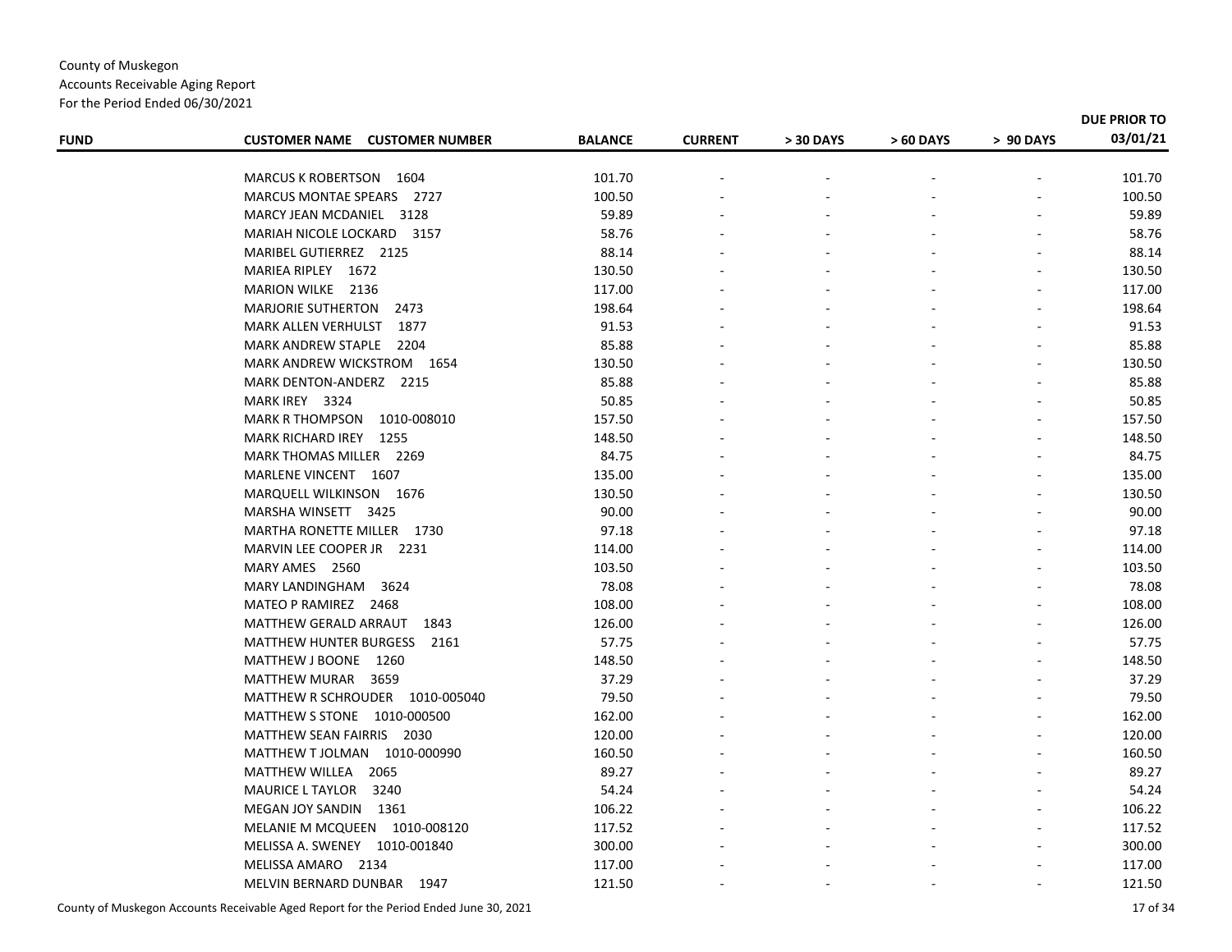County of Muskegon
Accounts Receivable Aging Report
For the Period Ended 06/30/2021

| FUND | CUSTOMER NAME CUSTOMER NUMBER | BALANCE | CURRENT | > 30 DAYS | > 60 DAYS | > 90 DAYS | DUE PRIOR TO 03/01/21 |
|---|---|---|---|---|---|---|---|
| | MARCUS K ROBERTSON 1604 | 101.70 | - | - | - | - | 101.70 |
| | MARCUS MONTAE SPEARS 2727 | 100.50 | - | - | - | - | 100.50 |
| | MARCY JEAN MCDANIEL 3128 | 59.89 | - | - | - | - | 59.89 |
| | MARIAH NICOLE LOCKARD 3157 | 58.76 | - | - | - | - | 58.76 |
| | MARIBEL GUTIERREZ 2125 | 88.14 | - | - | - | - | 88.14 |
| | MARIEA RIPLEY 1672 | 130.50 | - | - | - | - | 130.50 |
| | MARION WILKE 2136 | 117.00 | - | - | - | - | 117.00 |
| | MARJORIE SUTHERTON 2473 | 198.64 | - | - | - | - | 198.64 |
| | MARK ALLEN VERHULST 1877 | 91.53 | - | - | - | - | 91.53 |
| | MARK ANDREW STAPLE 2204 | 85.88 | - | - | - | - | 85.88 |
| | MARK ANDREW WICKSTROM 1654 | 130.50 | - | - | - | - | 130.50 |
| | MARK DENTON-ANDERZ 2215 | 85.88 | - | - | - | - | 85.88 |
| | MARK IREY 3324 | 50.85 | - | - | - | - | 50.85 |
| | MARK R THOMPSON 1010-008010 | 157.50 | - | - | - | - | 157.50 |
| | MARK RICHARD IREY 1255 | 148.50 | - | - | - | - | 148.50 |
| | MARK THOMAS MILLER 2269 | 84.75 | - | - | - | - | 84.75 |
| | MARLENE VINCENT 1607 | 135.00 | - | - | - | - | 135.00 |
| | MARQUELL WILKINSON 1676 | 130.50 | - | - | - | - | 130.50 |
| | MARSHA WINSETT 3425 | 90.00 | - | - | - | - | 90.00 |
| | MARTHA RONETTE MILLER 1730 | 97.18 | - | - | - | - | 97.18 |
| | MARVIN LEE COOPER JR 2231 | 114.00 | - | - | - | - | 114.00 |
| | MARY AMES 2560 | 103.50 | - | - | - | - | 103.50 |
| | MARY LANDINGHAM 3624 | 78.08 | - | - | - | - | 78.08 |
| | MATEO P RAMIREZ 2468 | 108.00 | - | - | - | - | 108.00 |
| | MATTHEW GERALD ARRAUT 1843 | 126.00 | - | - | - | - | 126.00 |
| | MATTHEW HUNTER BURGESS 2161 | 57.75 | - | - | - | - | 57.75 |
| | MATTHEW J BOONE 1260 | 148.50 | - | - | - | - | 148.50 |
| | MATTHEW MURAR 3659 | 37.29 | - | - | - | - | 37.29 |
| | MATTHEW R SCHROUDER 1010-005040 | 79.50 | - | - | - | - | 79.50 |
| | MATTHEW S STONE 1010-000500 | 162.00 | - | - | - | - | 162.00 |
| | MATTHEW SEAN FAIRRIS 2030 | 120.00 | - | - | - | - | 120.00 |
| | MATTHEW T JOLMAN 1010-000990 | 160.50 | - | - | - | - | 160.50 |
| | MATTHEW WILLEA 2065 | 89.27 | - | - | - | - | 89.27 |
| | MAURICE L TAYLOR 3240 | 54.24 | - | - | - | - | 54.24 |
| | MEGAN JOY SANDIN 1361 | 106.22 | - | - | - | - | 106.22 |
| | MELANIE M MCQUEEN 1010-008120 | 117.52 | - | - | - | - | 117.52 |
| | MELISSA A. SWENEY 1010-001840 | 300.00 | - | - | - | - | 300.00 |
| | MELISSA AMARO 2134 | 117.00 | - | - | - | - | 117.00 |
| | MELVIN BERNARD DUNBAR 1947 | 121.50 | - | - | - | - | 121.50 |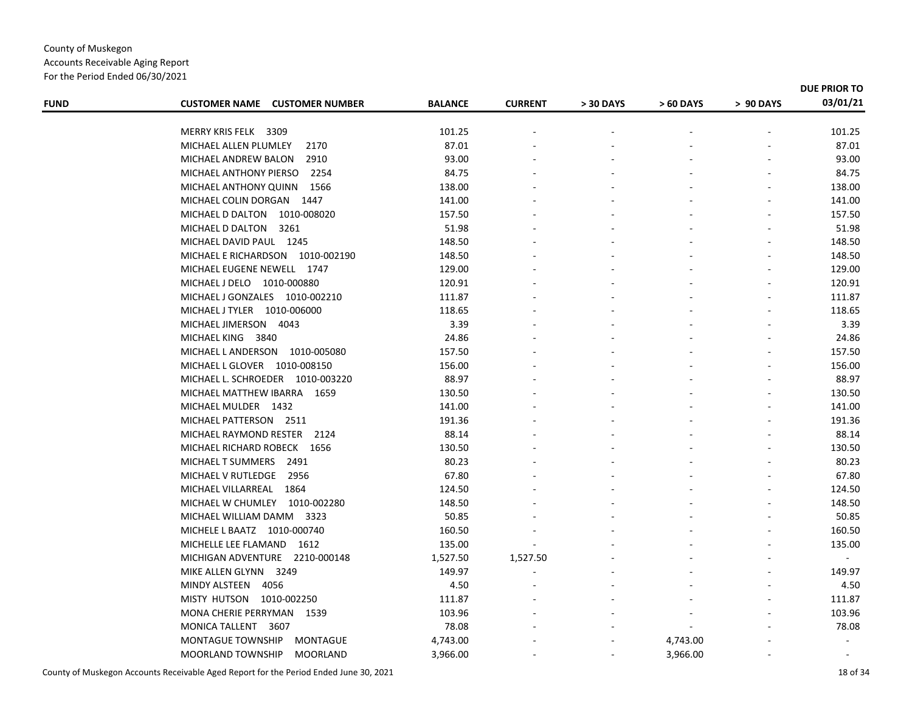County of Muskegon
Accounts Receivable Aging Report
For the Period Ended 06/30/2021

| FUND | CUSTOMER NAME CUSTOMER NUMBER | BALANCE | CURRENT | > 30 DAYS | > 60 DAYS | > 90 DAYS | DUE PRIOR TO 03/01/21 |
|---|---|---|---|---|---|---|---|
| | MERRY KRIS FELK 3309 | 101.25 | - | - | - | - | 101.25 |
| | MICHAEL ALLEN PLUMLEY 2170 | 87.01 | - | - | - | - | 87.01 |
| | MICHAEL ANDREW BALON 2910 | 93.00 | - | - | - | - | 93.00 |
| | MICHAEL ANTHONY PIERSO 2254 | 84.75 | - | - | - | - | 84.75 |
| | MICHAEL ANTHONY QUINN 1566 | 138.00 | - | - | - | - | 138.00 |
| | MICHAEL COLIN DORGAN 1447 | 141.00 | - | - | - | - | 141.00 |
| | MICHAEL D DALTON 1010-008020 | 157.50 | - | - | - | - | 157.50 |
| | MICHAEL D DALTON 3261 | 51.98 | - | - | - | - | 51.98 |
| | MICHAEL DAVID PAUL 1245 | 148.50 | - | - | - | - | 148.50 |
| | MICHAEL E RICHARDSON 1010-002190 | 148.50 | - | - | - | - | 148.50 |
| | MICHAEL EUGENE NEWELL 1747 | 129.00 | - | - | - | - | 129.00 |
| | MICHAEL J DELO 1010-000880 | 120.91 | - | - | - | - | 120.91 |
| | MICHAEL J GONZALES 1010-002210 | 111.87 | - | - | - | - | 111.87 |
| | MICHAEL J TYLER 1010-006000 | 118.65 | - | - | - | - | 118.65 |
| | MICHAEL JIMERSON 4043 | 3.39 | - | - | - | - | 3.39 |
| | MICHAEL KING 3840 | 24.86 | - | - | - | - | 24.86 |
| | MICHAEL L ANDERSON 1010-005080 | 157.50 | - | - | - | - | 157.50 |
| | MICHAEL L GLOVER 1010-008150 | 156.00 | - | - | - | - | 156.00 |
| | MICHAEL L. SCHROEDER 1010-003220 | 88.97 | - | - | - | - | 88.97 |
| | MICHAEL MATTHEW IBARRA 1659 | 130.50 | - | - | - | - | 130.50 |
| | MICHAEL MULDER 1432 | 141.00 | - | - | - | - | 141.00 |
| | MICHAEL PATTERSON 2511 | 191.36 | - | - | - | - | 191.36 |
| | MICHAEL RAYMOND RESTER 2124 | 88.14 | - | - | - | - | 88.14 |
| | MICHAEL RICHARD ROBECK 1656 | 130.50 | - | - | - | - | 130.50 |
| | MICHAEL T SUMMERS 2491 | 80.23 | - | - | - | - | 80.23 |
| | MICHAEL V RUTLEDGE 2956 | 67.80 | - | - | - | - | 67.80 |
| | MICHAEL VILLARREAL 1864 | 124.50 | - | - | - | - | 124.50 |
| | MICHAEL W CHUMLEY 1010-002280 | 148.50 | - | - | - | - | 148.50 |
| | MICHAEL WILLIAM DAMM 3323 | 50.85 | - | - | - | - | 50.85 |
| | MICHELE L BAATZ 1010-000740 | 160.50 | - | - | - | - | 160.50 |
| | MICHELLE LEE FLAMAND 1612 | 135.00 | - | - | - | - | 135.00 |
| | MICHIGAN ADVENTURE 2210-000148 | 1,527.50 | 1,527.50 | - | - | - | - |
| | MIKE ALLEN GLYNN 3249 | 149.97 | - | - | - | - | 149.97 |
| | MINDY ALSTEEN 4056 | 4.50 | - | - | - | - | 4.50 |
| | MISTY HUTSON 1010-002250 | 111.87 | - | - | - | - | 111.87 |
| | MONA CHERIE PERRYMAN 1539 | 103.96 | - | - | - | - | 103.96 |
| | MONICA TALLENT 3607 | 78.08 | - | - | - | - | 78.08 |
| | MONTAGUE TOWNSHIP MONTAGUE | 4,743.00 | - | - | 4,743.00 | - | - |
| | MOORLAND TOWNSHIP MOORLAND | 3,966.00 | - | - | 3,966.00 | - | - |

County of Muskegon Accounts Receivable Aged Report for the Period Ended June 30, 2021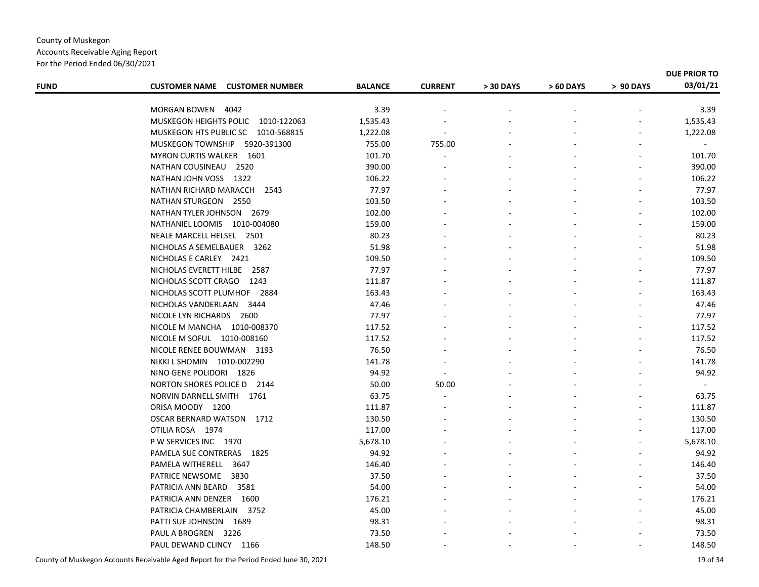County of Muskegon
Accounts Receivable Aging Report
For the Period Ended 06/30/2021

| FUND | CUSTOMER NAME CUSTOMER NUMBER | BALANCE | CURRENT | > 30 DAYS | > 60 DAYS | > 90 DAYS | DUE PRIOR TO 03/01/21 |
|---|---|---|---|---|---|---|---|
| | MORGAN BOWEN 4042 | 3.39 | - | - | - | - | 3.39 |
| | MUSKEGON HEIGHTS POLIC 1010-122063 | 1,535.43 | - | - | - | - | 1,535.43 |
| | MUSKEGON HTS PUBLIC SC 1010-568815 | 1,222.08 | - | - | - | - | 1,222.08 |
| | MUSKEGON TOWNSHIP 5920-391300 | 755.00 | 755.00 | - | - | - | - |
| | MYRON CURTIS WALKER 1601 | 101.70 | - | - | - | - | 101.70 |
| | NATHAN COUSINEAU 2520 | 390.00 | - | - | - | - | 390.00 |
| | NATHAN JOHN VOSS 1322 | 106.22 | - | - | - | - | 106.22 |
| | NATHAN RICHARD MARACCH 2543 | 77.97 | - | - | - | - | 77.97 |
| | NATHAN STURGEON 2550 | 103.50 | - | - | - | - | 103.50 |
| | NATHAN TYLER JOHNSON 2679 | 102.00 | - | - | - | - | 102.00 |
| | NATHANIEL LOOMIS 1010-004080 | 159.00 | - | - | - | - | 159.00 |
| | NEALE MARCELL HELSEL 2501 | 80.23 | - | - | - | - | 80.23 |
| | NICHOLAS A SEMELBAUER 3262 | 51.98 | - | - | - | - | 51.98 |
| | NICHOLAS E CARLEY 2421 | 109.50 | - | - | - | - | 109.50 |
| | NICHOLAS EVERETT HILBE 2587 | 77.97 | - | - | - | - | 77.97 |
| | NICHOLAS SCOTT CRAGO 1243 | 111.87 | - | - | - | - | 111.87 |
| | NICHOLAS SCOTT PLUMHOF 2884 | 163.43 | - | - | - | - | 163.43 |
| | NICHOLAS VANDERLAAN 3444 | 47.46 | - | - | - | - | 47.46 |
| | NICOLE LYN RICHARDS 2600 | 77.97 | - | - | - | - | 77.97 |
| | NICOLE M MANCHA 1010-008370 | 117.52 | - | - | - | - | 117.52 |
| | NICOLE M SOFUL 1010-008160 | 117.52 | - | - | - | - | 117.52 |
| | NICOLE RENEE BOUWMAN 3193 | 76.50 | - | - | - | - | 76.50 |
| | NIKKI L SHOMIN 1010-002290 | 141.78 | - | - | - | - | 141.78 |
| | NINO GENE POLIDORI 1826 | 94.92 | - | - | - | - | 94.92 |
| | NORTON SHORES POLICE D 2144 | 50.00 | 50.00 | - | - | - | - |
| | NORVIN DARNELL SMITH 1761 | 63.75 | - | - | - | - | 63.75 |
| | ORISA MOODY 1200 | 111.87 | - | - | - | - | 111.87 |
| | OSCAR BERNARD WATSON 1712 | 130.50 | - | - | - | - | 130.50 |
| | OTILIA ROSA 1974 | 117.00 | - | - | - | - | 117.00 |
| | P W SERVICES INC 1970 | 5,678.10 | - | - | - | - | 5,678.10 |
| | PAMELA SUE CONTRERAS 1825 | 94.92 | - | - | - | - | 94.92 |
| | PAMELA WITHERELL 3647 | 146.40 | - | - | - | - | 146.40 |
| | PATRICE NEWSOME 3830 | 37.50 | - | - | - | - | 37.50 |
| | PATRICIA ANN BEARD 3581 | 54.00 | - | - | - | - | 54.00 |
| | PATRICIA ANN DENZER 1600 | 176.21 | - | - | - | - | 176.21 |
| | PATRICIA CHAMBERLAIN 3752 | 45.00 | - | - | - | - | 45.00 |
| | PATTI SUE JOHNSON 1689 | 98.31 | - | - | - | - | 98.31 |
| | PAUL A BROGREN 3226 | 73.50 | - | - | - | - | 73.50 |
| | PAUL DEWAND CLINCY 1166 | 148.50 | - | - | - | - | 148.50 |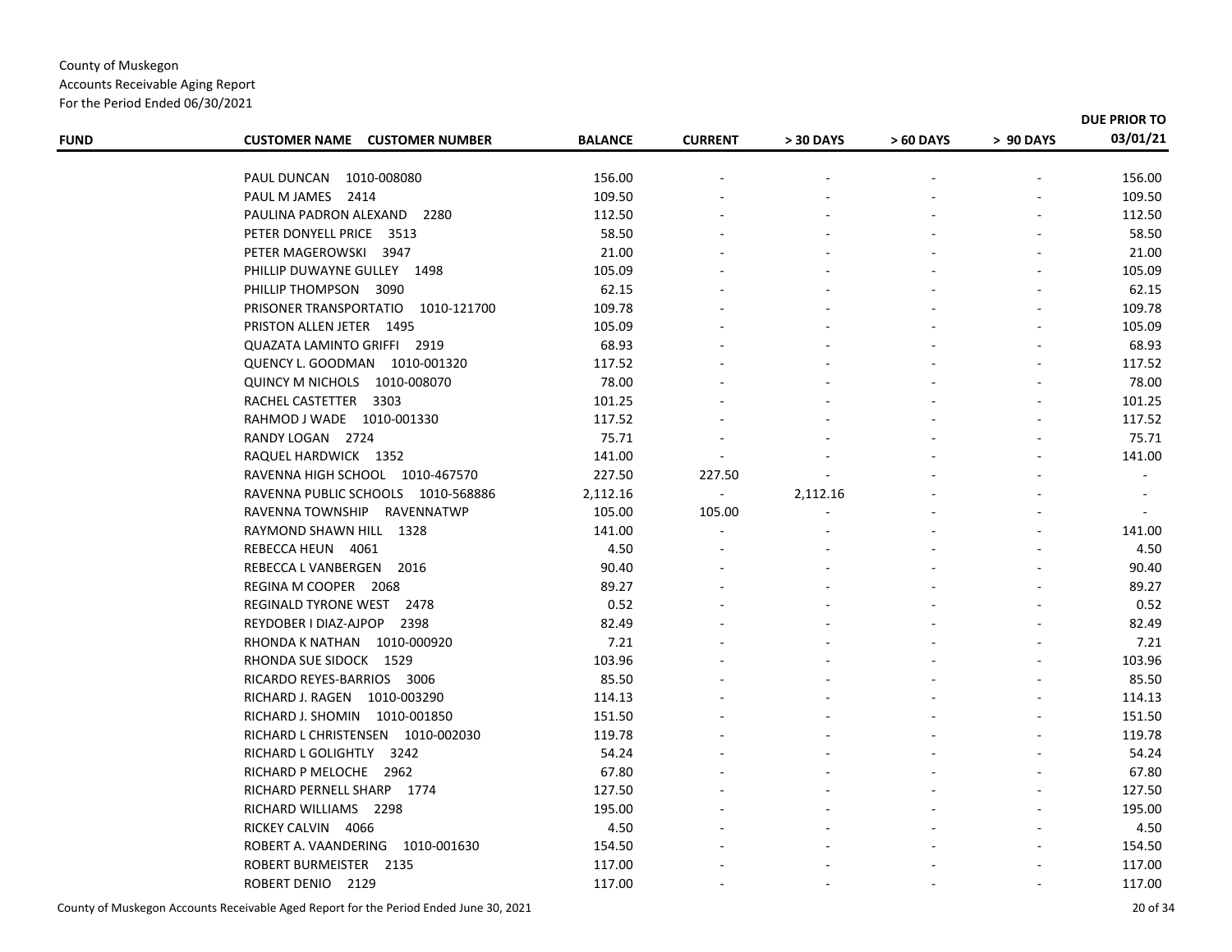County of Muskegon
Accounts Receivable Aging Report
For the Period Ended 06/30/2021

| FUND | CUSTOMER NAME CUSTOMER NUMBER | BALANCE | CURRENT | > 30 DAYS | > 60 DAYS | > 90 DAYS | DUE PRIOR TO 03/01/21 |
|---|---|---|---|---|---|---|---|
| | PAUL DUNCAN 1010-008080 | 156.00 | - | - | - | - | 156.00 |
| | PAUL M JAMES 2414 | 109.50 | - | - | - | - | 109.50 |
| | PAULINA PADRON ALEXAND 2280 | 112.50 | - | - | - | - | 112.50 |
| | PETER DONYELL PRICE 3513 | 58.50 | - | - | - | - | 58.50 |
| | PETER MAGEROWSKI 3947 | 21.00 | - | - | - | - | 21.00 |
| | PHILLIP DUWAYNE GULLEY 1498 | 105.09 | - | - | - | - | 105.09 |
| | PHILLIP THOMPSON 3090 | 62.15 | - | - | - | - | 62.15 |
| | PRISONER TRANSPORTATIO 1010-121700 | 109.78 | - | - | - | - | 109.78 |
| | PRISTON ALLEN JETER 1495 | 105.09 | - | - | - | - | 105.09 |
| | QUAZATA LAMINTO GRIFFI 2919 | 68.93 | - | - | - | - | 68.93 |
| | QUENCY L. GOODMAN 1010-001320 | 117.52 | - | - | - | - | 117.52 |
| | QUINCY M NICHOLS 1010-008070 | 78.00 | - | - | - | - | 78.00 |
| | RACHEL CASTETTER 3303 | 101.25 | - | - | - | - | 101.25 |
| | RAHMOD J WADE 1010-001330 | 117.52 | - | - | - | - | 117.52 |
| | RANDY LOGAN 2724 | 75.71 | - | - | - | - | 75.71 |
| | RAQUEL HARDWICK 1352 | 141.00 | - | - | - | - | 141.00 |
| | RAVENNA HIGH SCHOOL 1010-467570 | 227.50 | 227.50 | - | - | - | - |
| | RAVENNA PUBLIC SCHOOLS 1010-568886 | 2,112.16 | - | 2,112.16 | - | - | - |
| | RAVENNA TOWNSHIP RAVENNATWP | 105.00 | 105.00 | - | - | - | - |
| | RAYMOND SHAWN HILL 1328 | 141.00 | - | - | - | - | 141.00 |
| | REBECCA HEUN 4061 | 4.50 | - | - | - | - | 4.50 |
| | REBECCA L VANBERGEN 2016 | 90.40 | - | - | - | - | 90.40 |
| | REGINA M COOPER 2068 | 89.27 | - | - | - | - | 89.27 |
| | REGINALD TYRONE WEST 2478 | 0.52 | - | - | - | - | 0.52 |
| | REYDOBER I DIAZ-AJPOP 2398 | 82.49 | - | - | - | - | 82.49 |
| | RHONDA K NATHAN 1010-000920 | 7.21 | - | - | - | - | 7.21 |
| | RHONDA SUE SIDOCK 1529 | 103.96 | - | - | - | - | 103.96 |
| | RICARDO REYES-BARRIOS 3006 | 85.50 | - | - | - | - | 85.50 |
| | RICHARD J. RAGEN 1010-003290 | 114.13 | - | - | - | - | 114.13 |
| | RICHARD J. SHOMIN 1010-001850 | 151.50 | - | - | - | - | 151.50 |
| | RICHARD L CHRISTENSEN 1010-002030 | 119.78 | - | - | - | - | 119.78 |
| | RICHARD L GOLIGHTLY 3242 | 54.24 | - | - | - | - | 54.24 |
| | RICHARD P MELOCHE 2962 | 67.80 | - | - | - | - | 67.80 |
| | RICHARD PERNELL SHARP 1774 | 127.50 | - | - | - | - | 127.50 |
| | RICHARD WILLIAMS 2298 | 195.00 | - | - | - | - | 195.00 |
| | RICKEY CALVIN 4066 | 4.50 | - | - | - | - | 4.50 |
| | ROBERT A. VAANDERING 1010-001630 | 154.50 | - | - | - | - | 154.50 |
| | ROBERT BURMEISTER 2135 | 117.00 | - | - | - | - | 117.00 |
| | ROBERT DENIO 2129 | 117.00 | - | - | - | - | 117.00 |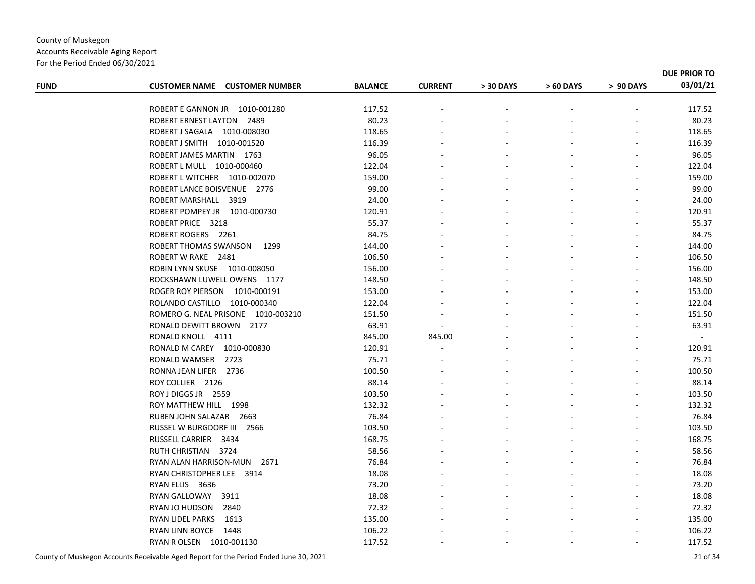County of Muskegon
Accounts Receivable Aging Report
For the Period Ended 06/30/2021

| FUND | CUSTOMER NAME CUSTOMER NUMBER | BALANCE | CURRENT | > 30 DAYS | > 60 DAYS | > 90 DAYS | DUE PRIOR TO 03/01/21 |
|---|---|---|---|---|---|---|---|
| | ROBERT E GANNON JR 1010-001280 | 117.52 | - | - | - | - | 117.52 |
| | ROBERT ERNEST LAYTON 2489 | 80.23 | - | - | - | - | 80.23 |
| | ROBERT J SAGALA 1010-008030 | 118.65 | - | - | - | - | 118.65 |
| | ROBERT J SMITH 1010-001520 | 116.39 | - | - | - | - | 116.39 |
| | ROBERT JAMES MARTIN 1763 | 96.05 | - | - | - | - | 96.05 |
| | ROBERT L MULL 1010-000460 | 122.04 | - | - | - | - | 122.04 |
| | ROBERT L WITCHER 1010-002070 | 159.00 | - | - | - | - | 159.00 |
| | ROBERT LANCE BOISVENUE 2776 | 99.00 | - | - | - | - | 99.00 |
| | ROBERT MARSHALL 3919 | 24.00 | - | - | - | - | 24.00 |
| | ROBERT POMPEY JR 1010-000730 | 120.91 | - | - | - | - | 120.91 |
| | ROBERT PRICE 3218 | 55.37 | - | - | - | - | 55.37 |
| | ROBERT ROGERS 2261 | 84.75 | - | - | - | - | 84.75 |
| | ROBERT THOMAS SWANSON 1299 | 144.00 | - | - | - | - | 144.00 |
| | ROBERT W RAKE 2481 | 106.50 | - | - | - | - | 106.50 |
| | ROBIN LYNN SKUSE 1010-008050 | 156.00 | - | - | - | - | 156.00 |
| | ROCKSHAWN LUWELL OWENS 1177 | 148.50 | - | - | - | - | 148.50 |
| | ROGER ROY PIERSON 1010-000191 | 153.00 | - | - | - | - | 153.00 |
| | ROLANDO CASTILLO 1010-000340 | 122.04 | - | - | - | - | 122.04 |
| | ROMERO G. NEAL PRISONE 1010-003210 | 151.50 | - | - | - | - | 151.50 |
| | RONALD DEWITT BROWN 2177 | 63.91 | - | - | - | - | 63.91 |
| | RONALD KNOLL 4111 | 845.00 | 845.00 | - | - | - | - |
| | RONALD M CAREY 1010-000830 | 120.91 | - | - | - | - | 120.91 |
| | RONALD WAMSER 2723 | 75.71 | - | - | - | - | 75.71 |
| | RONNA JEAN LIFER 2736 | 100.50 | - | - | - | - | 100.50 |
| | ROY COLLIER 2126 | 88.14 | - | - | - | - | 88.14 |
| | ROY J DIGGS JR 2559 | 103.50 | - | - | - | - | 103.50 |
| | ROY MATTHEW HILL 1998 | 132.32 | - | - | - | - | 132.32 |
| | RUBEN JOHN SALAZAR 2663 | 76.84 | - | - | - | - | 76.84 |
| | RUSSEL W BURGDORF III 2566 | 103.50 | - | - | - | - | 103.50 |
| | RUSSELL CARRIER 3434 | 168.75 | - | - | - | - | 168.75 |
| | RUTH CHRISTIAN 3724 | 58.56 | - | - | - | - | 58.56 |
| | RYAN ALAN HARRISON-MUN 2671 | 76.84 | - | - | - | - | 76.84 |
| | RYAN CHRISTOPHER LEE 3914 | 18.08 | - | - | - | - | 18.08 |
| | RYAN ELLIS 3636 | 73.20 | - | - | - | - | 73.20 |
| | RYAN GALLOWAY 3911 | 18.08 | - | - | - | - | 18.08 |
| | RYAN JO HUDSON 2840 | 72.32 | - | - | - | - | 72.32 |
| | RYAN LIDEL PARKS 1613 | 135.00 | - | - | - | - | 135.00 |
| | RYAN LINN BOYCE 1448 | 106.22 | - | - | - | - | 106.22 |
| | RYAN R OLSEN 1010-001130 | 117.52 | - | - | - | - | 117.52 |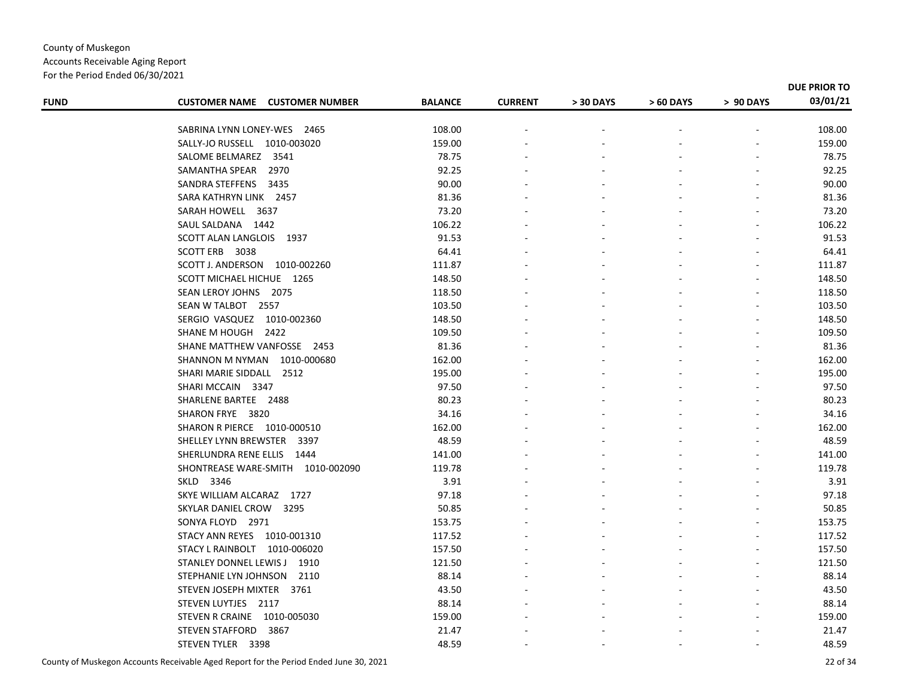County of Muskegon
Accounts Receivable Aging Report
For the Period Ended 06/30/2021

| FUND | CUSTOMER NAME CUSTOMER NUMBER | BALANCE | CURRENT | > 30 DAYS | > 60 DAYS | > 90 DAYS | DUE PRIOR TO 03/01/21 |
|---|---|---|---|---|---|---|---|
| | SABRINA LYNN LONEY-WES 2465 | 108.00 | - | - | - | - | 108.00 |
| | SALLY-JO RUSSELL 1010-003020 | 159.00 | - | - | - | - | 159.00 |
| | SALOME BELMAREZ 3541 | 78.75 | - | - | - | - | 78.75 |
| | SAMANTHA SPEAR 2970 | 92.25 | - | - | - | - | 92.25 |
| | SANDRA STEFFENS 3435 | 90.00 | - | - | - | - | 90.00 |
| | SARA KATHRYN LINK 2457 | 81.36 | - | - | - | - | 81.36 |
| | SARAH HOWELL 3637 | 73.20 | - | - | - | - | 73.20 |
| | SAUL SALDANA 1442 | 106.22 | - | - | - | - | 106.22 |
| | SCOTT ALAN LANGLOIS 1937 | 91.53 | - | - | - | - | 91.53 |
| | SCOTT ERB 3038 | 64.41 | - | - | - | - | 64.41 |
| | SCOTT J. ANDERSON 1010-002260 | 111.87 | - | - | - | - | 111.87 |
| | SCOTT MICHAEL HICHUE 1265 | 148.50 | - | - | - | - | 148.50 |
| | SEAN LEROY JOHNS 2075 | 118.50 | - | - | - | - | 118.50 |
| | SEAN W TALBOT 2557 | 103.50 | - | - | - | - | 103.50 |
| | SERGIO VASQUEZ 1010-002360 | 148.50 | - | - | - | - | 148.50 |
| | SHANE M HOUGH 2422 | 109.50 | - | - | - | - | 109.50 |
| | SHANE MATTHEW VANFOSSE 2453 | 81.36 | - | - | - | - | 81.36 |
| | SHANNON M NYMAN 1010-000680 | 162.00 | - | - | - | - | 162.00 |
| | SHARI MARIE SIDDALL 2512 | 195.00 | - | - | - | - | 195.00 |
| | SHARI MCCAIN 3347 | 97.50 | - | - | - | - | 97.50 |
| | SHARLENE BARTEE 2488 | 80.23 | - | - | - | - | 80.23 |
| | SHARON FRYE 3820 | 34.16 | - | - | - | - | 34.16 |
| | SHARON R PIERCE 1010-000510 | 162.00 | - | - | - | - | 162.00 |
| | SHELLEY LYNN BREWSTER 3397 | 48.59 | - | - | - | - | 48.59 |
| | SHERLUNDRA RENE ELLIS 1444 | 141.00 | - | - | - | - | 141.00 |
| | SHONTREASE WARE-SMITH 1010-002090 | 119.78 | - | - | - | - | 119.78 |
| | SKLD 3346 | 3.91 | - | - | - | - | 3.91 |
| | SKYE WILLIAM ALCARAZ 1727 | 97.18 | - | - | - | - | 97.18 |
| | SKYLAR DANIEL CROW 3295 | 50.85 | - | - | - | - | 50.85 |
| | SONYA FLOYD 2971 | 153.75 | - | - | - | - | 153.75 |
| | STACY ANN REYES 1010-001310 | 117.52 | - | - | - | - | 117.52 |
| | STACY L RAINBOLT 1010-006020 | 157.50 | - | - | - | - | 157.50 |
| | STANLEY DONNEL LEWIS J 1910 | 121.50 | - | - | - | - | 121.50 |
| | STEPHANIE LYN JOHNSON 2110 | 88.14 | - | - | - | - | 88.14 |
| | STEVEN JOSEPH MIXTER 3761 | 43.50 | - | - | - | - | 43.50 |
| | STEVEN LUYTJES 2117 | 88.14 | - | - | - | - | 88.14 |
| | STEVEN R CRAINE 1010-005030 | 159.00 | - | - | - | - | 159.00 |
| | STEVEN STAFFORD 3867 | 21.47 | - | - | - | - | 21.47 |
| | STEVEN TYLER 3398 | 48.59 | - | - | - | - | 48.59 |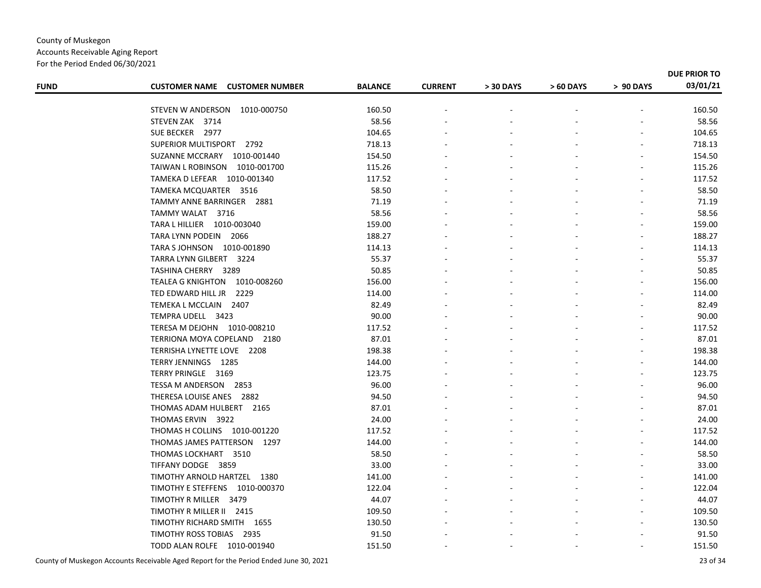County of Muskegon
Accounts Receivable Aging Report
For the Period Ended 06/30/2021

| FUND | CUSTOMER NAME CUSTOMER NUMBER | BALANCE | CURRENT | > 30 DAYS | > 60 DAYS | > 90 DAYS | DUE PRIOR TO 03/01/21 |
|---|---|---|---|---|---|---|---|
| | STEVEN W ANDERSON 1010-000750 | 160.50 | - | - | - | - | 160.50 |
| | STEVEN ZAK 3714 | 58.56 | - | - | - | - | 58.56 |
| | SUE BECKER 2977 | 104.65 | - | - | - | - | 104.65 |
| | SUPERIOR MULTISPORT 2792 | 718.13 | - | - | - | - | 718.13 |
| | SUZANNE MCCRARY 1010-001440 | 154.50 | - | - | - | - | 154.50 |
| | TAIWAN L ROBINSON 1010-001700 | 115.26 | - | - | - | - | 115.26 |
| | TAMEKA D LEFEAR 1010-001340 | 117.52 | - | - | - | - | 117.52 |
| | TAMEKA MCQUARTER 3516 | 58.50 | - | - | - | - | 58.50 |
| | TAMMY ANNE BARRINGER 2881 | 71.19 | - | - | - | - | 71.19 |
| | TAMMY WALAT 3716 | 58.56 | - | - | - | - | 58.56 |
| | TARA L HILLIER 1010-003040 | 159.00 | - | - | - | - | 159.00 |
| | TARA LYNN PODEIN 2066 | 188.27 | - | - | - | - | 188.27 |
| | TARA S JOHNSON 1010-001890 | 114.13 | - | - | - | - | 114.13 |
| | TARRA LYNN GILBERT 3224 | 55.37 | - | - | - | - | 55.37 |
| | TASHINA CHERRY 3289 | 50.85 | - | - | - | - | 50.85 |
| | TEALEA G KNIGHTON 1010-008260 | 156.00 | - | - | - | - | 156.00 |
| | TED EDWARD HILL JR 2229 | 114.00 | - | - | - | - | 114.00 |
| | TEMEKA L MCCLAIN 2407 | 82.49 | - | - | - | - | 82.49 |
| | TEMPRA UDELL 3423 | 90.00 | - | - | - | - | 90.00 |
| | TERESA M DEJOHN 1010-008210 | 117.52 | - | - | - | - | 117.52 |
| | TERRIONA MOYA COPELAND 2180 | 87.01 | - | - | - | - | 87.01 |
| | TERRISHA LYNETTE LOVE 2208 | 198.38 | - | - | - | - | 198.38 |
| | TERRY JENNINGS 1285 | 144.00 | - | - | - | - | 144.00 |
| | TERRY PRINGLE 3169 | 123.75 | - | - | - | - | 123.75 |
| | TESSA M ANDERSON 2853 | 96.00 | - | - | - | - | 96.00 |
| | THERESA LOUISE ANES 2882 | 94.50 | - | - | - | - | 94.50 |
| | THOMAS ADAM HULBERT 2165 | 87.01 | - | - | - | - | 87.01 |
| | THOMAS ERVIN 3922 | 24.00 | - | - | - | - | 24.00 |
| | THOMAS H COLLINS 1010-001220 | 117.52 | - | - | - | - | 117.52 |
| | THOMAS JAMES PATTERSON 1297 | 144.00 | - | - | - | - | 144.00 |
| | THOMAS LOCKHART 3510 | 58.50 | - | - | - | - | 58.50 |
| | TIFFANY DODGE 3859 | 33.00 | - | - | - | - | 33.00 |
| | TIMOTHY ARNOLD HARTZEL 1380 | 141.00 | - | - | - | - | 141.00 |
| | TIMOTHY E STEFFENS 1010-000370 | 122.04 | - | - | - | - | 122.04 |
| | TIMOTHY R MILLER 3479 | 44.07 | - | - | - | - | 44.07 |
| | TIMOTHY R MILLER II 2415 | 109.50 | - | - | - | - | 109.50 |
| | TIMOTHY RICHARD SMITH 1655 | 130.50 | - | - | - | - | 130.50 |
| | TIMOTHY ROSS TOBIAS 2935 | 91.50 | - | - | - | - | 91.50 |
| | TODD ALAN ROLFE 1010-001940 | 151.50 | - | - | - | - | 151.50 |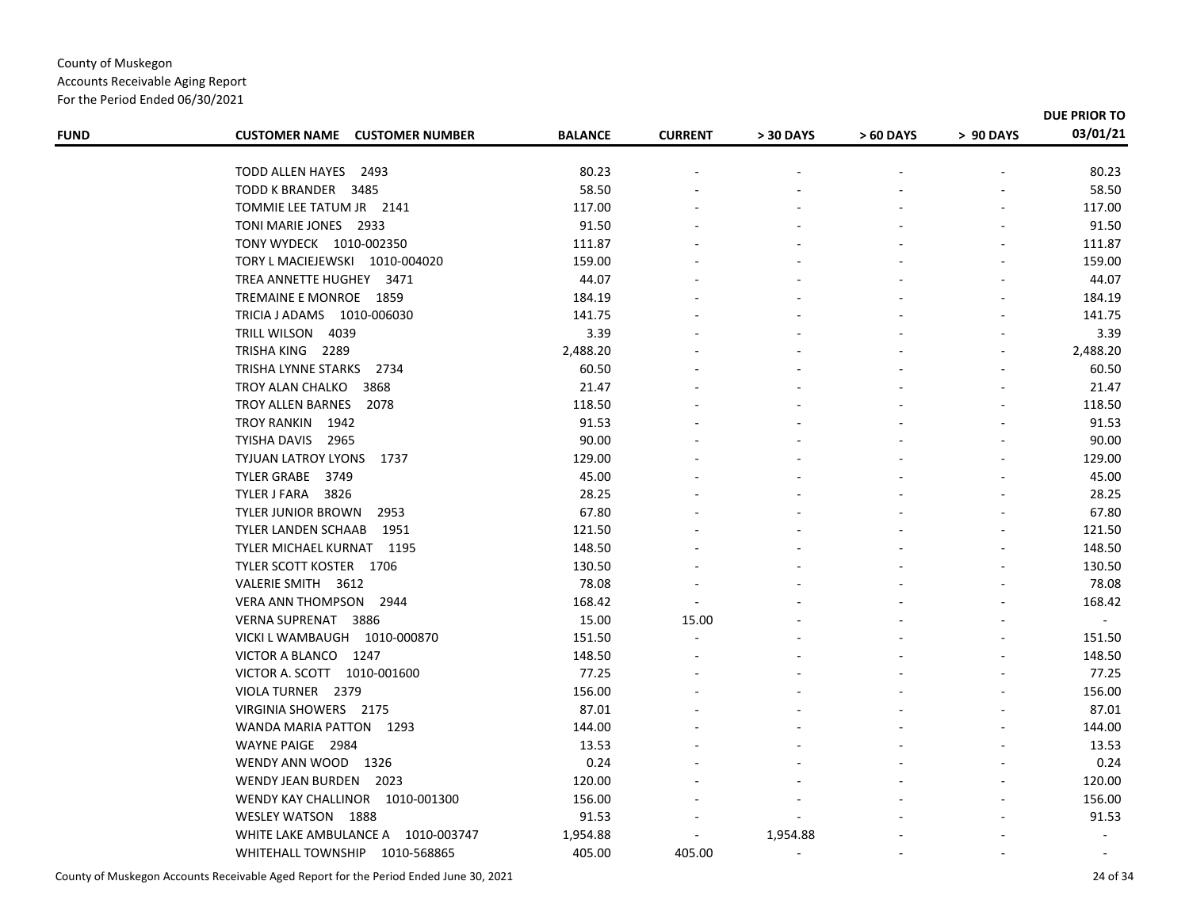County of Muskegon
Accounts Receivable Aging Report
For the Period Ended 06/30/2021

| FUND | CUSTOMER NAME CUSTOMER NUMBER | BALANCE | CURRENT | > 30 DAYS | > 60 DAYS | > 90 DAYS | DUE PRIOR TO 03/01/21 |
|---|---|---|---|---|---|---|---|
| | TODD ALLEN HAYES 2493 | 80.23 | - | - | - | - | 80.23 |
| | TODD K BRANDER 3485 | 58.50 | - | - | - | - | 58.50 |
| | TOMMIE LEE TATUM JR 2141 | 117.00 | - | - | - | - | 117.00 |
| | TONI MARIE JONES 2933 | 91.50 | - | - | - | - | 91.50 |
| | TONY WYDECK 1010-002350 | 111.87 | - | - | - | - | 111.87 |
| | TORY L MACIEJEWSKI 1010-004020 | 159.00 | - | - | - | - | 159.00 |
| | TREA ANNETTE HUGHEY 3471 | 44.07 | - | - | - | - | 44.07 |
| | TREMAINE E MONROE 1859 | 184.19 | - | - | - | - | 184.19 |
| | TRICIA J ADAMS 1010-006030 | 141.75 | - | - | - | - | 141.75 |
| | TRILL WILSON 4039 | 3.39 | - | - | - | - | 3.39 |
| | TRISHA KING 2289 | 2,488.20 | - | - | - | - | 2,488.20 |
| | TRISHA LYNNE STARKS 2734 | 60.50 | - | - | - | - | 60.50 |
| | TROY ALAN CHALKO 3868 | 21.47 | - | - | - | - | 21.47 |
| | TROY ALLEN BARNES 2078 | 118.50 | - | - | - | - | 118.50 |
| | TROY RANKIN 1942 | 91.53 | - | - | - | - | 91.53 |
| | TYISHA DAVIS 2965 | 90.00 | - | - | - | - | 90.00 |
| | TYJUAN LATROY LYONS 1737 | 129.00 | - | - | - | - | 129.00 |
| | TYLER GRABE 3749 | 45.00 | - | - | - | - | 45.00 |
| | TYLER J FARA 3826 | 28.25 | - | - | - | - | 28.25 |
| | TYLER JUNIOR BROWN 2953 | 67.80 | - | - | - | - | 67.80 |
| | TYLER LANDEN SCHAAB 1951 | 121.50 | - | - | - | - | 121.50 |
| | TYLER MICHAEL KURNAT 1195 | 148.50 | - | - | - | - | 148.50 |
| | TYLER SCOTT KOSTER 1706 | 130.50 | - | - | - | - | 130.50 |
| | VALERIE SMITH 3612 | 78.08 | - | - | - | - | 78.08 |
| | VERA ANN THOMPSON 2944 | 168.42 | - | - | - | - | 168.42 |
| | VERNA SUPRENAT 3886 | 15.00 | 15.00 | - | - | - | - |
| | VICKI L WAMBAUGH 1010-000870 | 151.50 | - | - | - | - | 151.50 |
| | VICTOR A BLANCO 1247 | 148.50 | - | - | - | - | 148.50 |
| | VICTOR A. SCOTT 1010-001600 | 77.25 | - | - | - | - | 77.25 |
| | VIOLA TURNER 2379 | 156.00 | - | - | - | - | 156.00 |
| | VIRGINIA SHOWERS 2175 | 87.01 | - | - | - | - | 87.01 |
| | WANDA MARIA PATTON 1293 | 144.00 | - | - | - | - | 144.00 |
| | WAYNE PAIGE 2984 | 13.53 | - | - | - | - | 13.53 |
| | WENDY ANN WOOD 1326 | 0.24 | - | - | - | - | 0.24 |
| | WENDY JEAN BURDEN 2023 | 120.00 | - | - | - | - | 120.00 |
| | WENDY KAY CHALLINOR 1010-001300 | 156.00 | - | - | - | - | 156.00 |
| | WESLEY WATSON 1888 | 91.53 | - | - | - | - | 91.53 |
| | WHITE LAKE AMBULANCE A 1010-003747 | 1,954.88 | - | 1,954.88 | - | - | - |
| | WHITEHALL TOWNSHIP 1010-568865 | 405.00 | 405.00 | - | - | - | - |

County of Muskegon Accounts Receivable Aged Report for the Period Ended June 30, 2021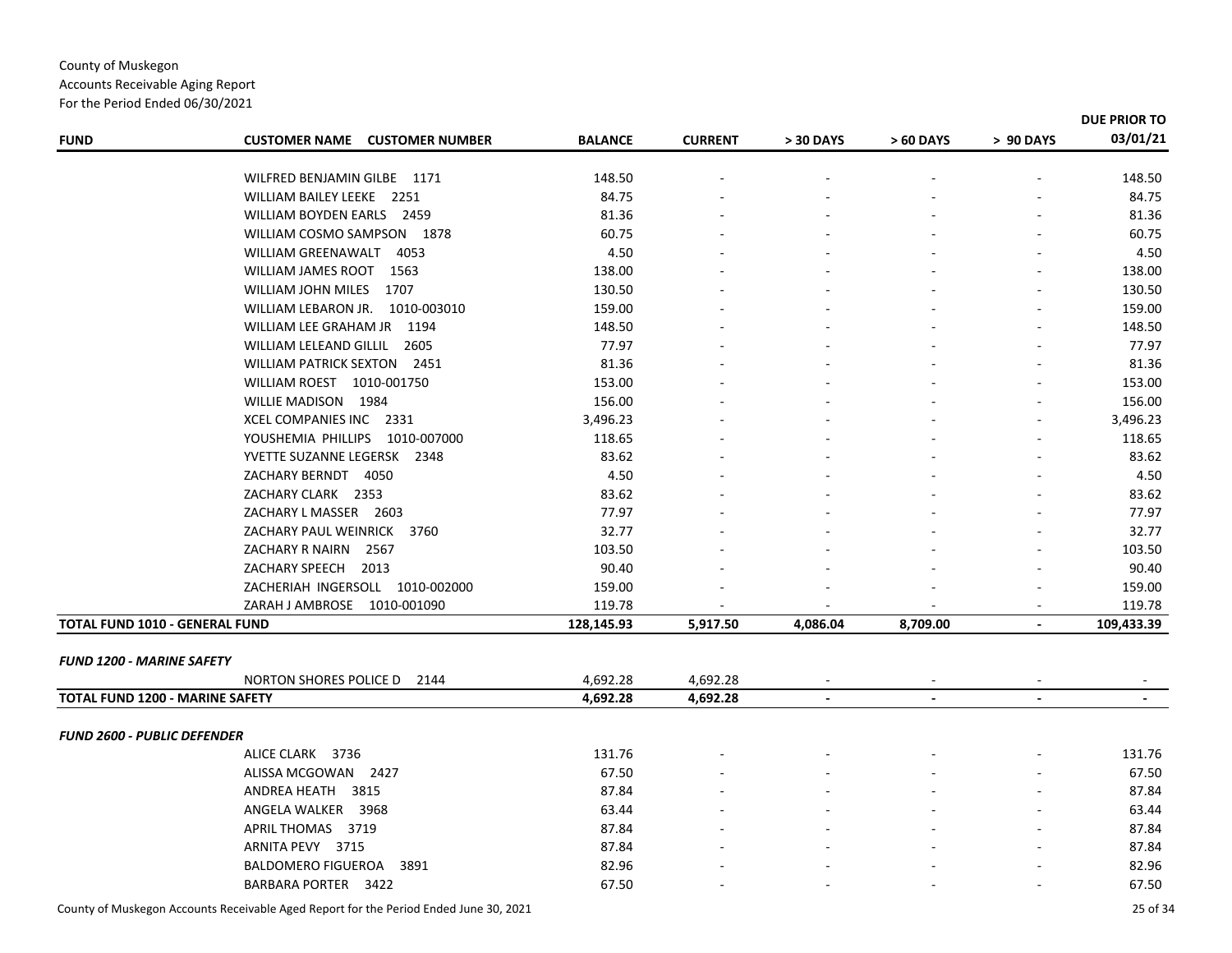County of Muskegon
Accounts Receivable Aging Report
For the Period Ended 06/30/2021

| FUND | CUSTOMER NAME CUSTOMER NUMBER | BALANCE | CURRENT | > 30 DAYS | > 60 DAYS | > 90 DAYS | DUE PRIOR TO 03/01/21 |
|---|---|---|---|---|---|---|---|
| | WILFRED BENJAMIN GILBE 1171 | 148.50 | - | - | - | - | 148.50 |
| | WILLIAM BAILEY LEEKE 2251 | 84.75 | - | - | - | - | 84.75 |
| | WILLIAM BOYDEN EARLS 2459 | 81.36 | - | - | - | - | 81.36 |
| | WILLIAM COSMO SAMPSON 1878 | 60.75 | - | - | - | - | 60.75 |
| | WILLIAM GREENAWALT 4053 | 4.50 | - | - | - | - | 4.50 |
| | WILLIAM JAMES ROOT 1563 | 138.00 | - | - | - | - | 138.00 |
| | WILLIAM JOHN MILES 1707 | 130.50 | - | - | - | - | 130.50 |
| | WILLIAM LEBARON JR. 1010-003010 | 159.00 | - | - | - | - | 159.00 |
| | WILLIAM LEE GRAHAM JR 1194 | 148.50 | - | - | - | - | 148.50 |
| | WILLIAM LELEAND GILLIL 2605 | 77.97 | - | - | - | - | 77.97 |
| | WILLIAM PATRICK SEXTON 2451 | 81.36 | - | - | - | - | 81.36 |
| | WILLIAM ROEST 1010-001750 | 153.00 | - | - | - | - | 153.00 |
| | WILLIE MADISON 1984 | 156.00 | - | - | - | - | 156.00 |
| | XCEL COMPANIES INC 2331 | 3,496.23 | - | - | - | - | 3,496.23 |
| | YOUSHEMIA PHILLIPS 1010-007000 | 118.65 | - | - | - | - | 118.65 |
| | YVETTE SUZANNE LEGERSK 2348 | 83.62 | - | - | - | - | 83.62 |
| | ZACHARY BERNDT 4050 | 4.50 | - | - | - | - | 4.50 |
| | ZACHARY CLARK 2353 | 83.62 | - | - | - | - | 83.62 |
| | ZACHARY L MASSER 2603 | 77.97 | - | - | - | - | 77.97 |
| | ZACHARY PAUL WEINRICK 3760 | 32.77 | - | - | - | - | 32.77 |
| | ZACHARY R NAIRN 2567 | 103.50 | - | - | - | - | 103.50 |
| | ZACHARY SPEECH 2013 | 90.40 | - | - | - | - | 90.40 |
| | ZACHERIAH INGERSOLL 1010-002000 | 159.00 | - | - | - | - | 159.00 |
| | ZARAH J AMBROSE 1010-001090 | 119.78 | - | - | - | - | 119.78 |
| **TOTAL FUND 1010 - GENERAL FUND** | | **128,145.93** | **5,917.50** | **4,086.04** | **8,709.00** | **-** | **109,433.39** |
| ***FUND 1200 - MARINE SAFETY*** | | | | | | | |
| | NORTON SHORES POLICE D 2144 | 4,692.28 | 4,692.28 | - | - | - | - |
| **TOTAL FUND 1200 - MARINE SAFETY** | | **4,692.28** | **4,692.28** | **-** | **-** | **-** | **-** |
| ***FUND 2600 - PUBLIC DEFENDER*** | | | | | | | |
| | ALICE CLARK 3736 | 131.76 | - | - | - | - | 131.76 |
| | ALISSA MCGOWAN 2427 | 67.50 | - | - | - | - | 67.50 |
| | ANDREA HEATH 3815 | 87.84 | - | - | - | - | 87.84 |
| | ANGELA WALKER 3968 | 63.44 | - | - | - | - | 63.44 |
| | APRIL THOMAS 3719 | 87.84 | - | - | - | - | 87.84 |
| | ARNITA PEVY 3715 | 87.84 | - | - | - | - | 87.84 |
| | BALDOMERO FIGUEROA 3891 | 82.96 | - | - | - | - | 82.96 |
| | BARBARA PORTER 3422 | 67.50 | - | - | - | - | 67.50 |

County of Muskegon Accounts Receivable Aged Report for the Period Ended June 30, 2021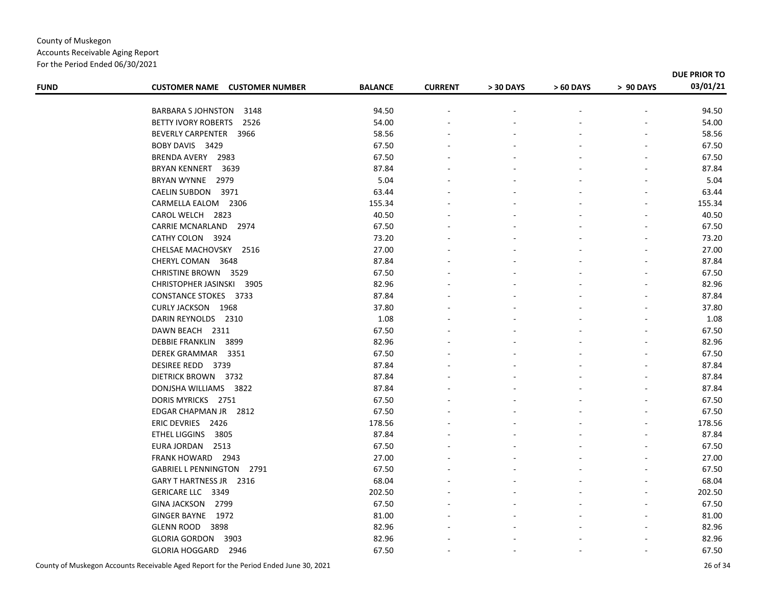County of Muskegon
Accounts Receivable Aging Report
For the Period Ended 06/30/2021

| FUND | CUSTOMER NAME CUSTOMER NUMBER | BALANCE | CURRENT | > 30 DAYS | > 60 DAYS | > 90 DAYS | DUE PRIOR TO 03/01/21 |
|---|---|---|---|---|---|---|---|
| | BARBARA S JOHNSTON 3148 | 94.50 | - | - | - | - | 94.50 |
| | BETTY IVORY ROBERTS 2526 | 54.00 | - | - | - | - | 54.00 |
| | BEVERLY CARPENTER 3966 | 58.56 | - | - | - | - | 58.56 |
| | BOBY DAVIS 3429 | 67.50 | - | - | - | - | 67.50 |
| | BRENDA AVERY 2983 | 67.50 | - | - | - | - | 67.50 |
| | BRYAN KENNERT 3639 | 87.84 | - | - | - | - | 87.84 |
| | BRYAN WYNNE 2979 | 5.04 | - | - | - | - | 5.04 |
| | CAELIN SUBDON 3971 | 63.44 | - | - | - | - | 63.44 |
| | CARMELLA EALOM 2306 | 155.34 | - | - | - | - | 155.34 |
| | CAROL WELCH 2823 | 40.50 | - | - | - | - | 40.50 |
| | CARRIE MCNARLAND 2974 | 67.50 | - | - | - | - | 67.50 |
| | CATHY COLON 3924 | 73.20 | - | - | - | - | 73.20 |
| | CHELSAE MACHOVSKY 2516 | 27.00 | - | - | - | - | 27.00 |
| | CHERYL COMAN 3648 | 87.84 | - | - | - | - | 87.84 |
| | CHRISTINE BROWN 3529 | 67.50 | - | - | - | - | 67.50 |
| | CHRISTOPHER JASINSKI 3905 | 82.96 | - | - | - | - | 82.96 |
| | CONSTANCE STOKES 3733 | 87.84 | - | - | - | - | 87.84 |
| | CURLY JACKSON 1968 | 37.80 | - | - | - | - | 37.80 |
| | DARIN REYNOLDS 2310 | 1.08 | - | - | - | - | 1.08 |
| | DAWN BEACH 2311 | 67.50 | - | - | - | - | 67.50 |
| | DEBBIE FRANKLIN 3899 | 82.96 | - | - | - | - | 82.96 |
| | DEREK GRAMMAR 3351 | 67.50 | - | - | - | - | 67.50 |
| | DESIREE REDD 3739 | 87.84 | - | - | - | - | 87.84 |
| | DIETRICK BROWN 3732 | 87.84 | - | - | - | - | 87.84 |
| | DONJSHA WILLIAMS 3822 | 87.84 | - | - | - | - | 87.84 |
| | DORIS MYRICKS 2751 | 67.50 | - | - | - | - | 67.50 |
| | EDGAR CHAPMAN JR 2812 | 67.50 | - | - | - | - | 67.50 |
| | ERIC DEVRIES 2426 | 178.56 | - | - | - | - | 178.56 |
| | ETHEL LIGGINS 3805 | 87.84 | - | - | - | - | 87.84 |
| | EURA JORDAN 2513 | 67.50 | - | - | - | - | 67.50 |
| | FRANK HOWARD 2943 | 27.00 | - | - | - | - | 27.00 |
| | GABRIEL L PENNINGTON 2791 | 67.50 | - | - | - | - | 67.50 |
| | GARY T HARTNESS JR 2316 | 68.04 | - | - | - | - | 68.04 |
| | GERICARE LLC 3349 | 202.50 | - | - | - | - | 202.50 |
| | GINA JACKSON 2799 | 67.50 | - | - | - | - | 67.50 |
| | GINGER BAYNE 1972 | 81.00 | - | - | - | - | 81.00 |
| | GLENN ROOD 3898 | 82.96 | - | - | - | - | 82.96 |
| | GLORIA GORDON 3903 | 82.96 | - | - | - | - | 82.96 |
| | GLORIA HOGGARD 2946 | 67.50 | - | - | - | - | 67.50 |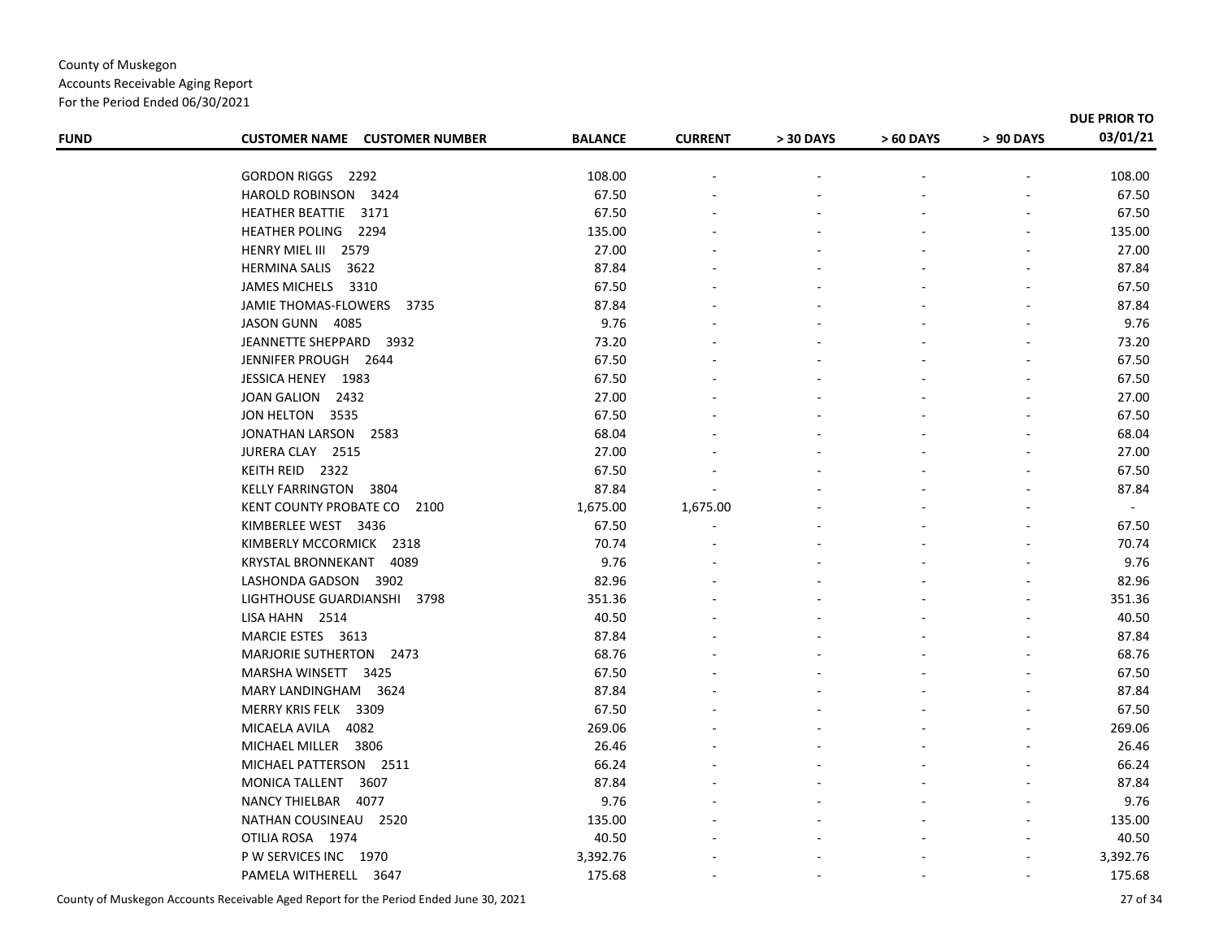County of Muskegon
Accounts Receivable Aging Report
For the Period Ended 06/30/2021

| FUND | CUSTOMER NAME CUSTOMER NUMBER | BALANCE | CURRENT | > 30 DAYS | > 60 DAYS | > 90 DAYS | DUE PRIOR TO 03/01/21 |
|---|---|---|---|---|---|---|---|
| | GORDON RIGGS 2292 | 108.00 | - | - | - | - | 108.00 |
| | HAROLD ROBINSON 3424 | 67.50 | - | - | - | - | 67.50 |
| | HEATHER BEATTIE 3171 | 67.50 | - | - | - | - | 67.50 |
| | HEATHER POLING 2294 | 135.00 | - | - | - | - | 135.00 |
| | HENRY MIEL III 2579 | 27.00 | - | - | - | - | 27.00 |
| | HERMINA SALIS 3622 | 87.84 | - | - | - | - | 87.84 |
| | JAMES MICHELS 3310 | 67.50 | - | - | - | - | 67.50 |
| | JAMIE THOMAS-FLOWERS 3735 | 87.84 | - | - | - | - | 87.84 |
| | JASON GUNN 4085 | 9.76 | - | - | - | - | 9.76 |
| | JEANNETTE SHEPPARD 3932 | 73.20 | - | - | - | - | 73.20 |
| | JENNIFER PROUGH 2644 | 67.50 | - | - | - | - | 67.50 |
| | JESSICA HENEY 1983 | 67.50 | - | - | - | - | 67.50 |
| | JOAN GALION 2432 | 27.00 | - | - | - | - | 27.00 |
| | JON HELTON 3535 | 67.50 | - | - | - | - | 67.50 |
| | JONATHAN LARSON 2583 | 68.04 | - | - | - | - | 68.04 |
| | JURERA CLAY 2515 | 27.00 | - | - | - | - | 27.00 |
| | KEITH REID 2322 | 67.50 | - | - | - | - | 67.50 |
| | KELLY FARRINGTON 3804 | 87.84 | - | - | - | - | 87.84 |
| | KENT COUNTY PROBATE CO 2100 | 1,675.00 | 1,675.00 | - | - | - | - |
| | KIMBERLEE WEST 3436 | 67.50 | - | - | - | - | 67.50 |
| | KIMBERLY MCCORMICK 2318 | 70.74 | - | - | - | - | 70.74 |
| | KRYSTAL BRONNEKANT 4089 | 9.76 | - | - | - | - | 9.76 |
| | LASHONDA GADSON 3902 | 82.96 | - | - | - | - | 82.96 |
| | LIGHTHOUSE GUARDIANSHI 3798 | 351.36 | - | - | - | - | 351.36 |
| | LISA HAHN 2514 | 40.50 | - | - | - | - | 40.50 |
| | MARCIE ESTES 3613 | 87.84 | - | - | - | - | 87.84 |
| | MARJORIE SUTHERTON 2473 | 68.76 | - | - | - | - | 68.76 |
| | MARSHA WINSETT 3425 | 67.50 | - | - | - | - | 67.50 |
| | MARY LANDINGHAM 3624 | 87.84 | - | - | - | - | 87.84 |
| | MERRY KRIS FELK 3309 | 67.50 | - | - | - | - | 67.50 |
| | MICAELA AVILA 4082 | 269.06 | - | - | - | - | 269.06 |
| | MICHAEL MILLER 3806 | 26.46 | - | - | - | - | 26.46 |
| | MICHAEL PATTERSON 2511 | 66.24 | - | - | - | - | 66.24 |
| | MONICA TALLENT 3607 | 87.84 | - | - | - | - | 87.84 |
| | NANCY THIELBAR 4077 | 9.76 | - | - | - | - | 9.76 |
| | NATHAN COUSINEAU 2520 | 135.00 | - | - | - | - | 135.00 |
| | OTILIA ROSA 1974 | 40.50 | - | - | - | - | 40.50 |
| | P W SERVICES INC 1970 | 3,392.76 | - | - | - | - | 3,392.76 |
| | PAMELA WITHERELL 3647 | 175.68 | - | - | - | - | 175.68 |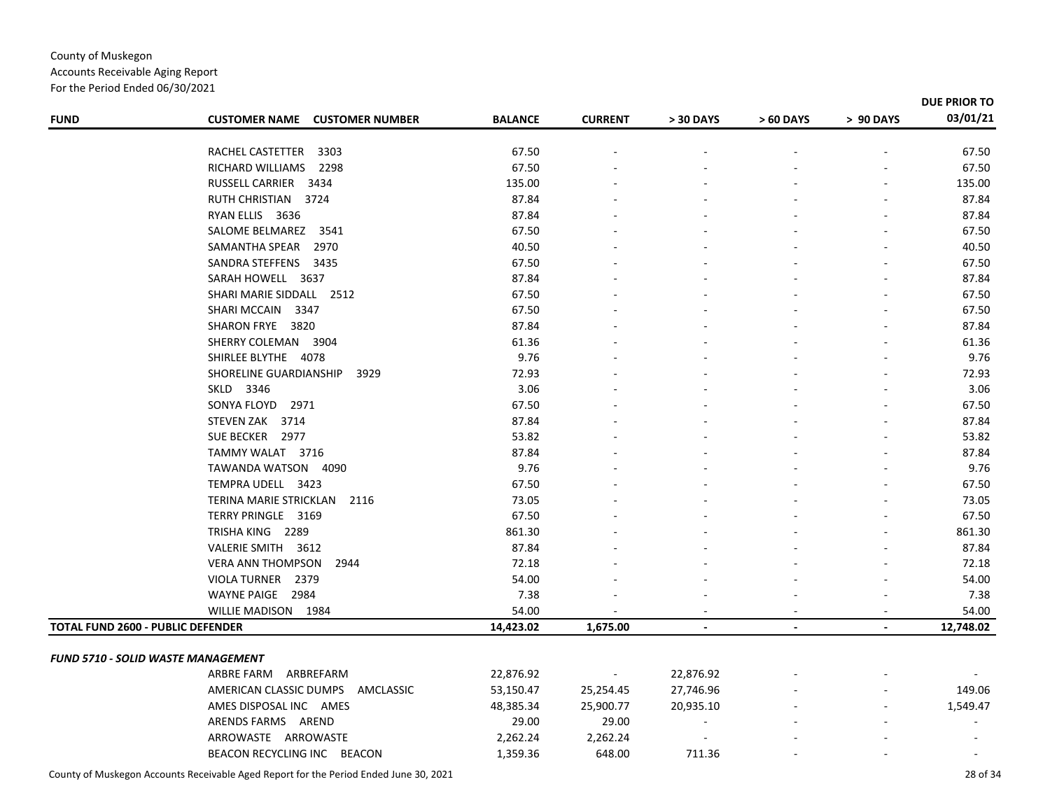County of Muskegon
Accounts Receivable Aging Report
For the Period Ended 06/30/2021

| FUND | CUSTOMER NAME CUSTOMER NUMBER | BALANCE | CURRENT | > 30 DAYS | > 60 DAYS | > 90 DAYS | DUE PRIOR TO 03/01/21 |
|---|---|---|---|---|---|---|---|
| | RACHEL CASTETTER 3303 | 67.50 | - | - | - | - | 67.50 |
| | RICHARD WILLIAMS 2298 | 67.50 | - | - | - | - | 67.50 |
| | RUSSELL CARRIER 3434 | 135.00 | - | - | - | - | 135.00 |
| | RUTH CHRISTIAN 3724 | 87.84 | - | - | - | - | 87.84 |
| | RYAN ELLIS 3636 | 87.84 | - | - | - | - | 87.84 |
| | SALOME BELMAREZ 3541 | 67.50 | - | - | - | - | 67.50 |
| | SAMANTHA SPEAR 2970 | 40.50 | - | - | - | - | 40.50 |
| | SANDRA STEFFENS 3435 | 67.50 | - | - | - | - | 67.50 |
| | SARAH HOWELL 3637 | 87.84 | - | - | - | - | 87.84 |
| | SHARI MARIE SIDDALL 2512 | 67.50 | - | - | - | - | 67.50 |
| | SHARI MCCAIN 3347 | 67.50 | - | - | - | - | 67.50 |
| | SHARON FRYE 3820 | 87.84 | - | - | - | - | 87.84 |
| | SHERRY COLEMAN 3904 | 61.36 | - | - | - | - | 61.36 |
| | SHIRLEE BLYTHE 4078 | 9.76 | - | - | - | - | 9.76 |
| | SHORELINE GUARDIANSHIP 3929 | 72.93 | - | - | - | - | 72.93 |
| | SKLD 3346 | 3.06 | - | - | - | - | 3.06 |
| | SONYA FLOYD 2971 | 67.50 | - | - | - | - | 67.50 |
| | STEVEN ZAK 3714 | 87.84 | - | - | - | - | 87.84 |
| | SUE BECKER 2977 | 53.82 | - | - | - | - | 53.82 |
| | TAMMY WALAT 3716 | 87.84 | - | - | - | - | 87.84 |
| | TAWANDA WATSON 4090 | 9.76 | - | - | - | - | 9.76 |
| | TEMPRA UDELL 3423 | 67.50 | - | - | - | - | 67.50 |
| | TERINA MARIE STRICKLAN 2116 | 73.05 | - | - | - | - | 73.05 |
| | TERRY PRINGLE 3169 | 67.50 | - | - | - | - | 67.50 |
| | TRISHA KING 2289 | 861.30 | - | - | - | - | 861.30 |
| | VALERIE SMITH 3612 | 87.84 | - | - | - | - | 87.84 |
| | VERA ANN THOMPSON 2944 | 72.18 | - | - | - | - | 72.18 |
| | VIOLA TURNER 2379 | 54.00 | - | - | - | - | 54.00 |
| | WAYNE PAIGE 2984 | 7.38 | - | - | - | - | 7.38 |
| | WILLIE MADISON 1984 | 54.00 | - | - | - | - | 54.00 |
| **TOTAL FUND 2600 - PUBLIC DEFENDER** | | **14,423.02** | **1,675.00** | **-** | **-** | **-** | **12,748.02** |
| ***FUND 5710 - SOLID WASTE MANAGEMENT*** | | | | | | | |
| | ARBRE FARM ARBREFARM | 22,876.92 | - | 22,876.92 | - | - | - |
| | AMERICAN CLASSIC DUMPS AMCLASSIC | 53,150.47 | 25,254.45 | 27,746.96 | - | - | 149.06 |
| | AMES DISPOSAL INC AMES | 48,385.34 | 25,900.77 | 20,935.10 | - | - | 1,549.47 |
| | ARENDS FARMS AREND | 29.00 | 29.00 | - | - | - | - |
| | ARROWASTE ARROWASTE | 2,262.24 | 2,262.24 | - | - | - | - |
| | BEACON RECYCLING INC BEACON | 1,359.36 | 648.00 | 711.36 | - | - | - |

County of Muskegon Accounts Receivable Aged Report for the Period Ended June 30, 2021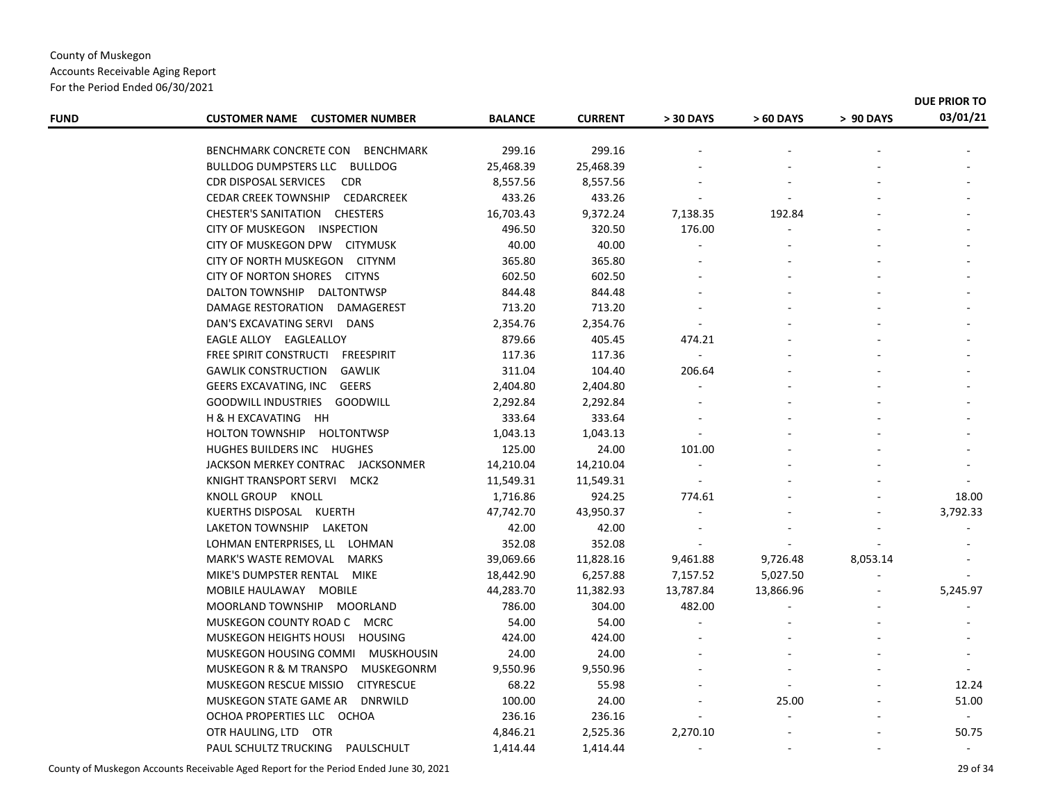County of Muskegon
Accounts Receivable Aging Report
For the Period Ended 06/30/2021

| FUND | CUSTOMER NAME CUSTOMER NUMBER | BALANCE | CURRENT | > 30 DAYS | > 60 DAYS | > 90 DAYS | DUE PRIOR TO 03/01/21 |
|---|---|---|---|---|---|---|---|
| | BENCHMARK CONCRETE CON BENCHMARK | 299.16 | 299.16 | - | - | - | - |
| | BULLDOG DUMPSTERS LLC BULLDOG | 25,468.39 | 25,468.39 | - | - | - | - |
| | CDR DISPOSAL SERVICES CDR | 8,557.56 | 8,557.56 | - | - | - | - |
| | CEDAR CREEK TOWNSHIP CEDARCREEK | 433.26 | 433.26 | - | - | - | - |
| | CHESTER'S SANITATION CHESTERS | 16,703.43 | 9,372.24 | 7,138.35 | 192.84 | - | - |
| | CITY OF MUSKEGON INSPECTION | 496.50 | 320.50 | 176.00 | - | - | - |
| | CITY OF MUSKEGON DPW CITYMUSK | 40.00 | 40.00 | - | - | - | - |
| | CITY OF NORTH MUSKEGON CITYNM | 365.80 | 365.80 | - | - | - | - |
| | CITY OF NORTON SHORES CITYNS | 602.50 | 602.50 | - | - | - | - |
| | DALTON TOWNSHIP DALTONTWSP | 844.48 | 844.48 | - | - | - | - |
| | DAMAGE RESTORATION DAMAGEREST | 713.20 | 713.20 | - | - | - | - |
| | DAN'S EXCAVATING SERVI DANS | 2,354.76 | 2,354.76 | - | - | - | - |
| | EAGLE ALLOY EAGLEALLOY | 879.66 | 405.45 | 474.21 | - | - | - |
| | FREE SPIRIT CONSTRUCTI FREESPIRIT | 117.36 | 117.36 | - | - | - | - |
| | GAWLIK CONSTRUCTION GAWLIK | 311.04 | 104.40 | 206.64 | - | - | - |
| | GEERS EXCAVATING, INC GEERS | 2,404.80 | 2,404.80 | - | - | - | - |
| | GOODWILL INDUSTRIES GOODWILL | 2,292.84 | 2,292.84 | - | - | - | - |
| | H & H EXCAVATING HH | 333.64 | 333.64 | - | - | - | - |
| | HOLTON TOWNSHIP HOLTONTWSP | 1,043.13 | 1,043.13 | - | - | - | - |
| | HUGHES BUILDERS INC HUGHES | 125.00 | 24.00 | 101.00 | - | - | - |
| | JACKSON MERKEY CONTRAC JACKSONMER | 14,210.04 | 14,210.04 | - | - | - | - |
| | KNIGHT TRANSPORT SERVI MCK2 | 11,549.31 | 11,549.31 | - | - | - | - |
| | KNOLL GROUP KNOLL | 1,716.86 | 924.25 | 774.61 | - | - | 18.00 |
| | KUERTHS DISPOSAL KUERTH | 47,742.70 | 43,950.37 | - | - | - | 3,792.33 |
| | LAKETON TOWNSHIP LAKETON | 42.00 | 42.00 | - | - | - | - |
| | LOHMAN ENTERPRISES, LL LOHMAN | 352.08 | 352.08 | - | - | - | - |
| | MARK'S WASTE REMOVAL MARKS | 39,069.66 | 11,828.16 | 9,461.88 | 9,726.48 | 8,053.14 | - |
| | MIKE'S DUMPSTER RENTAL MIKE | 18,442.90 | 6,257.88 | 7,157.52 | 5,027.50 | - | - |
| | MOBILE HAULAWAY MOBILE | 44,283.70 | 11,382.93 | 13,787.84 | 13,866.96 | - | 5,245.97 |
| | MOORLAND TOWNSHIP MOORLAND | 786.00 | 304.00 | 482.00 | - | - | - |
| | MUSKEGON COUNTY ROAD C MCRC | 54.00 | 54.00 | - | - | - | - |
| | MUSKEGON HEIGHTS HOUSI HOUSING | 424.00 | 424.00 | - | - | - | - |
| | MUSKEGON HOUSING COMMI MUSKHOUSIN | 24.00 | 24.00 | - | - | - | - |
| | MUSKEGON R & M TRANSPO MUSKEGONRM | 9,550.96 | 9,550.96 | - | - | - | - |
| | MUSKEGON RESCUE MISSIO CITYRESCUE | 68.22 | 55.98 | - | - | - | 12.24 |
| | MUSKEGON STATE GAME AR DNRWILD | 100.00 | 24.00 | - | 25.00 | - | 51.00 |
| | OCHOA PROPERTIES LLC OCHOA | 236.16 | 236.16 | - | - | - | - |
| | OTR HAULING, LTD OTR | 4,846.21 | 2,525.36 | 2,270.10 | - | - | 50.75 |
| | PAUL SCHULTZ TRUCKING PAULSCHULT | 1,414.44 | 1,414.44 | - | - | - | - |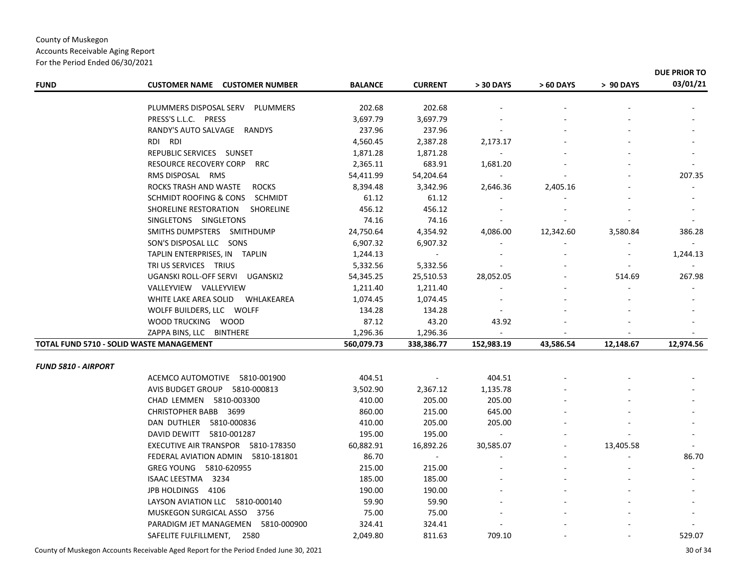County of Muskegon
Accounts Receivable Aging Report
For the Period Ended 06/30/2021

| FUND | CUSTOMER NAME CUSTOMER NUMBER | BALANCE | CURRENT | > 30 DAYS | > 60 DAYS | > 90 DAYS | DUE PRIOR TO 03/01/21 |
|---|---|---|---|---|---|---|---|
| | PLUMMERS DISPOSAL SERV PLUMMERS | 202.68 | 202.68 | - | - | - | - |
| | PRESS'S L.L.C. PRESS | 3,697.79 | 3,697.79 | - | - | - | - |
| | RANDY'S AUTO SALVAGE RANDYS | 237.96 | 237.96 | - | - | - | - |
| | RDI RDI | 4,560.45 | 2,387.28 | 2,173.17 | - | - | - |
| | REPUBLIC SERVICES SUNSET | 1,871.28 | 1,871.28 | - | - | - | - |
| | RESOURCE RECOVERY CORP RRC | 2,365.11 | 683.91 | 1,681.20 | - | - | - |
| | RMS DISPOSAL RMS | 54,411.99 | 54,204.64 | - | - | - | 207.35 |
| | ROCKS TRASH AND WASTE ROCKS | 8,394.48 | 3,342.96 | 2,646.36 | 2,405.16 | - | - |
| | SCHMIDT ROOFING & CONS SCHMIDT | 61.12 | 61.12 | - | - | - | - |
| | SHORELINE RESTORATION SHORELINE | 456.12 | 456.12 | - | - | - | - |
| | SINGLETONS SINGLETONS | 74.16 | 74.16 | - | - | - | - |
| | SMITHS DUMPSTERS SMITHDUMP | 24,750.64 | 4,354.92 | 4,086.00 | 12,342.60 | 3,580.84 | 386.28 |
| | SON'S DISPOSAL LLC SONS | 6,907.32 | 6,907.32 | - | - | - | - |
| | TAPLIN ENTERPRISES, IN TAPLIN | 1,244.13 | - | - | - | - | 1,244.13 |
| | TRI US SERVICES TRIUS | 5,332.56 | 5,332.56 | - | - | - | - |
| | UGANSKI ROLL-OFF SERVI UGANSKI2 | 54,345.25 | 25,510.53 | 28,052.05 | - | 514.69 | 267.98 |
| | VALLEYVIEW VALLEYVIEW | 1,211.40 | 1,211.40 | - | - | - | - |
| | WHITE LAKE AREA SOLID WHLAKEAREA | 1,074.45 | 1,074.45 | - | - | - | - |
| | WOLFF BUILDERS, LLC WOLFF | 134.28 | 134.28 | - | - | - | - |
| | WOOD TRUCKING WOOD | 87.12 | 43.20 | 43.92 | - | - | - |
| | ZAPPA BINS, LLC BINTHERE | 1,296.36 | 1,296.36 | - | - | - | - |
| **TOTAL FUND 5710 - SOLID WASTE MANAGEMENT** | | **560,079.73** | **338,386.77** | **152,983.19** | **43,586.54** | **12,148.67** | **12,974.56** |
| ***FUND 5810 - AIRPORT*** | | | | | | | |
| | ACEMCO AUTOMOTIVE 5810-001900 | 404.51 | - | 404.51 | - | - | - |
| | AVIS BUDGET GROUP 5810-000813 | 3,502.90 | 2,367.12 | 1,135.78 | - | - | - |
| | CHAD LEMMEN 5810-003300 | 410.00 | 205.00 | 205.00 | - | - | - |
| | CHRISTOPHER BABB 3699 | 860.00 | 215.00 | 645.00 | - | - | - |
| | DAN DUTHLER 5810-000836 | 410.00 | 205.00 | 205.00 | - | - | - |
| | DAVID DEWITT 5810-001287 | 195.00 | 195.00 | - | - | - | - |
| | EXECUTIVE AIR TRANSPOR 5810-178350 | 60,882.91 | 16,892.26 | 30,585.07 | - | 13,405.58 | - |
| | FEDERAL AVIATION ADMIN 5810-181801 | 86.70 | - | - | - | - | 86.70 |
| | GREG YOUNG 5810-620955 | 215.00 | 215.00 | - | - | - | - |
| | ISAAC LEESTMA 3234 | 185.00 | 185.00 | - | - | - | - |
| | JPB HOLDINGS 4106 | 190.00 | 190.00 | - | - | - | - |
| | LAYSON AVIATION LLC 5810-000140 | 59.90 | 59.90 | - | - | - | - |
| | MUSKEGON SURGICAL ASSO 3756 | 75.00 | 75.00 | - | - | - | - |
| | PARADIGM JET MANAGEMEN 5810-000900 | 324.41 | 324.41 | - | - | - | - |
| | SAFELITE FULFILLMENT, 2580 | 2,049.80 | 811.63 | 709.10 | - | - | 529.07 |

County of Muskegon Accounts Receivable Aged Report for the Period Ended June 30, 2021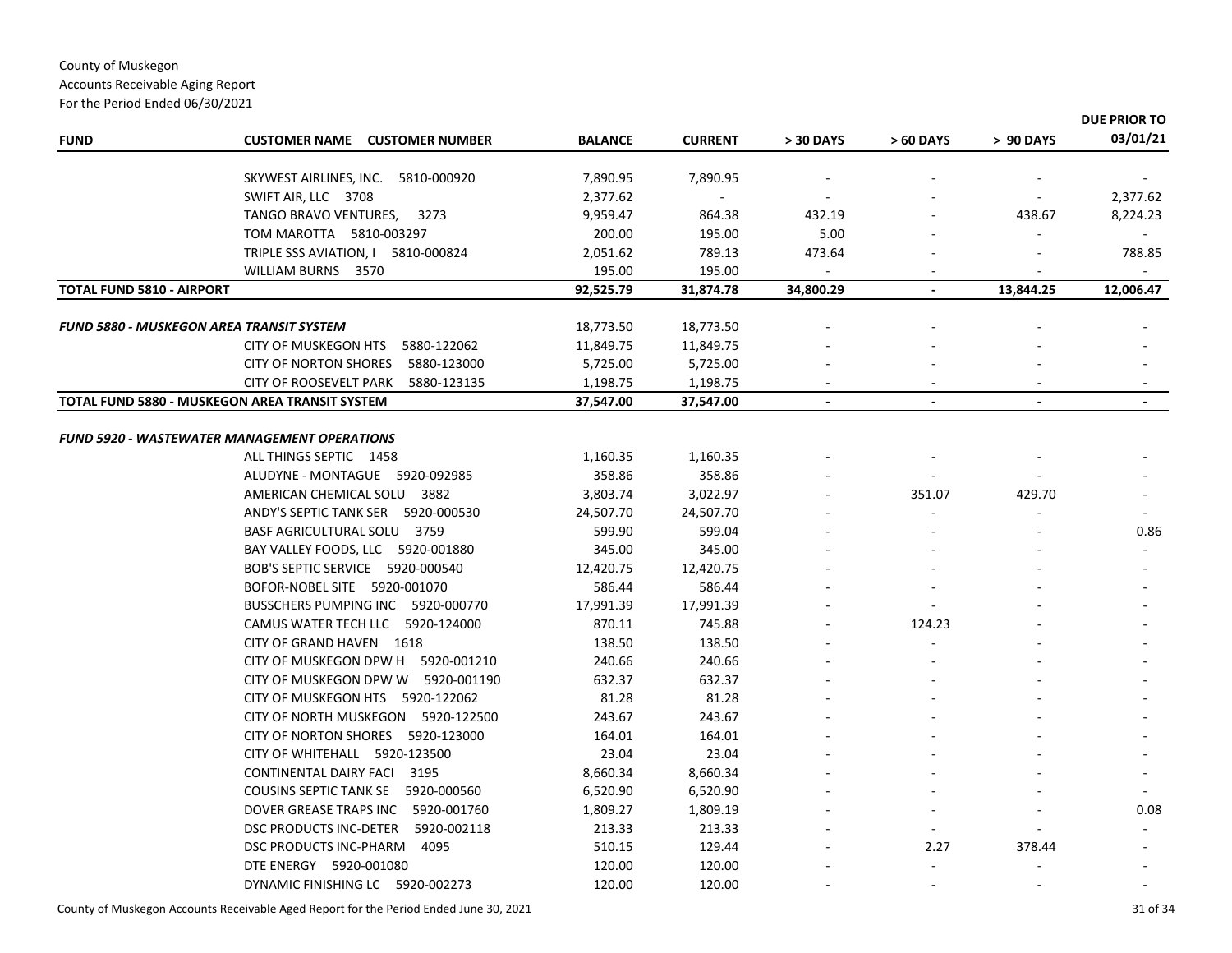County of Muskegon
Accounts Receivable Aging Report
For the Period Ended 06/30/2021

| FUND | CUSTOMER NAME CUSTOMER NUMBER | BALANCE | CURRENT | > 30 DAYS | > 60 DAYS | > 90 DAYS | DUE PRIOR TO 03/01/21 |
|---|---|---|---|---|---|---|---|
| | SKYWEST AIRLINES, INC. 5810-000920 | 7,890.95 | 7,890.95 | - | - | - | - |
| | SWIFT AIR, LLC 3708 | 2,377.62 | - | - | - | - | 2,377.62 |
| | TANGO BRAVO VENTURES, 3273 | 9,959.47 | 864.38 | 432.19 | - | 438.67 | 8,224.23 |
| | TOM MAROTTA 5810-003297 | 200.00 | 195.00 | 5.00 | - | - | - |
| | TRIPLE SSS AVIATION, I 5810-000824 | 2,051.62 | 789.13 | 473.64 | - | - | 788.85 |
| | WILLIAM BURNS 3570 | 195.00 | 195.00 | - | - | - | - |
| **TOTAL FUND 5810 - AIRPORT** | | **92,525.79** | **31,874.78** | **34,800.29** | **-** | **13,844.25** | **12,006.47** |
| ***FUND 5880 - MUSKEGON AREA TRANSIT SYSTEM*** | | 18,773.50 | 18,773.50 | - | - | - | - |
| | CITY OF MUSKEGON HTS 5880-122062 | 11,849.75 | 11,849.75 | - | - | - | - |
| | CITY OF NORTON SHORES 5880-123000 | 5,725.00 | 5,725.00 | - | - | - | - |
| | CITY OF ROOSEVELT PARK 5880-123135 | 1,198.75 | 1,198.75 | - | - | - | - |
| **TOTAL FUND 5880 - MUSKEGON AREA TRANSIT SYSTEM** | | **37,547.00** | **37,547.00** | **-** | **-** | **-** | **-** |
| ***FUND 5920 - WASTEWATER MANAGEMENT OPERATIONS*** | | | | | | | |
| | ALL THINGS SEPTIC 1458 | 1,160.35 | 1,160.35 | - | - | - | - |
| | ALUDYNE - MONTAGUE 5920-092985 | 358.86 | 358.86 | - | - | - | - |
| | AMERICAN CHEMICAL SOLU 3882 | 3,803.74 | 3,022.97 | - | 351.07 | 429.70 | - |
| | ANDY'S SEPTIC TANK SER 5920-000530 | 24,507.70 | 24,507.70 | - | - | - | - |
| | BASF AGRICULTURAL SOLU 3759 | 599.90 | 599.04 | - | - | - | 0.86 |
| | BAY VALLEY FOODS, LLC 5920-001880 | 345.00 | 345.00 | - | - | - | - |
| | BOB'S SEPTIC SERVICE 5920-000540 | 12,420.75 | 12,420.75 | - | - | - | - |
| | BOFOR-NOBEL SITE 5920-001070 | 586.44 | 586.44 | - | - | - | - |
| | BUSSCHERS PUMPING INC 5920-000770 | 17,991.39 | 17,991.39 | - | - | - | - |
| | CAMUS WATER TECH LLC 5920-124000 | 870.11 | 745.88 | - | 124.23 | - | - |
| | CITY OF GRAND HAVEN 1618 | 138.50 | 138.50 | - | - | - | - |
| | CITY OF MUSKEGON DPW H 5920-001210 | 240.66 | 240.66 | - | - | - | - |
| | CITY OF MUSKEGON DPW W 5920-001190 | 632.37 | 632.37 | - | - | - | - |
| | CITY OF MUSKEGON HTS 5920-122062 | 81.28 | 81.28 | - | - | - | - |
| | CITY OF NORTH MUSKEGON 5920-122500 | 243.67 | 243.67 | - | - | - | - |
| | CITY OF NORTON SHORES 5920-123000 | 164.01 | 164.01 | - | - | - | - |
| | CITY OF WHITEHALL 5920-123500 | 23.04 | 23.04 | - | - | - | - |
| | CONTINENTAL DAIRY FACI 3195 | 8,660.34 | 8,660.34 | - | - | - | - |
| | COUSINS SEPTIC TANK SE 5920-000560 | 6,520.90 | 6,520.90 | - | - | - | - |
| | DOVER GREASE TRAPS INC 5920-001760 | 1,809.27 | 1,809.19 | - | - | - | 0.08 |
| | DSC PRODUCTS INC-DETER 5920-002118 | 213.33 | 213.33 | - | - | - | - |
| | DSC PRODUCTS INC-PHARM 4095 | 510.15 | 129.44 | - | 2.27 | 378.44 | - |
| | DTE ENERGY 5920-001080 | 120.00 | 120.00 | - | - | - | - |
| | DYNAMIC FINISHING LC 5920-002273 | 120.00 | 120.00 | - | - | - | - |

County of Muskegon Accounts Receivable Aged Report for the Period Ended June 30, 2021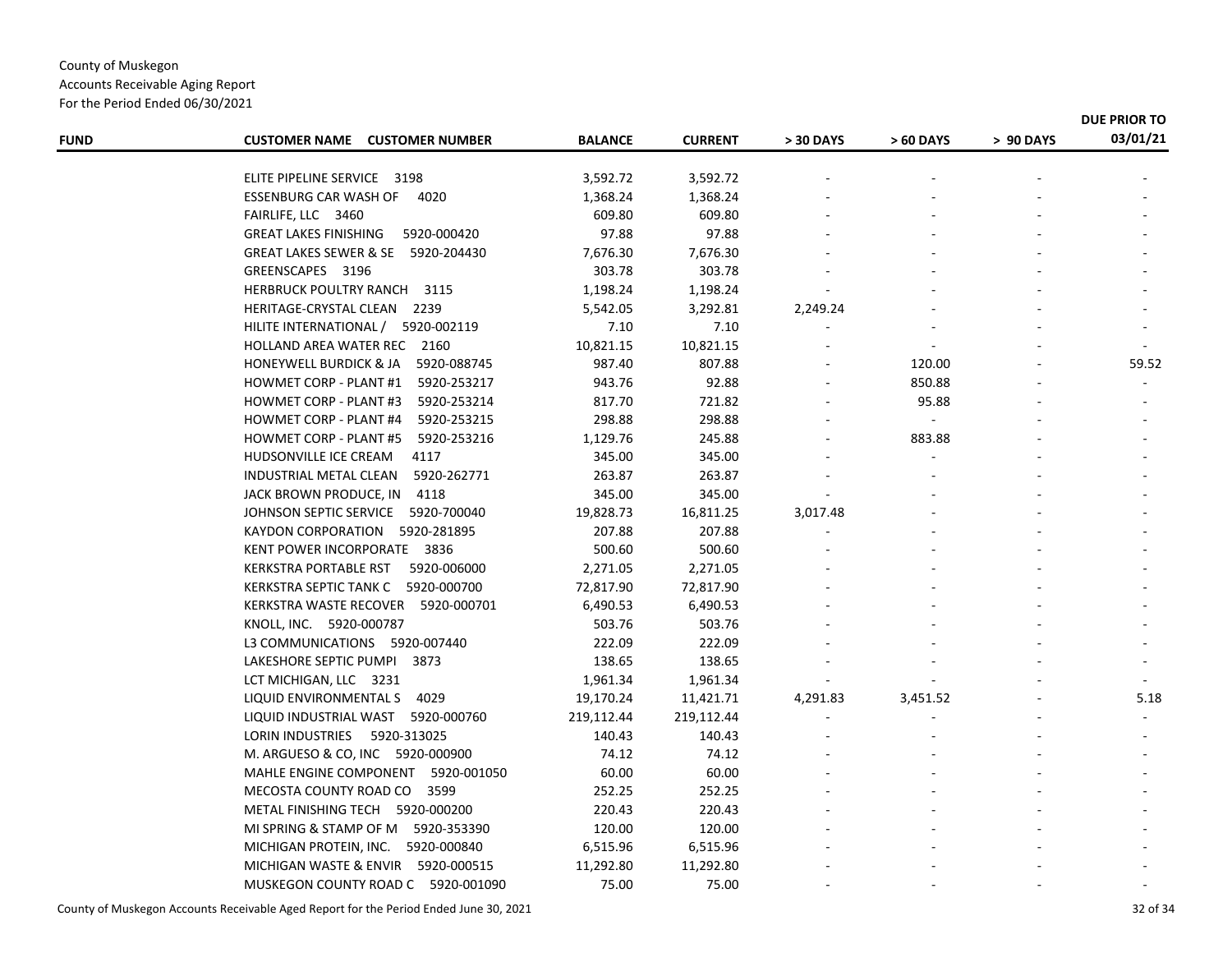County of Muskegon
Accounts Receivable Aging Report
For the Period Ended 06/30/2021

| FUND | CUSTOMER NAME CUSTOMER NUMBER | BALANCE | CURRENT | > 30 DAYS | > 60 DAYS | > 90 DAYS | DUE PRIOR TO 03/01/21 |
|---|---|---|---|---|---|---|---|
| | ELITE PIPELINE SERVICE 3198 | 3,592.72 | 3,592.72 | - | - | - | - |
| | ESSENBURG CAR WASH OF 4020 | 1,368.24 | 1,368.24 | - | - | - | - |
| | FAIRLIFE, LLC 3460 | 609.80 | 609.80 | - | - | - | - |
| | GREAT LAKES FINISHING 5920-000420 | 97.88 | 97.88 | - | - | - | - |
| | GREAT LAKES SEWER & SE 5920-204430 | 7,676.30 | 7,676.30 | - | - | - | - |
| | GREENSCAPES 3196 | 303.78 | 303.78 | - | - | - | - |
| | HERBRUCK POULTRY RANCH 3115 | 1,198.24 | 1,198.24 | - | - | - | - |
| | HERITAGE-CRYSTAL CLEAN 2239 | 5,542.05 | 3,292.81 | 2,249.24 | - | - | - |
| | HILITE INTERNATIONAL / 5920-002119 | 7.10 | 7.10 | - | - | - | - |
| | HOLLAND AREA WATER REC 2160 | 10,821.15 | 10,821.15 | - | - | - | - |
| | HONEYWELL BURDICK & JA 5920-088745 | 987.40 | 807.88 | - | 120.00 | - | 59.52 |
| | HOWMET CORP - PLANT #1 5920-253217 | 943.76 | 92.88 | - | 850.88 | - | - |
| | HOWMET CORP - PLANT #3 5920-253214 | 817.70 | 721.82 | - | 95.88 | - | - |
| | HOWMET CORP - PLANT #4 5920-253215 | 298.88 | 298.88 | - | - | - | - |
| | HOWMET CORP - PLANT #5 5920-253216 | 1,129.76 | 245.88 | - | 883.88 | - | - |
| | HUDSONVILLE ICE CREAM 4117 | 345.00 | 345.00 | - | - | - | - |
| | INDUSTRIAL METAL CLEAN 5920-262771 | 263.87 | 263.87 | - | - | - | - |
| | JACK BROWN PRODUCE, IN 4118 | 345.00 | 345.00 | - | - | - | - |
| | JOHNSON SEPTIC SERVICE 5920-700040 | 19,828.73 | 16,811.25 | 3,017.48 | - | - | - |
| | KAYDON CORPORATION 5920-281895 | 207.88 | 207.88 | - | - | - | - |
| | KENT POWER INCORPORATE 3836 | 500.60 | 500.60 | - | - | - | - |
| | KERKSTRA PORTABLE RST 5920-006000 | 2,271.05 | 2,271.05 | - | - | - | - |
| | KERKSTRA SEPTIC TANK C 5920-000700 | 72,817.90 | 72,817.90 | - | - | - | - |
| | KERKSTRA WASTE RECOVER 5920-000701 | 6,490.53 | 6,490.53 | - | - | - | - |
| | KNOLL, INC. 5920-000787 | 503.76 | 503.76 | - | - | - | - |
| | L3 COMMUNICATIONS 5920-007440 | 222.09 | 222.09 | - | - | - | - |
| | LAKESHORE SEPTIC PUMPI 3873 | 138.65 | 138.65 | - | - | - | - |
| | LCT MICHIGAN, LLC 3231 | 1,961.34 | 1,961.34 | - | - | - | - |
| | LIQUID ENVIRONMENTAL S 4029 | 19,170.24 | 11,421.71 | 4,291.83 | 3,451.52 | - | 5.18 |
| | LIQUID INDUSTRIAL WAST 5920-000760 | 219,112.44 | 219,112.44 | - | - | - | - |
| | LORIN INDUSTRIES 5920-313025 | 140.43 | 140.43 | - | - | - | - |
| | M. ARGUESO & CO, INC 5920-000900 | 74.12 | 74.12 | - | - | - | - |
| | MAHLE ENGINE COMPONENT 5920-001050 | 60.00 | 60.00 | - | - | - | - |
| | MECOSTA COUNTY ROAD CO 3599 | 252.25 | 252.25 | - | - | - | - |
| | METAL FINISHING TECH 5920-000200 | 220.43 | 220.43 | - | - | - | - |
| | MI SPRING & STAMP OF M 5920-353390 | 120.00 | 120.00 | - | - | - | - |
| | MICHIGAN PROTEIN, INC. 5920-000840 | 6,515.96 | 6,515.96 | - | - | - | - |
| | MICHIGAN WASTE & ENVIR 5920-000515 | 11,292.80 | 11,292.80 | - | - | - | - |
| | MUSKEGON COUNTY ROAD C 5920-001090 | 75.00 | 75.00 | - | - | - | - |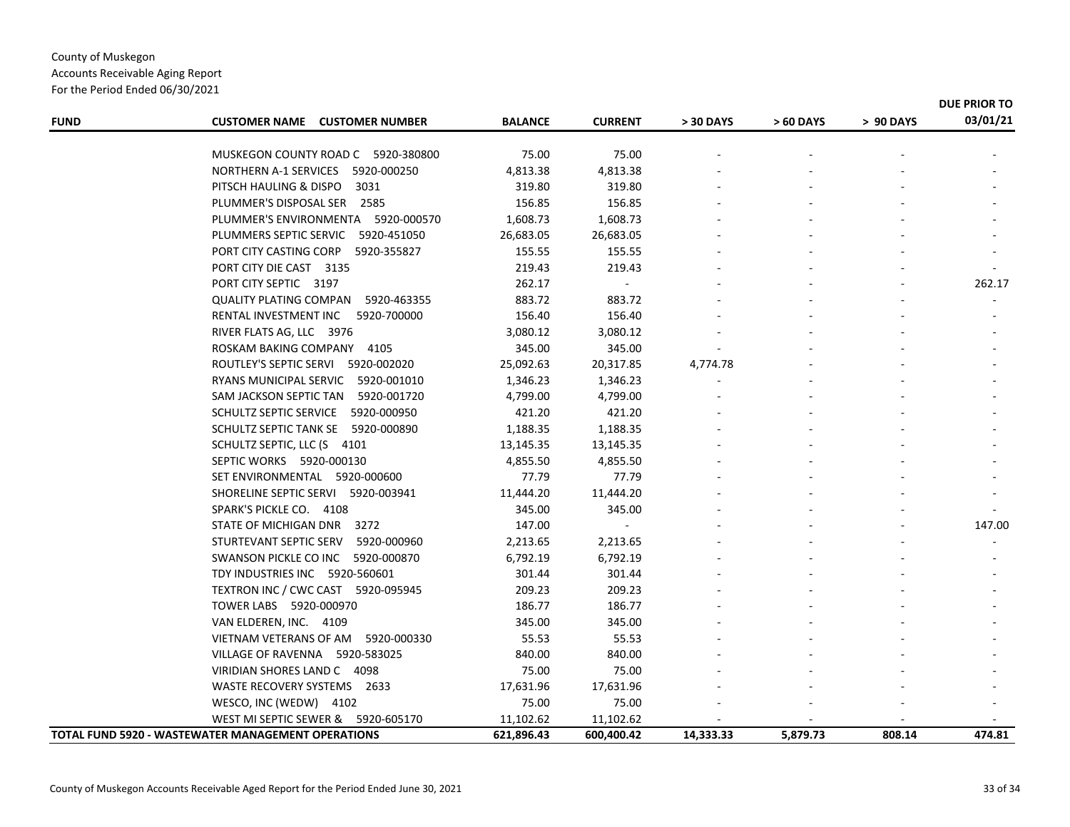County of Muskegon
Accounts Receivable Aging Report
For the Period Ended 06/30/2021

| FUND | CUSTOMER NAME CUSTOMER NUMBER | BALANCE | CURRENT | > 30 DAYS | > 60 DAYS | > 90 DAYS | DUE PRIOR TO 03/01/21 |
|---|---|---|---|---|---|---|---|
| | MUSKEGON COUNTY ROAD C 5920-380800 | 75.00 | 75.00 | - | - | - | - |
| | NORTHERN A-1 SERVICES 5920-000250 | 4,813.38 | 4,813.38 | - | - | - | - |
| | PITSCH HAULING & DISPO 3031 | 319.80 | 319.80 | - | - | - | - |
| | PLUMMER'S DISPOSAL SER 2585 | 156.85 | 156.85 | - | - | - | - |
| | PLUMMER'S ENVIRONMENTA 5920-000570 | 1,608.73 | 1,608.73 | - | - | - | - |
| | PLUMMERS SEPTIC SERVIC 5920-451050 | 26,683.05 | 26,683.05 | - | - | - | - |
| | PORT CITY CASTING CORP 5920-355827 | 155.55 | 155.55 | - | - | - | - |
| | PORT CITY DIE CAST 3135 | 219.43 | 219.43 | - | - | - | - |
| | PORT CITY SEPTIC 3197 | 262.17 | - | - | - | - | 262.17 |
| | QUALITY PLATING COMPAN 5920-463355 | 883.72 | 883.72 | - | - | - | - |
| | RENTAL INVESTMENT INC 5920-700000 | 156.40 | 156.40 | - | - | - | - |
| | RIVER FLATS AG, LLC 3976 | 3,080.12 | 3,080.12 | - | - | - | - |
| | ROSKAM BAKING COMPANY 4105 | 345.00 | 345.00 | - | - | - | - |
| | ROUTLEY'S SEPTIC SERVI 5920-002020 | 25,092.63 | 20,317.85 | 4,774.78 | - | - | - |
| | RYANS MUNICIPAL SERVIC 5920-001010 | 1,346.23 | 1,346.23 | - | - | - | - |
| | SAM JACKSON SEPTIC TAN 5920-001720 | 4,799.00 | 4,799.00 | - | - | - | - |
| | SCHULTZ SEPTIC SERVICE 5920-000950 | 421.20 | 421.20 | - | - | - | - |
| | SCHULTZ SEPTIC TANK SE 5920-000890 | 1,188.35 | 1,188.35 | - | - | - | - |
| | SCHULTZ SEPTIC, LLC (S 4101 | 13,145.35 | 13,145.35 | - | - | - | - |
| | SEPTIC WORKS 5920-000130 | 4,855.50 | 4,855.50 | - | - | - | - |
| | SET ENVIRONMENTAL 5920-000600 | 77.79 | 77.79 | - | - | - | - |
| | SHORELINE SEPTIC SERVI 5920-003941 | 11,444.20 | 11,444.20 | - | - | - | - |
| | SPARK'S PICKLE CO. 4108 | 345.00 | 345.00 | - | - | - | - |
| | STATE OF MICHIGAN DNR 3272 | 147.00 | - | - | - | - | 147.00 |
| | STURTEVANT SEPTIC SERV 5920-000960 | 2,213.65 | 2,213.65 | - | - | - | - |
| | SWANSON PICKLE CO INC 5920-000870 | 6,792.19 | 6,792.19 | - | - | - | - |
| | TDY INDUSTRIES INC 5920-560601 | 301.44 | 301.44 | - | - | - | - |
| | TEXTRON INC / CWC CAST 5920-095945 | 209.23 | 209.23 | - | - | - | - |
| | TOWER LABS 5920-000970 | 186.77 | 186.77 | - | - | - | - |
| | VAN ELDEREN, INC. 4109 | 345.00 | 345.00 | - | - | - | - |
| | VIETNAM VETERANS OF AM 5920-000330 | 55.53 | 55.53 | - | - | - | - |
| | VILLAGE OF RAVENNA 5920-583025 | 840.00 | 840.00 | - | - | - | - |
| | VIRIDIAN SHORES LAND C 4098 | 75.00 | 75.00 | - | - | - | - |
| | WASTE RECOVERY SYSTEMS 2633 | 17,631.96 | 17,631.96 | - | - | - | - |
| | WESCO, INC (WEDW) 4102 | 75.00 | 75.00 | - | - | - | - |
| | WEST MI SEPTIC SEWER & 5920-605170 | 11,102.62 | 11,102.62 | - | - | - | - |
| **TOTAL FUND 5920 - WASTEWATER MANAGEMENT OPERATIONS** | | **621,896.43** | **600,400.42** | **14,333.33** | **5,879.73** | **808.14** | **474.81** |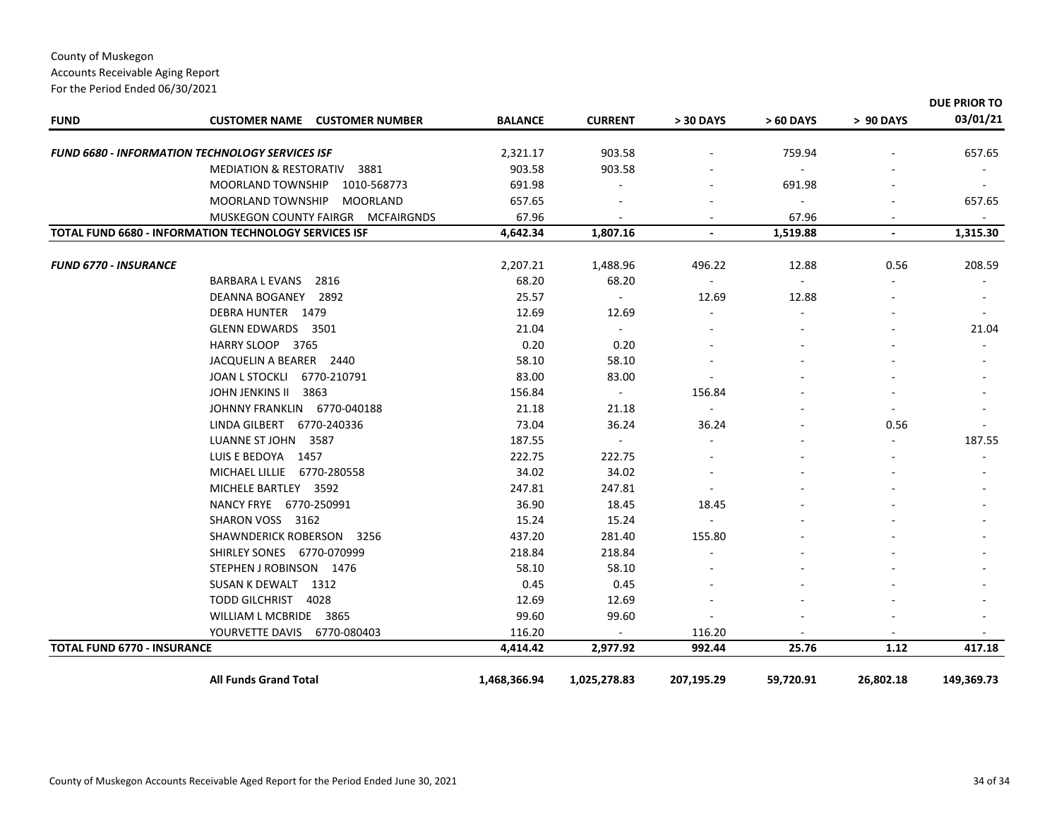County of Muskegon
Accounts Receivable Aging Report
For the Period Ended 06/30/2021

| FUND | CUSTOMER NAME CUSTOMER NUMBER | BALANCE | CURRENT | > 30 DAYS | > 60 DAYS | > 90 DAYS | DUE PRIOR TO 03/01/21 |
|---|---|---|---|---|---|---|---|
| ***FUND 6680 - INFORMATION TECHNOLOGY SERVICES ISF*** | | 2,321.17 | 903.58 | - | 759.94 | - | 657.65 |
| | MEDIATION & RESTORATIV 3881 | 903.58 | 903.58 | - | - | - | - |
| | MOORLAND TOWNSHIP 1010-568773 | 691.98 | - | - | 691.98 | - | - |
| | MOORLAND TOWNSHIP MOORLAND | 657.65 | - | - | - | - | 657.65 |
| | MUSKEGON COUNTY FAIRGR MCFAIRGNDS | 67.96 | - | - | 67.96 | - | - |
| **TOTAL FUND 6680 - INFORMATION TECHNOLOGY SERVICES ISF** | | **4,642.34** | **1,807.16** | **-** | **1,519.88** | **-** | **1,315.30** |
| ***FUND 6770 - INSURANCE*** | | 2,207.21 | 1,488.96 | 496.22 | 12.88 | 0.56 | 208.59 |
| | BARBARA L EVANS 2816 | 68.20 | 68.20 | - | - | - | - |
| | DEANNA BOGANEY 2892 | 25.57 | - | 12.69 | 12.88 | - | - |
| | DEBRA HUNTER 1479 | 12.69 | 12.69 | - | - | - | - |
| | GLENN EDWARDS 3501 | 21.04 | - | - | - | - | 21.04 |
| | HARRY SLOOP 3765 | 0.20 | 0.20 | - | - | - | - |
| | JACQUELIN A BEARER 2440 | 58.10 | 58.10 | - | - | - | - |
| | JOAN L STOCKLI 6770-210791 | 83.00 | 83.00 | - | - | - | - |
| | JOHN JENKINS II 3863 | 156.84 | - | 156.84 | - | - | - |
| | JOHNNY FRANKLIN 6770-040188 | 21.18 | 21.18 | - | - | - | - |
| | LINDA GILBERT 6770-240336 | 73.04 | 36.24 | 36.24 | - | 0.56 | - |
| | LUANNE ST JOHN 3587 | 187.55 | - | - | - | - | 187.55 |
| | LUIS E BEDOYA 1457 | 222.75 | 222.75 | - | - | - | - |
| | MICHAEL LILLIE 6770-280558 | 34.02 | 34.02 | - | - | - | - |
| | MICHELE BARTLEY 3592 | 247.81 | 247.81 | - | - | - | - |
| | NANCY FRYE 6770-250991 | 36.90 | 18.45 | 18.45 | - | - | - |
| | SHARON VOSS 3162 | 15.24 | 15.24 | - | - | - | - |
| | SHAWNDERICK ROBERSON 3256 | 437.20 | 281.40 | 155.80 | - | - | - |
| | SHIRLEY SONES 6770-070999 | 218.84 | 218.84 | - | - | - | - |
| | STEPHEN J ROBINSON 1476 | 58.10 | 58.10 | - | - | - | - |
| | SUSAN K DEWALT 1312 | 0.45 | 0.45 | - | - | - | - |
| | TODD GILCHRIST 4028 | 12.69 | 12.69 | - | - | - | - |
| | WILLIAM L MCBRIDE 3865 | 99.60 | 99.60 | - | - | - | - |
| | YOURVETTE DAVIS 6770-080403 | 116.20 | - | 116.20 | - | - | - |
| **TOTAL FUND 6770 - INSURANCE** | | **4,414.42** | **2,977.92** | **992.44** | **25.76** | **1.12** | **417.18** |
| | **All Funds Grand Total** | **1,468,366.94** | **1,025,278.83** | **207,195.29** | **59,720.91** | **26,802.18** | **149,369.73** |